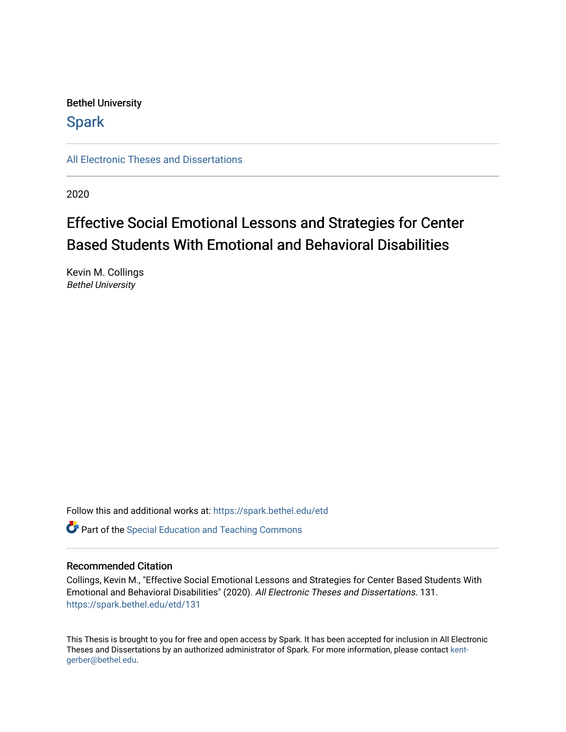Bethel University

# Spark

All Electronic Theses and Dissertations

2020

## Effective Social Emotional Lessons and Strategies for Center Based Students With Emotional and Behavioral Disabilities

Kevin M. Collings
*Bethel University*

Follow this and additional works at: https://spark.bethel.edu/etd

Part of the Special Education and Teaching Commons

### Recommended Citation

Collings, Kevin M., "Effective Social Emotional Lessons and Strategies for Center Based Students With Emotional and Behavioral Disabilities" (2020). *All Electronic Theses and Dissertations*. 131.
https://spark.bethel.edu/etd/131

This Thesis is brought to you for free and open access by Spark. It has been accepted for inclusion in All Electronic Theses and Dissertations by an authorized administrator of Spark. For more information, please contact kent-gerber@bethel.edu.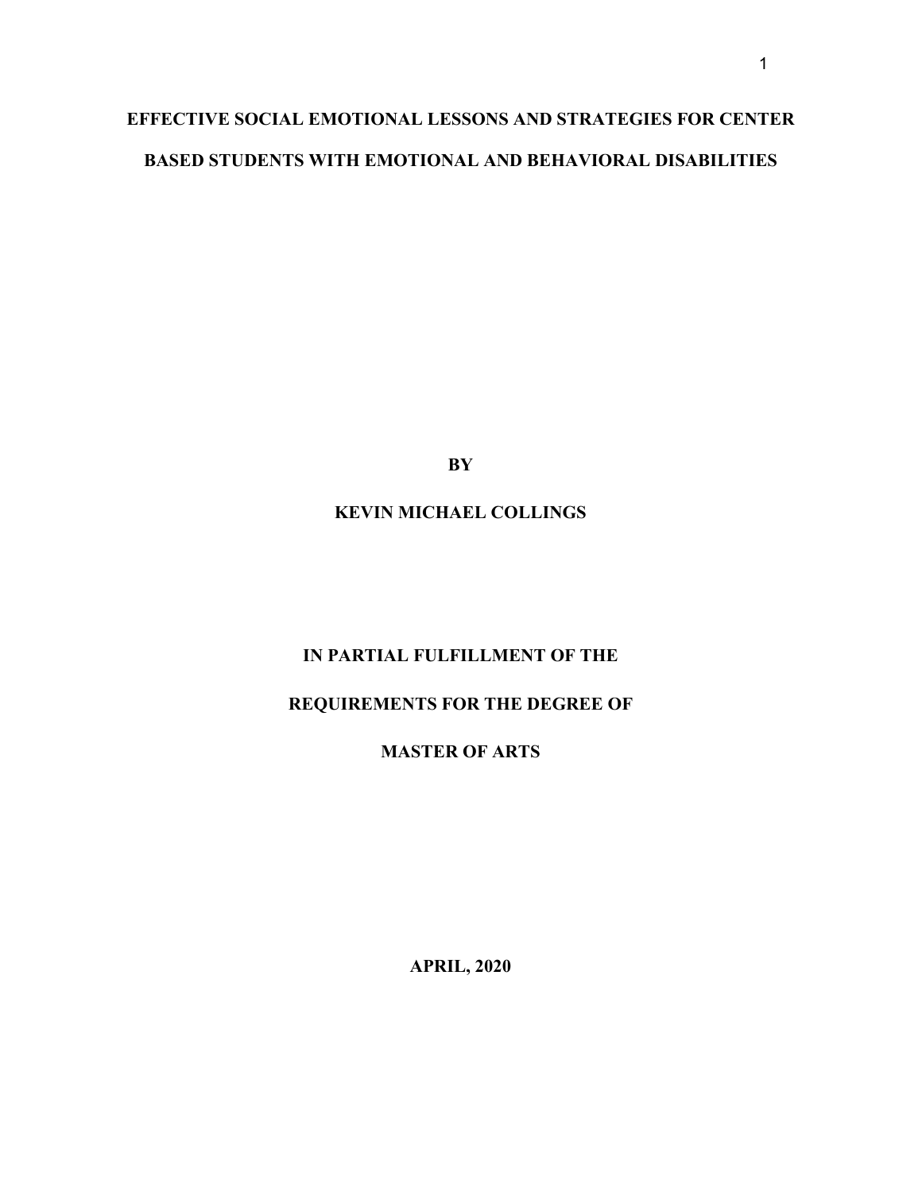# EFFECTIVE SOCIAL EMOTIONAL LESSONS AND STRATEGIES FOR CENTER BASED STUDENTS WITH EMOTIONAL AND BEHAVIORAL DISABILITIES

**BY**

**KEVIN MICHAEL COLLINGS**

**IN PARTIAL FULFILLMENT OF THE**

**REQUIREMENTS FOR THE DEGREE OF**

**MASTER OF ARTS**

**APRIL, 2020**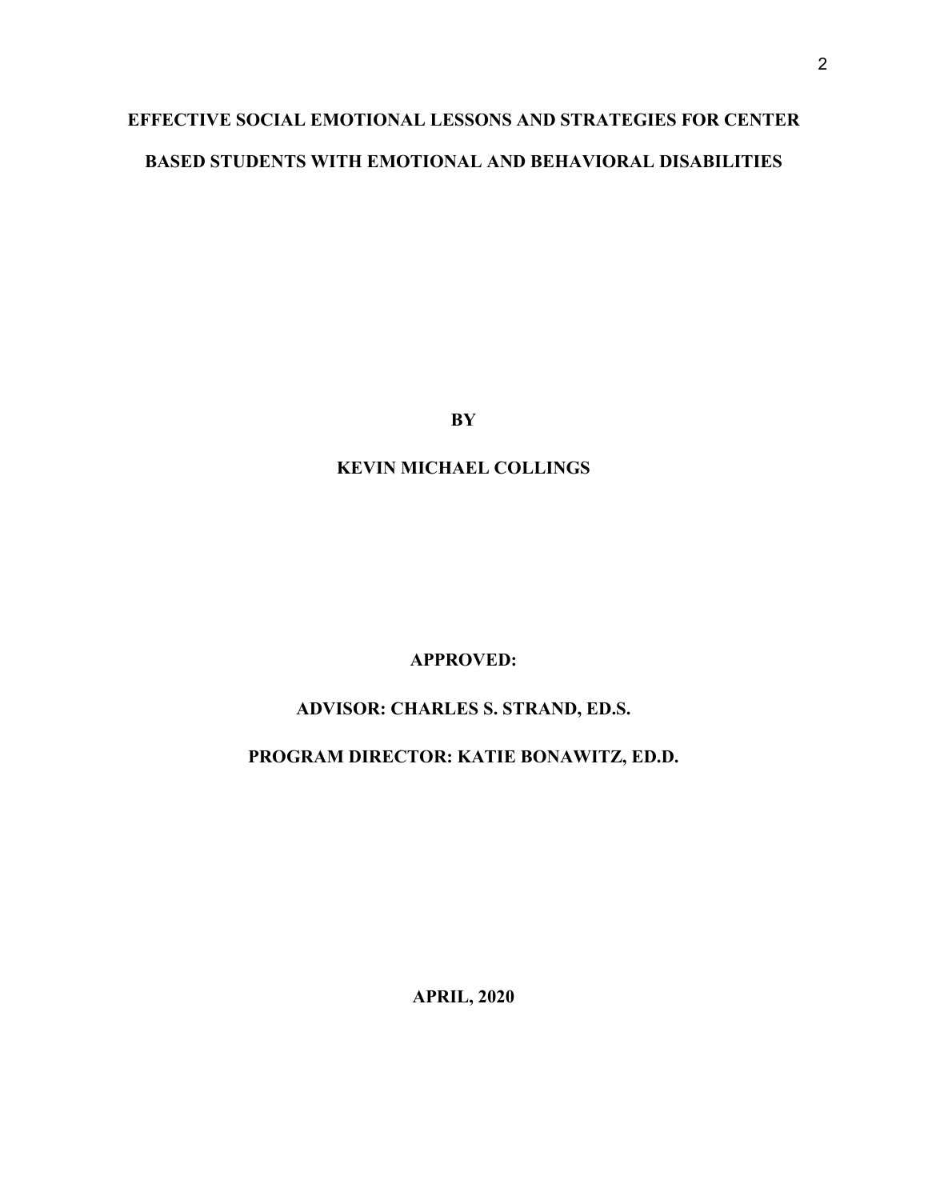**EFFECTIVE SOCIAL EMOTIONAL LESSONS AND STRATEGIES FOR CENTER BASED STUDENTS WITH EMOTIONAL AND BEHAVIORAL DISABILITIES**

**BY**

**KEVIN MICHAEL COLLINGS**

**APPROVED:**

**ADVISOR: CHARLES S. STRAND, ED.S.**

**PROGRAM DIRECTOR: KATIE BONAWITZ, ED.D.**

**APRIL, 2020**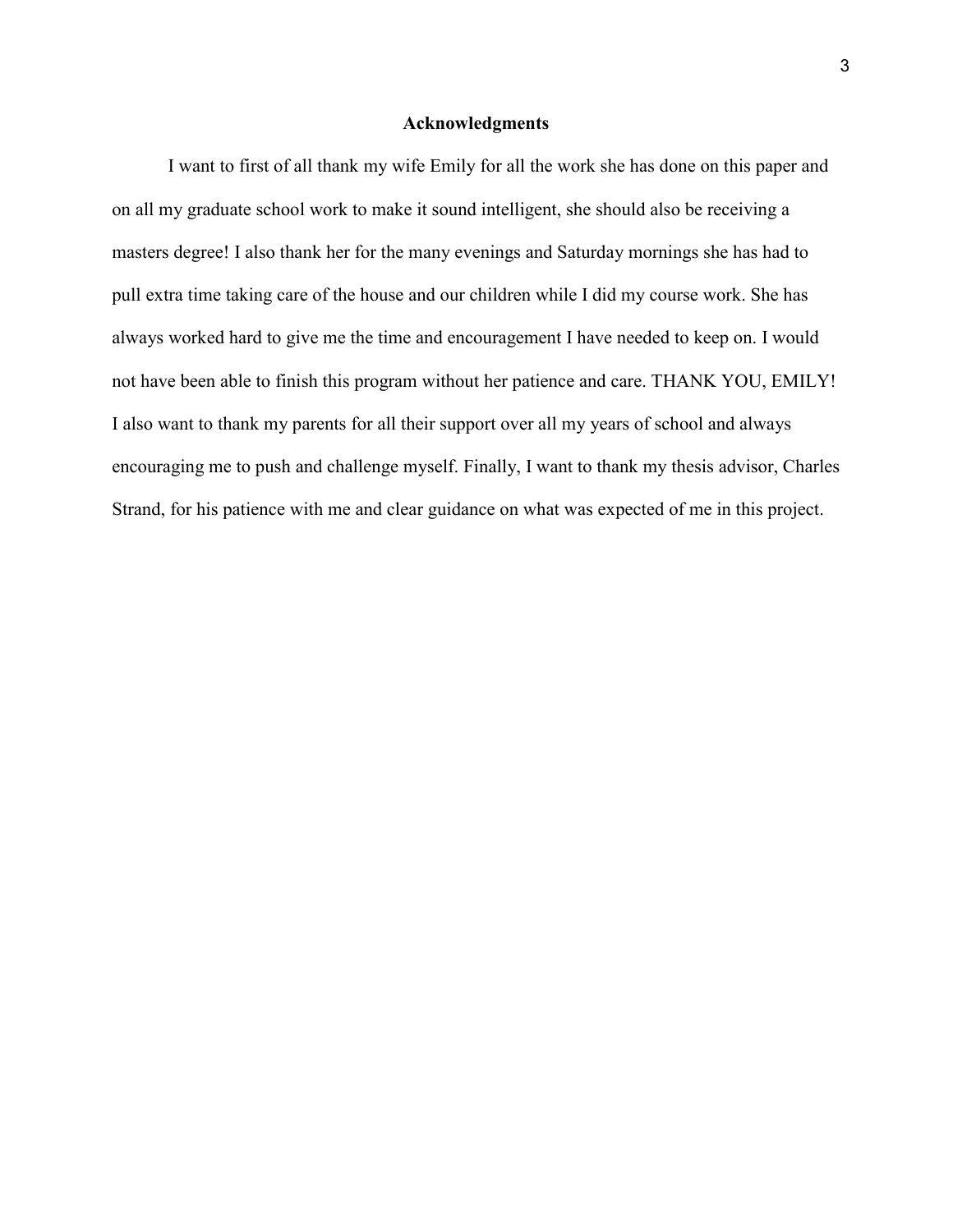## Acknowledgments

I want to first of all thank my wife Emily for all the work she has done on this paper and on all my graduate school work to make it sound intelligent, she should also be receiving a masters degree! I also thank her for the many evenings and Saturday mornings she has had to pull extra time taking care of the house and our children while I did my course work. She has always worked hard to give me the time and encouragement I have needed to keep on. I would not have been able to finish this program without her patience and care. THANK YOU, EMILY! I also want to thank my parents for all their support over all my years of school and always encouraging me to push and challenge myself. Finally, I want to thank my thesis advisor, Charles Strand, for his patience with me and clear guidance on what was expected of me in this project.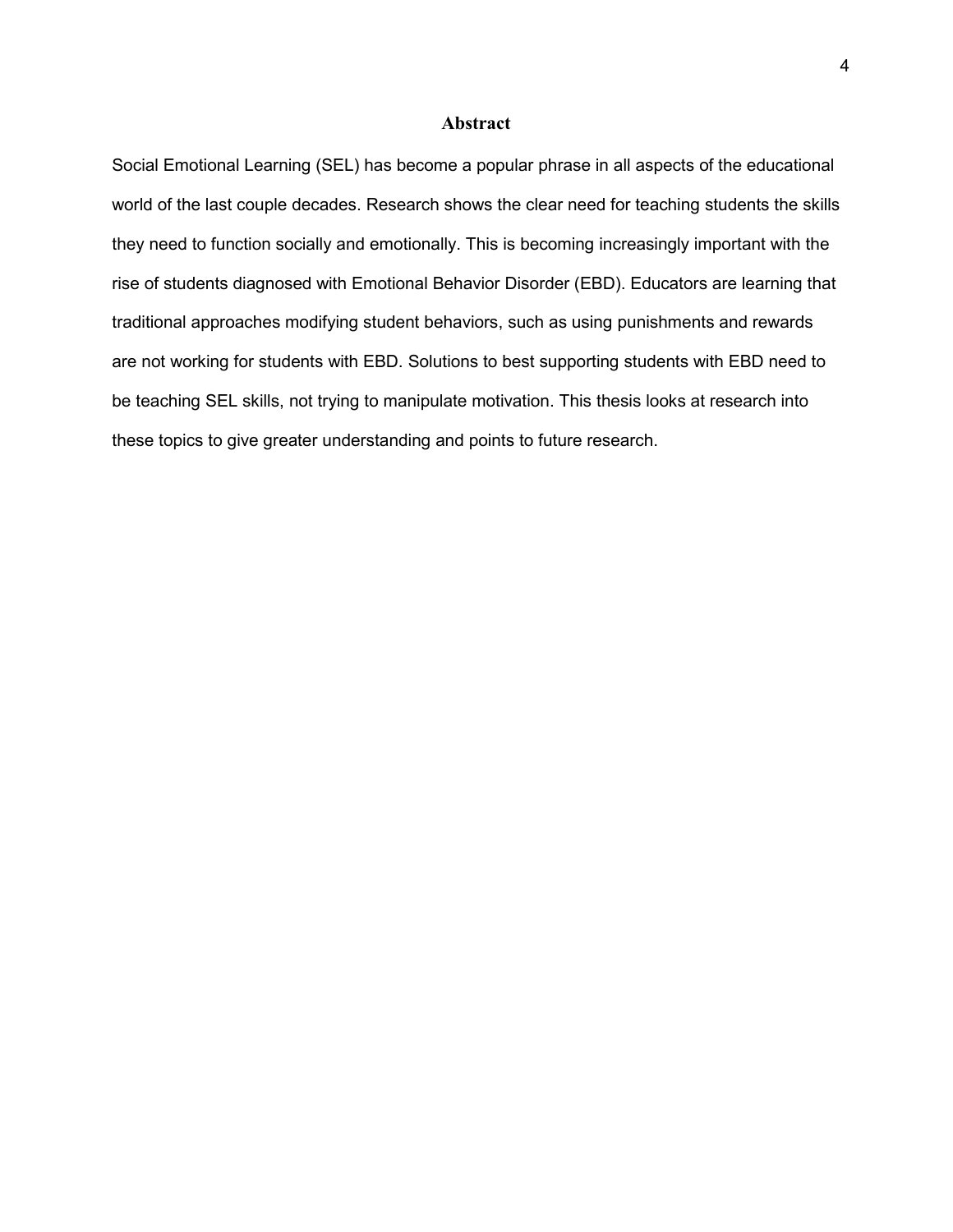# Abstract

Social Emotional Learning (SEL) has become a popular phrase in all aspects of the educational world of the last couple decades. Research shows the clear need for teaching students the skills they need to function socially and emotionally. This is becoming increasingly important with the rise of students diagnosed with Emotional Behavior Disorder (EBD). Educators are learning that traditional approaches modifying student behaviors, such as using punishments and rewards are not working for students with EBD. Solutions to best supporting students with EBD need to be teaching SEL skills, not trying to manipulate motivation. This thesis looks at research into these topics to give greater understanding and points to future research.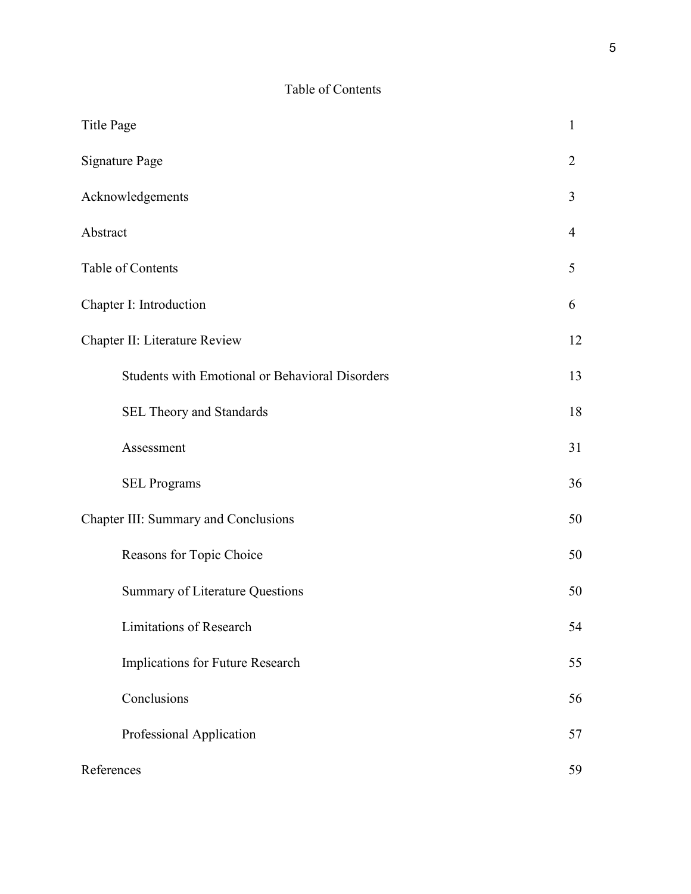# Table of Contents

| | |
|---|---|
| Title Page | 1 |
| Signature Page | 2 |
| Acknowledgements | 3 |
| Abstract | 4 |
| Table of Contents | 5 |
| Chapter I: Introduction | 6 |
| Chapter II: Literature Review | 12 |
| &nbsp;&nbsp;&nbsp;&nbsp;Students with Emotional or Behavioral Disorders | 13 |
| &nbsp;&nbsp;&nbsp;&nbsp;SEL Theory and Standards | 18 |
| &nbsp;&nbsp;&nbsp;&nbsp;Assessment | 31 |
| &nbsp;&nbsp;&nbsp;&nbsp;SEL Programs | 36 |
| Chapter III: Summary and Conclusions | 50 |
| &nbsp;&nbsp;&nbsp;&nbsp;Reasons for Topic Choice | 50 |
| &nbsp;&nbsp;&nbsp;&nbsp;Summary of Literature Questions | 50 |
| &nbsp;&nbsp;&nbsp;&nbsp;Limitations of Research | 54 |
| &nbsp;&nbsp;&nbsp;&nbsp;Implications for Future Research | 55 |
| &nbsp;&nbsp;&nbsp;&nbsp;Conclusions | 56 |
| &nbsp;&nbsp;&nbsp;&nbsp;Professional Application | 57 |
| References | 59 |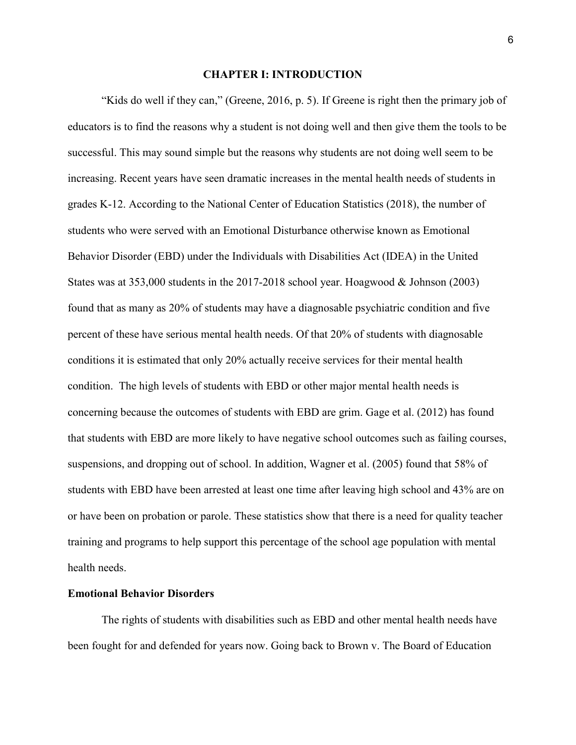# CHAPTER I: INTRODUCTION

"Kids do well if they can," (Greene, 2016, p. 5). If Greene is right then the primary job of educators is to find the reasons why a student is not doing well and then give them the tools to be successful. This may sound simple but the reasons why students are not doing well seem to be increasing. Recent years have seen dramatic increases in the mental health needs of students in grades K-12. According to the National Center of Education Statistics (2018), the number of students who were served with an Emotional Disturbance otherwise known as Emotional Behavior Disorder (EBD) under the Individuals with Disabilities Act (IDEA) in the United States was at 353,000 students in the 2017-2018 school year. Hoagwood & Johnson (2003) found that as many as 20% of students may have a diagnosable psychiatric condition and five percent of these have serious mental health needs. Of that 20% of students with diagnosable conditions it is estimated that only 20% actually receive services for their mental health condition. The high levels of students with EBD or other major mental health needs is concerning because the outcomes of students with EBD are grim. Gage et al. (2012) has found that students with EBD are more likely to have negative school outcomes such as failing courses, suspensions, and dropping out of school. In addition, Wagner et al. (2005) found that 58% of students with EBD have been arrested at least one time after leaving high school and 43% are on or have been on probation or parole. These statistics show that there is a need for quality teacher training and programs to help support this percentage of the school age population with mental health needs.

## Emotional Behavior Disorders

The rights of students with disabilities such as EBD and other mental health needs have been fought for and defended for years now. Going back to Brown v. The Board of Education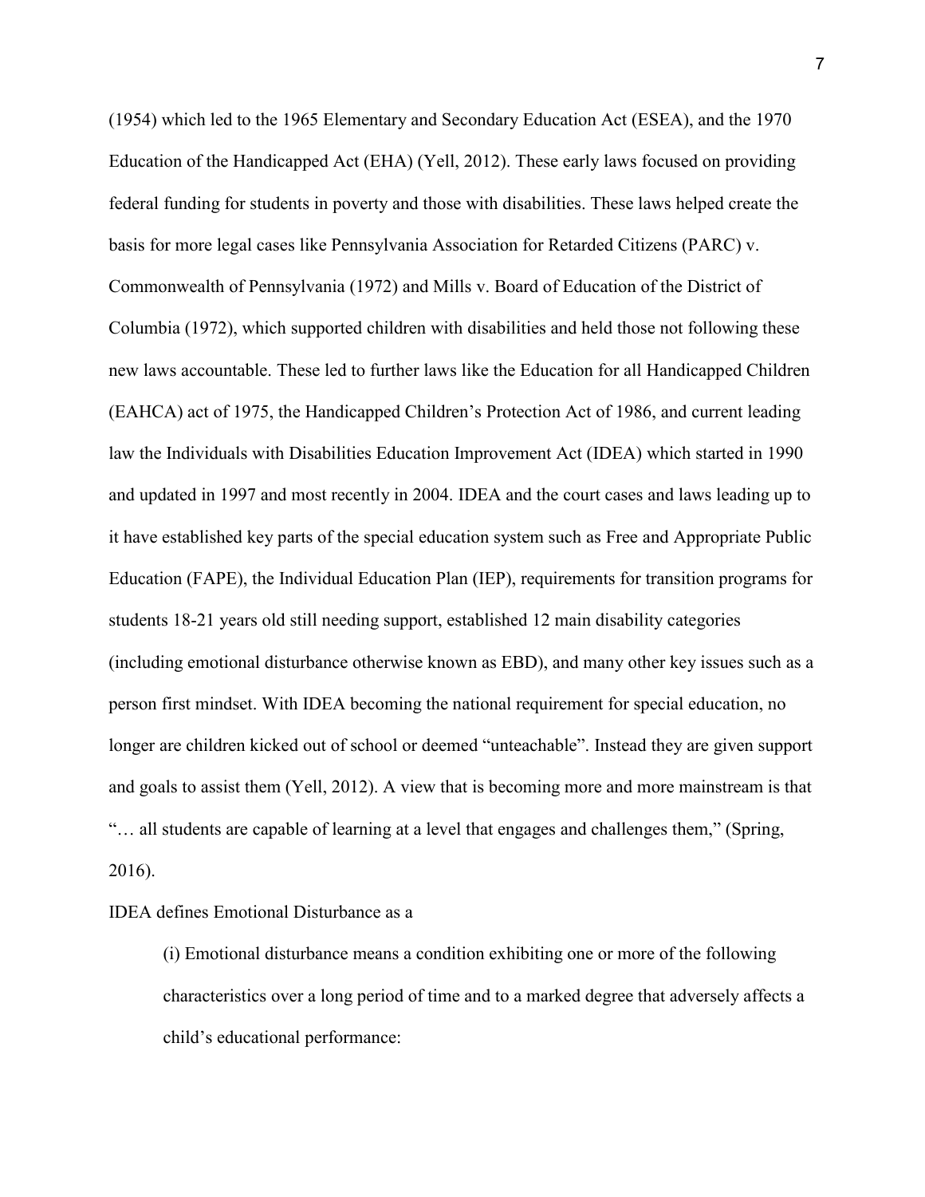(1954) which led to the 1965 Elementary and Secondary Education Act (ESEA), and the 1970 Education of the Handicapped Act (EHA) (Yell, 2012). These early laws focused on providing federal funding for students in poverty and those with disabilities. These laws helped create the basis for more legal cases like Pennsylvania Association for Retarded Citizens (PARC) v. Commonwealth of Pennsylvania (1972) and Mills v. Board of Education of the District of Columbia (1972), which supported children with disabilities and held those not following these new laws accountable. These led to further laws like the Education for all Handicapped Children (EAHCA) act of 1975, the Handicapped Children's Protection Act of 1986, and current leading law the Individuals with Disabilities Education Improvement Act (IDEA) which started in 1990 and updated in 1997 and most recently in 2004. IDEA and the court cases and laws leading up to it have established key parts of the special education system such as Free and Appropriate Public Education (FAPE), the Individual Education Plan (IEP), requirements for transition programs for students 18-21 years old still needing support, established 12 main disability categories (including emotional disturbance otherwise known as EBD), and many other key issues such as a person first mindset. With IDEA becoming the national requirement for special education, no longer are children kicked out of school or deemed "unteachable". Instead they are given support and goals to assist them (Yell, 2012). A view that is becoming more and more mainstream is that "… all students are capable of learning at a level that engages and challenges them," (Spring, 2016).

IDEA defines Emotional Disturbance as a

> (i) Emotional disturbance means a condition exhibiting one or more of the following characteristics over a long period of time and to a marked degree that adversely affects a child's educational performance: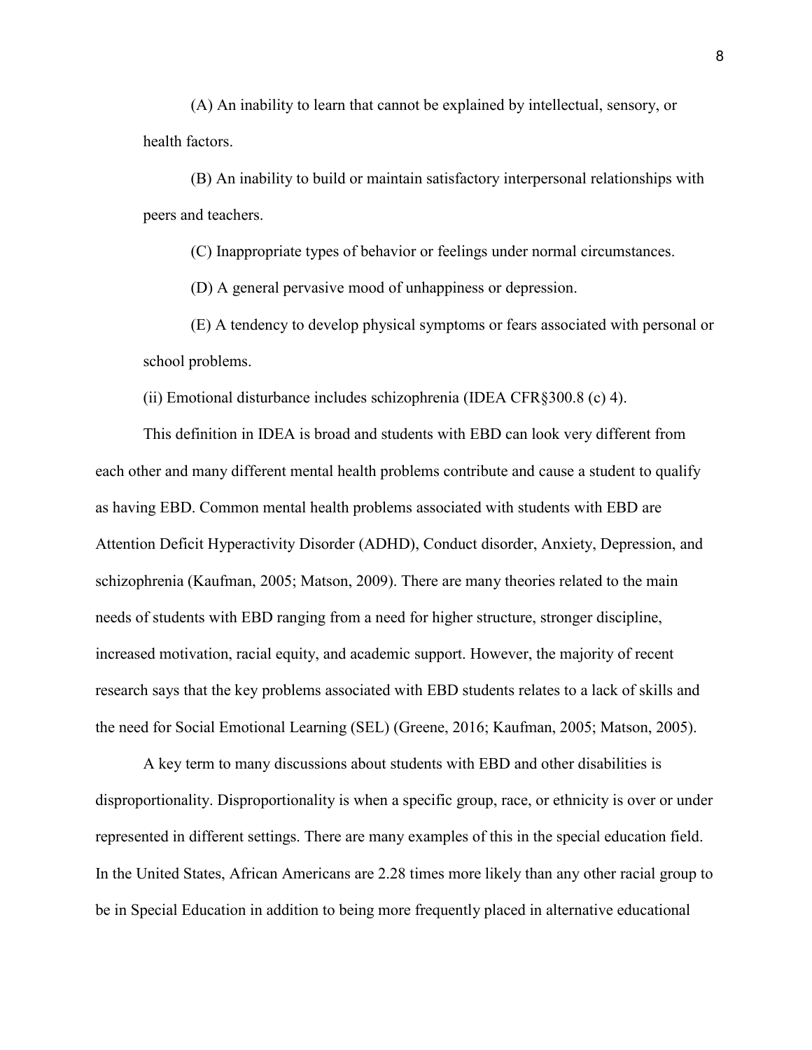(A) An inability to learn that cannot be explained by intellectual, sensory, or health factors.

(B) An inability to build or maintain satisfactory interpersonal relationships with peers and teachers.

(C) Inappropriate types of behavior or feelings under normal circumstances.

(D) A general pervasive mood of unhappiness or depression.

(E) A tendency to develop physical symptoms or fears associated with personal or school problems.

(ii) Emotional disturbance includes schizophrenia (IDEA CFR§300.8 (c) 4).

This definition in IDEA is broad and students with EBD can look very different from each other and many different mental health problems contribute and cause a student to qualify as having EBD. Common mental health problems associated with students with EBD are Attention Deficit Hyperactivity Disorder (ADHD), Conduct disorder, Anxiety, Depression, and schizophrenia (Kaufman, 2005; Matson, 2009). There are many theories related to the main needs of students with EBD ranging from a need for higher structure, stronger discipline, increased motivation, racial equity, and academic support. However, the majority of recent research says that the key problems associated with EBD students relates to a lack of skills and the need for Social Emotional Learning (SEL) (Greene, 2016; Kaufman, 2005; Matson, 2005).

A key term to many discussions about students with EBD and other disabilities is disproportionality. Disproportionality is when a specific group, race, or ethnicity is over or under represented in different settings. There are many examples of this in the special education field. In the United States, African Americans are 2.28 times more likely than any other racial group to be in Special Education in addition to being more frequently placed in alternative educational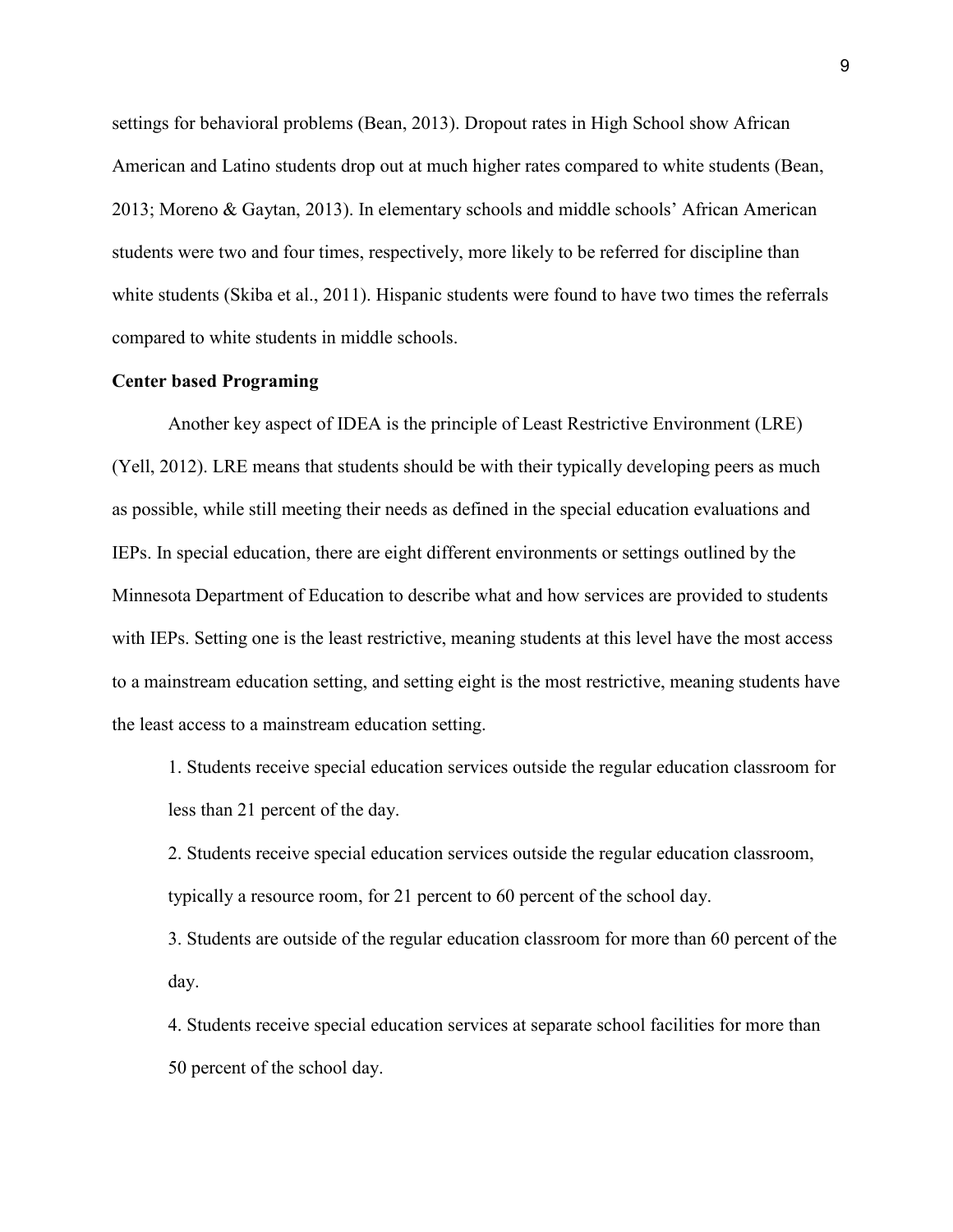settings for behavioral problems (Bean, 2013). Dropout rates in High School show African American and Latino students drop out at much higher rates compared to white students (Bean, 2013; Moreno & Gaytan, 2013). In elementary schools and middle schools' African American students were two and four times, respectively, more likely to be referred for discipline than white students (Skiba et al., 2011). Hispanic students were found to have two times the referrals compared to white students in middle schools.

**Center based Programing**

Another key aspect of IDEA is the principle of Least Restrictive Environment (LRE) (Yell, 2012). LRE means that students should be with their typically developing peers as much as possible, while still meeting their needs as defined in the special education evaluations and IEPs. In special education, there are eight different environments or settings outlined by the Minnesota Department of Education to describe what and how services are provided to students with IEPs. Setting one is the least restrictive, meaning students at this level have the most access to a mainstream education setting, and setting eight is the most restrictive, meaning students have the least access to a mainstream education setting.

1. Students receive special education services outside the regular education classroom for less than 21 percent of the day.
2. Students receive special education services outside the regular education classroom, typically a resource room, for 21 percent to 60 percent of the school day.
3. Students are outside of the regular education classroom for more than 60 percent of the day.
4. Students receive special education services at separate school facilities for more than 50 percent of the school day.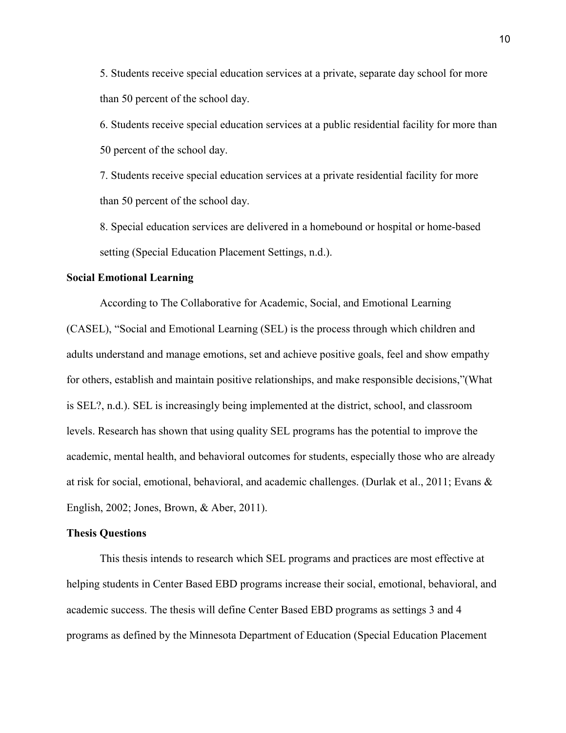5. Students receive special education services at a private, separate day school for more than 50 percent of the school day.

6. Students receive special education services at a public residential facility for more than 50 percent of the school day.

7. Students receive special education services at a private residential facility for more than 50 percent of the school day.

8. Special education services are delivered in a homebound or hospital or home-based setting (Special Education Placement Settings, n.d.).

**Social Emotional Learning**

According to The Collaborative for Academic, Social, and Emotional Learning (CASEL), "Social and Emotional Learning (SEL) is the process through which children and adults understand and manage emotions, set and achieve positive goals, feel and show empathy for others, establish and maintain positive relationships, and make responsible decisions,"(What is SEL?, n.d.). SEL is increasingly being implemented at the district, school, and classroom levels. Research has shown that using quality SEL programs has the potential to improve the academic, mental health, and behavioral outcomes for students, especially those who are already at risk for social, emotional, behavioral, and academic challenges. (Durlak et al., 2011; Evans & English, 2002; Jones, Brown, & Aber, 2011).

**Thesis Questions**

This thesis intends to research which SEL programs and practices are most effective at helping students in Center Based EBD programs increase their social, emotional, behavioral, and academic success. The thesis will define Center Based EBD programs as settings 3 and 4 programs as defined by the Minnesota Department of Education (Special Education Placement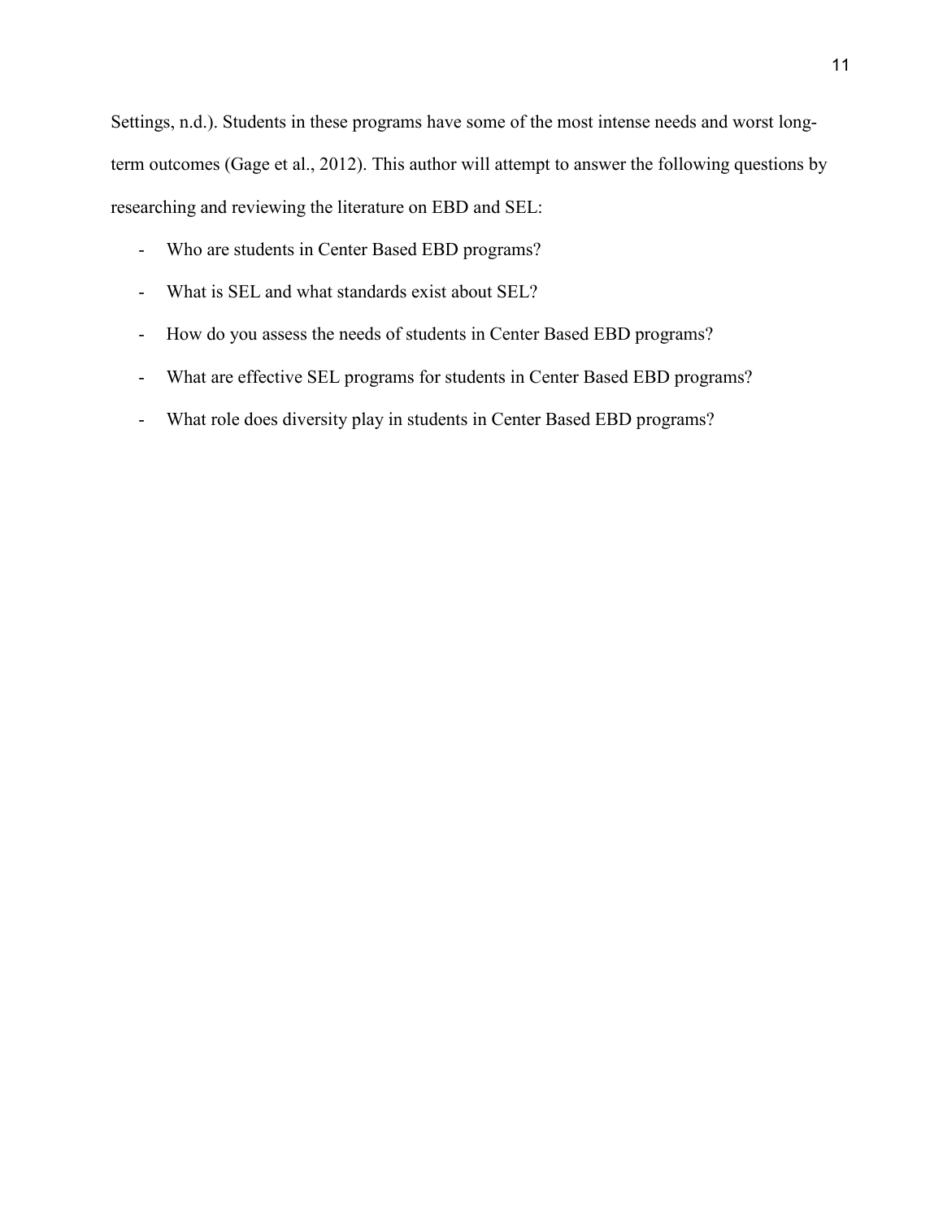Settings, n.d.). Students in these programs have some of the most intense needs and worst long-term outcomes (Gage et al., 2012). This author will attempt to answer the following questions by researching and reviewing the literature on EBD and SEL:

- Who are students in Center Based EBD programs?
- What is SEL and what standards exist about SEL?
- How do you assess the needs of students in Center Based EBD programs?
- What are effective SEL programs for students in Center Based EBD programs?
- What role does diversity play in students in Center Based EBD programs?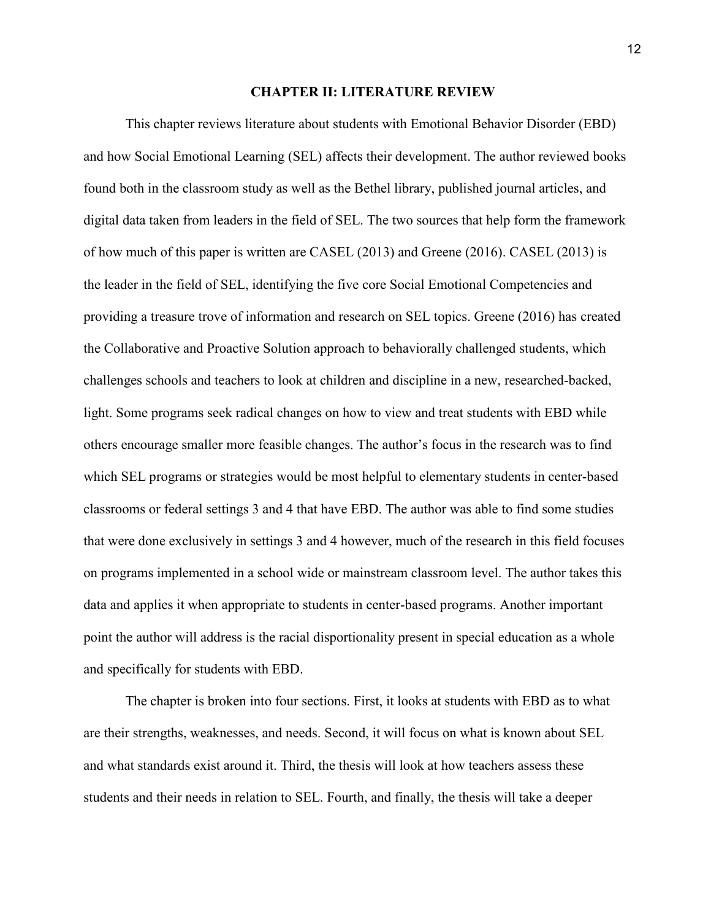# CHAPTER II: LITERATURE REVIEW

This chapter reviews literature about students with Emotional Behavior Disorder (EBD) and how Social Emotional Learning (SEL) affects their development. The author reviewed books found both in the classroom study as well as the Bethel library, published journal articles, and digital data taken from leaders in the field of SEL. The two sources that help form the framework of how much of this paper is written are CASEL (2013) and Greene (2016). CASEL (2013) is the leader in the field of SEL, identifying the five core Social Emotional Competencies and providing a treasure trove of information and research on SEL topics. Greene (2016) has created the Collaborative and Proactive Solution approach to behaviorally challenged students, which challenges schools and teachers to look at children and discipline in a new, researched-backed, light. Some programs seek radical changes on how to view and treat students with EBD while others encourage smaller more feasible changes. The author's focus in the research was to find which SEL programs or strategies would be most helpful to elementary students in center-based classrooms or federal settings 3 and 4 that have EBD. The author was able to find some studies that were done exclusively in settings 3 and 4 however, much of the research in this field focuses on programs implemented in a school wide or mainstream classroom level. The author takes this data and applies it when appropriate to students in center-based programs. Another important point the author will address is the racial disportionality present in special education as a whole and specifically for students with EBD.

The chapter is broken into four sections. First, it looks at students with EBD as to what are their strengths, weaknesses, and needs. Second, it will focus on what is known about SEL and what standards exist around it. Third, the thesis will look at how teachers assess these students and their needs in relation to SEL. Fourth, and finally, the thesis will take a deeper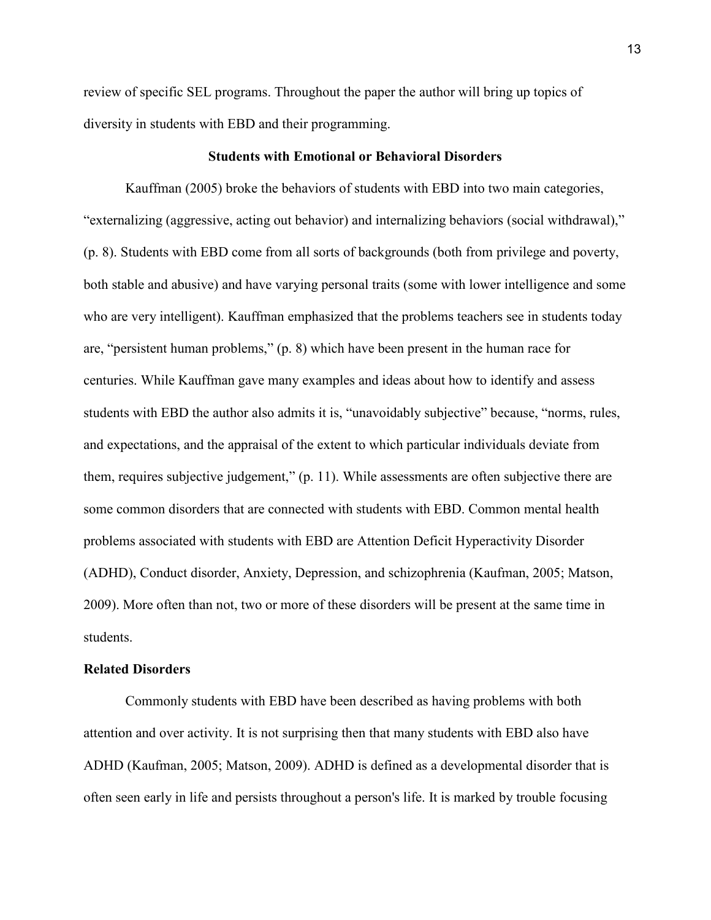review of specific SEL programs. Throughout the paper the author will bring up topics of diversity in students with EBD and their programming.

## Students with Emotional or Behavioral Disorders

Kauffman (2005) broke the behaviors of students with EBD into two main categories, “externalizing (aggressive, acting out behavior) and internalizing behaviors (social withdrawal),” (p. 8). Students with EBD come from all sorts of backgrounds (both from privilege and poverty, both stable and abusive) and have varying personal traits (some with lower intelligence and some who are very intelligent). Kauffman emphasized that the problems teachers see in students today are, “persistent human problems,” (p. 8) which have been present in the human race for centuries. While Kauffman gave many examples and ideas about how to identify and assess students with EBD the author also admits it is, “unavoidably subjective” because, “norms, rules, and expectations, and the appraisal of the extent to which particular individuals deviate from them, requires subjective judgement,” (p. 11). While assessments are often subjective there are some common disorders that are connected with students with EBD. Common mental health problems associated with students with EBD are Attention Deficit Hyperactivity Disorder (ADHD), Conduct disorder, Anxiety, Depression, and schizophrenia (Kaufman, 2005; Matson, 2009). More often than not, two or more of these disorders will be present at the same time in students.

### Related Disorders

Commonly students with EBD have been described as having problems with both attention and over activity. It is not surprising then that many students with EBD also have ADHD (Kaufman, 2005; Matson, 2009). ADHD is defined as a developmental disorder that is often seen early in life and persists throughout a person's life. It is marked by trouble focusing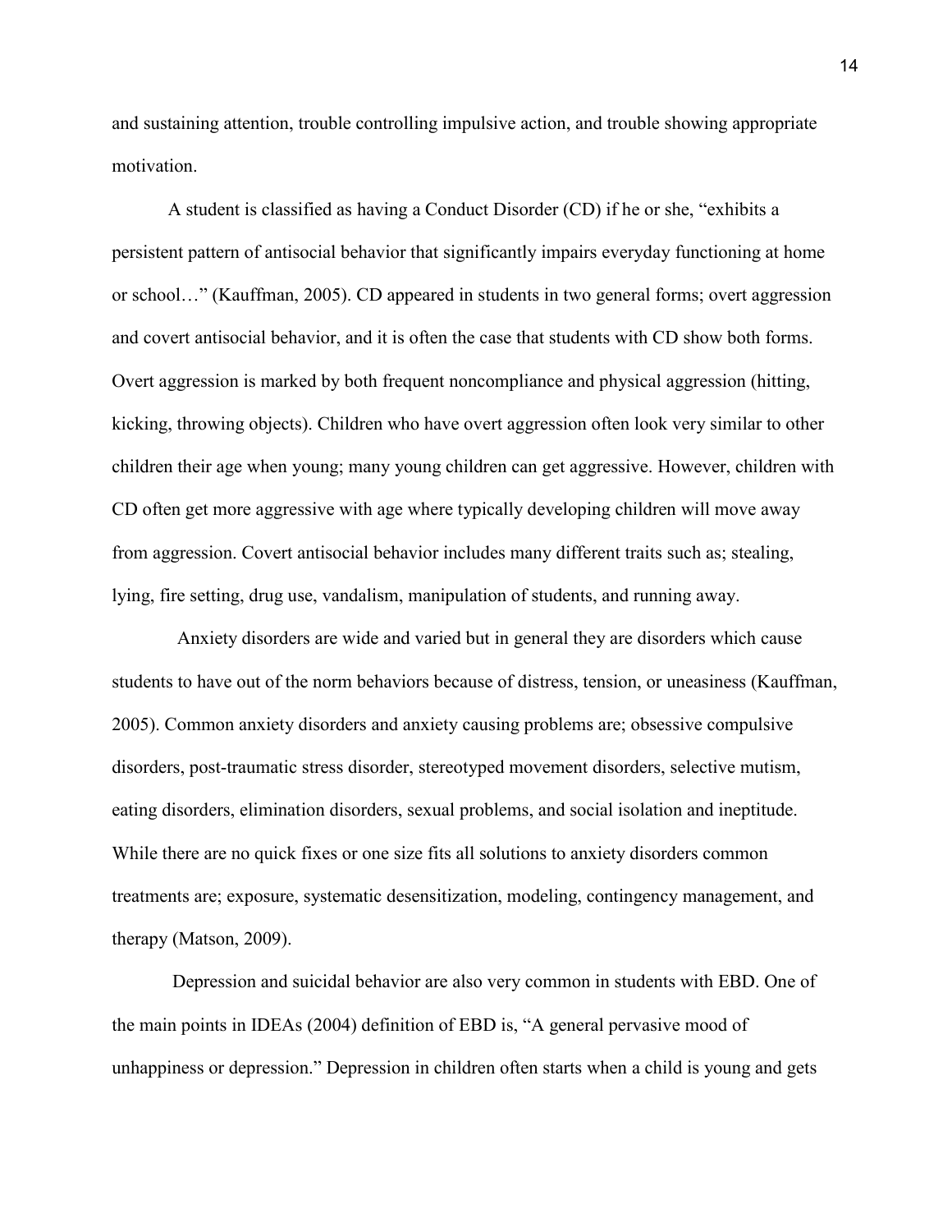and sustaining attention, trouble controlling impulsive action, and trouble showing appropriate motivation.

A student is classified as having a Conduct Disorder (CD) if he or she, "exhibits a persistent pattern of antisocial behavior that significantly impairs everyday functioning at home or school…" (Kauffman, 2005). CD appeared in students in two general forms; overt aggression and covert antisocial behavior, and it is often the case that students with CD show both forms. Overt aggression is marked by both frequent noncompliance and physical aggression (hitting, kicking, throwing objects). Children who have overt aggression often look very similar to other children their age when young; many young children can get aggressive. However, children with CD often get more aggressive with age where typically developing children will move away from aggression. Covert antisocial behavior includes many different traits such as; stealing, lying, fire setting, drug use, vandalism, manipulation of students, and running away.

Anxiety disorders are wide and varied but in general they are disorders which cause students to have out of the norm behaviors because of distress, tension, or uneasiness (Kauffman, 2005). Common anxiety disorders and anxiety causing problems are; obsessive compulsive disorders, post-traumatic stress disorder, stereotyped movement disorders, selective mutism, eating disorders, elimination disorders, sexual problems, and social isolation and ineptitude. While there are no quick fixes or one size fits all solutions to anxiety disorders common treatments are; exposure, systematic desensitization, modeling, contingency management, and therapy (Matson, 2009).

Depression and suicidal behavior are also very common in students with EBD. One of the main points in IDEAs (2004) definition of EBD is, "A general pervasive mood of unhappiness or depression." Depression in children often starts when a child is young and gets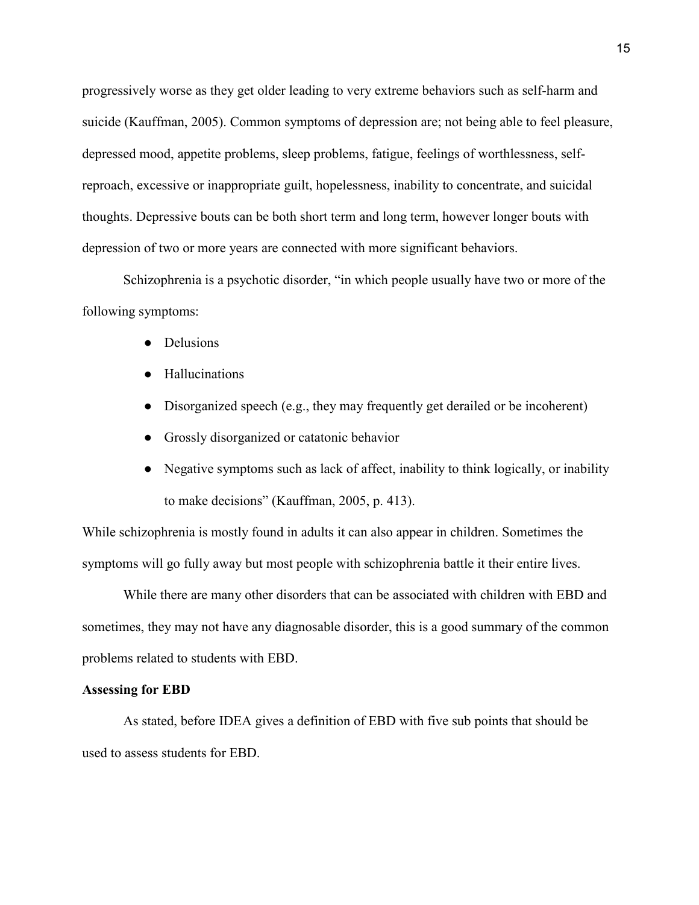progressively worse as they get older leading to very extreme behaviors such as self-harm and suicide (Kauffman, 2005). Common symptoms of depression are; not being able to feel pleasure, depressed mood, appetite problems, sleep problems, fatigue, feelings of worthlessness, self-reproach, excessive or inappropriate guilt, hopelessness, inability to concentrate, and suicidal thoughts. Depressive bouts can be both short term and long term, however longer bouts with depression of two or more years are connected with more significant behaviors.

Schizophrenia is a psychotic disorder, "in which people usually have two or more of the following symptoms:

- Delusions
- Hallucinations
- Disorganized speech (e.g., they may frequently get derailed or be incoherent)
- Grossly disorganized or catatonic behavior
- Negative symptoms such as lack of affect, inability to think logically, or inability to make decisions" (Kauffman, 2005, p. 413).

While schizophrenia is mostly found in adults it can also appear in children. Sometimes the symptoms will go fully away but most people with schizophrenia battle it their entire lives.

While there are many other disorders that can be associated with children with EBD and sometimes, they may not have any diagnosable disorder, this is a good summary of the common problems related to students with EBD.

**Assessing for EBD**

As stated, before IDEA gives a definition of EBD with five sub points that should be used to assess students for EBD.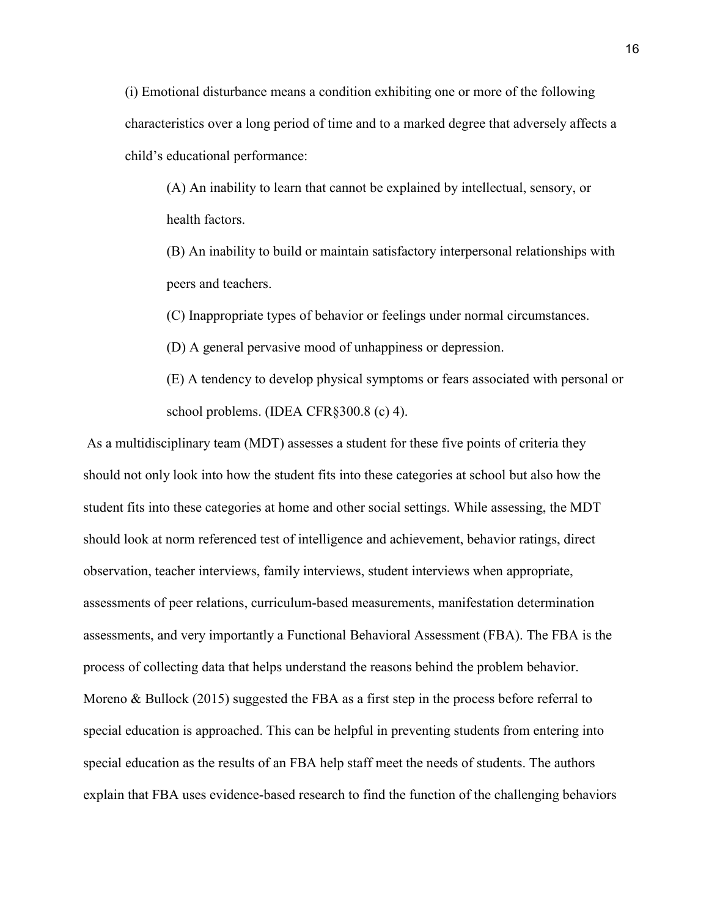> (i) Emotional disturbance means a condition exhibiting one or more of the following characteristics over a long period of time and to a marked degree that adversely affects a child's educational performance:
>
> > (A) An inability to learn that cannot be explained by intellectual, sensory, or health factors.
> >
> > (B) An inability to build or maintain satisfactory interpersonal relationships with peers and teachers.
> >
> > (C) Inappropriate types of behavior or feelings under normal circumstances.
> >
> > (D) A general pervasive mood of unhappiness or depression.
> >
> > (E) A tendency to develop physical symptoms or fears associated with personal or school problems. (IDEA CFR§300.8 (c) 4).

As a multidisciplinary team (MDT) assesses a student for these five points of criteria they should not only look into how the student fits into these categories at school but also how the student fits into these categories at home and other social settings. While assessing, the MDT should look at norm referenced test of intelligence and achievement, behavior ratings, direct observation, teacher interviews, family interviews, student interviews when appropriate, assessments of peer relations, curriculum-based measurements, manifestation determination assessments, and very importantly a Functional Behavioral Assessment (FBA). The FBA is the process of collecting data that helps understand the reasons behind the problem behavior. Moreno & Bullock (2015) suggested the FBA as a first step in the process before referral to special education is approached. This can be helpful in preventing students from entering into special education as the results of an FBA help staff meet the needs of students. The authors explain that FBA uses evidence-based research to find the function of the challenging behaviors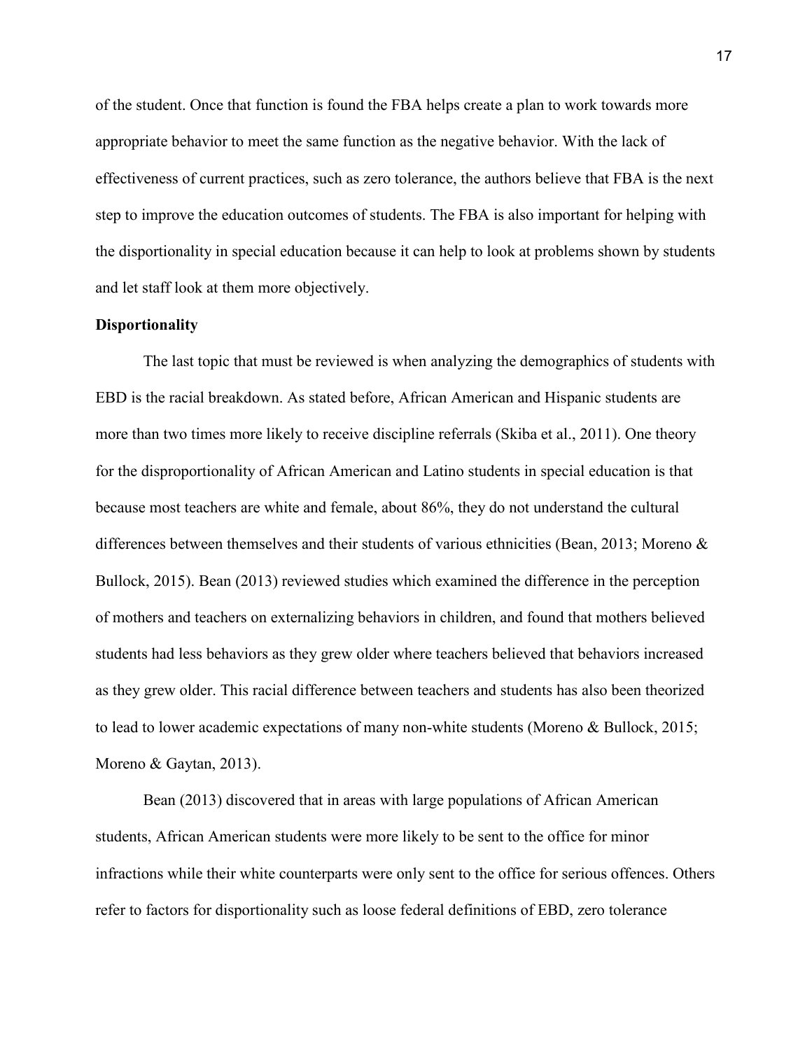of the student. Once that function is found the FBA helps create a plan to work towards more appropriate behavior to meet the same function as the negative behavior. With the lack of effectiveness of current practices, such as zero tolerance, the authors believe that FBA is the next step to improve the education outcomes of students. The FBA is also important for helping with the disportionality in special education because it can help to look at problems shown by students and let staff look at them more objectively.

**Disportionality**

The last topic that must be reviewed is when analyzing the demographics of students with EBD is the racial breakdown. As stated before, African American and Hispanic students are more than two times more likely to receive discipline referrals (Skiba et al., 2011). One theory for the disproportionality of African American and Latino students in special education is that because most teachers are white and female, about 86%, they do not understand the cultural differences between themselves and their students of various ethnicities (Bean, 2013; Moreno & Bullock, 2015). Bean (2013) reviewed studies which examined the difference in the perception of mothers and teachers on externalizing behaviors in children, and found that mothers believed students had less behaviors as they grew older where teachers believed that behaviors increased as they grew older. This racial difference between teachers and students has also been theorized to lead to lower academic expectations of many non-white students (Moreno & Bullock, 2015; Moreno & Gaytan, 2013).

Bean (2013) discovered that in areas with large populations of African American students, African American students were more likely to be sent to the office for minor infractions while their white counterparts were only sent to the office for serious offences. Others refer to factors for disportionality such as loose federal definitions of EBD, zero tolerance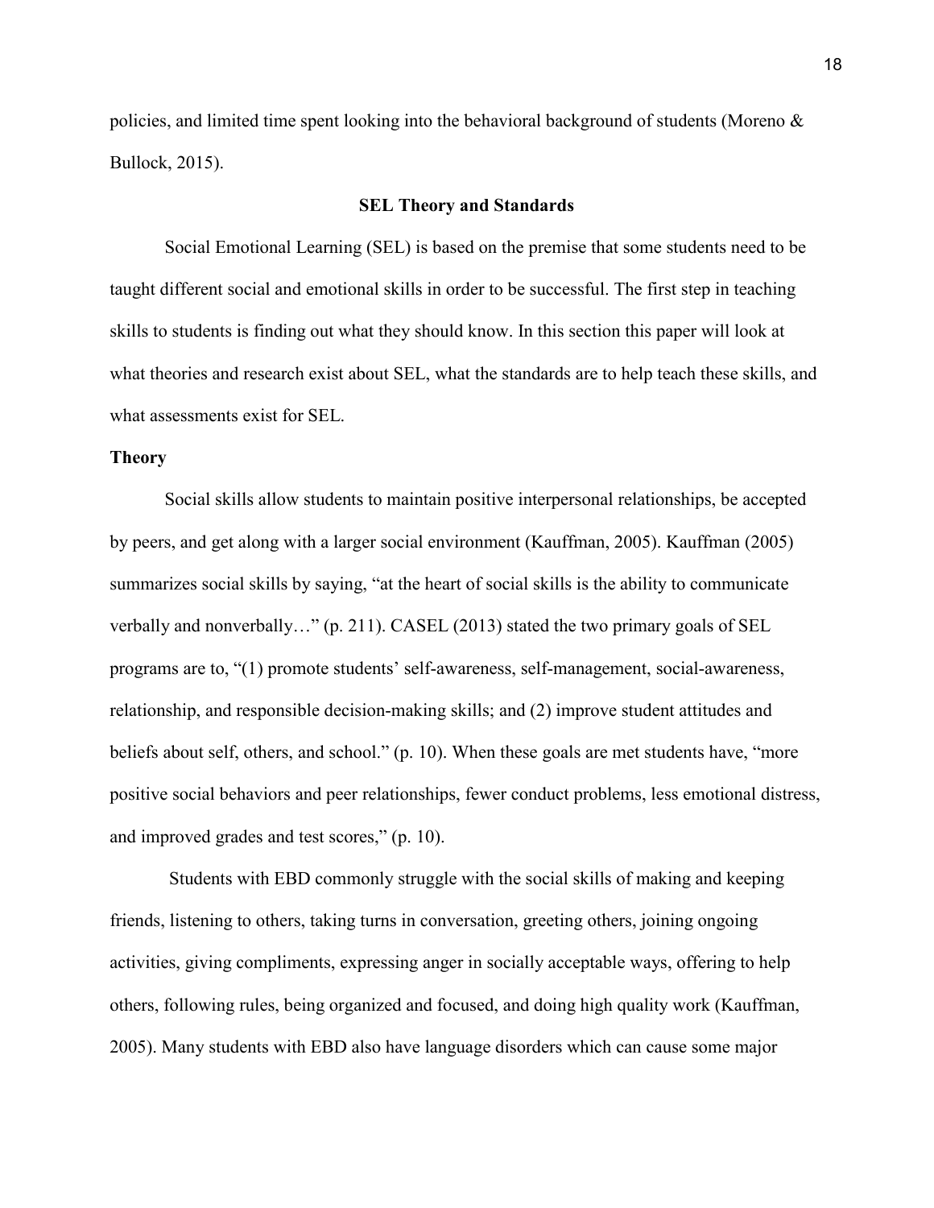policies, and limited time spent looking into the behavioral background of students (Moreno & Bullock, 2015).

## SEL Theory and Standards

Social Emotional Learning (SEL) is based on the premise that some students need to be taught different social and emotional skills in order to be successful. The first step in teaching skills to students is finding out what they should know. In this section this paper will look at what theories and research exist about SEL, what the standards are to help teach these skills, and what assessments exist for SEL.

### Theory

Social skills allow students to maintain positive interpersonal relationships, be accepted by peers, and get along with a larger social environment (Kauffman, 2005). Kauffman (2005) summarizes social skills by saying, "at the heart of social skills is the ability to communicate verbally and nonverbally…" (p. 211). CASEL (2013) stated the two primary goals of SEL programs are to, "(1) promote students' self-awareness, self-management, social-awareness, relationship, and responsible decision-making skills; and (2) improve student attitudes and beliefs about self, others, and school." (p. 10). When these goals are met students have, "more positive social behaviors and peer relationships, fewer conduct problems, less emotional distress, and improved grades and test scores," (p. 10).

Students with EBD commonly struggle with the social skills of making and keeping friends, listening to others, taking turns in conversation, greeting others, joining ongoing activities, giving compliments, expressing anger in socially acceptable ways, offering to help others, following rules, being organized and focused, and doing high quality work (Kauffman, 2005). Many students with EBD also have language disorders which can cause some major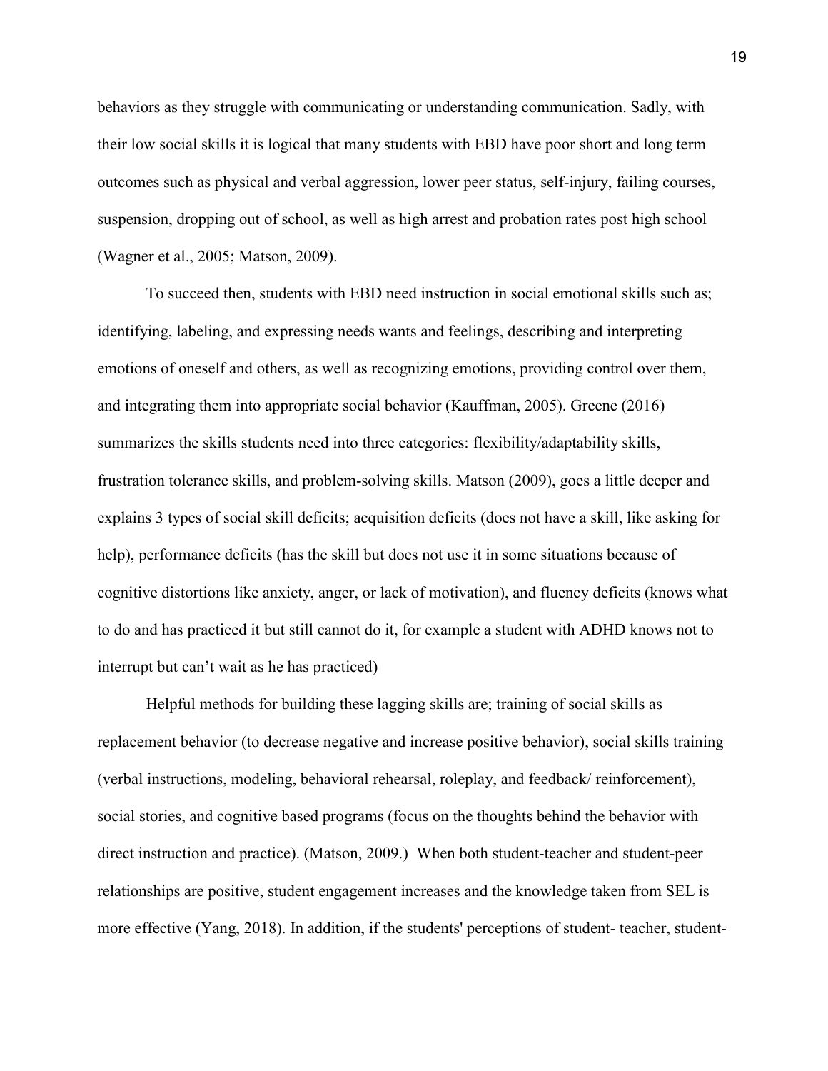behaviors as they struggle with communicating or understanding communication. Sadly, with their low social skills it is logical that many students with EBD have poor short and long term outcomes such as physical and verbal aggression, lower peer status, self-injury, failing courses, suspension, dropping out of school, as well as high arrest and probation rates post high school (Wagner et al., 2005; Matson, 2009).

To succeed then, students with EBD need instruction in social emotional skills such as; identifying, labeling, and expressing needs wants and feelings, describing and interpreting emotions of oneself and others, as well as recognizing emotions, providing control over them, and integrating them into appropriate social behavior (Kauffman, 2005). Greene (2016) summarizes the skills students need into three categories: flexibility/adaptability skills, frustration tolerance skills, and problem-solving skills. Matson (2009), goes a little deeper and explains 3 types of social skill deficits; acquisition deficits (does not have a skill, like asking for help), performance deficits (has the skill but does not use it in some situations because of cognitive distortions like anxiety, anger, or lack of motivation), and fluency deficits (knows what to do and has practiced it but still cannot do it, for example a student with ADHD knows not to interrupt but can't wait as he has practiced)

Helpful methods for building these lagging skills are; training of social skills as replacement behavior (to decrease negative and increase positive behavior), social skills training (verbal instructions, modeling, behavioral rehearsal, roleplay, and feedback/ reinforcement), social stories, and cognitive based programs (focus on the thoughts behind the behavior with direct instruction and practice). (Matson, 2009.) When both student-teacher and student-peer relationships are positive, student engagement increases and the knowledge taken from SEL is more effective (Yang, 2018). In addition, if the students' perceptions of student- teacher, student-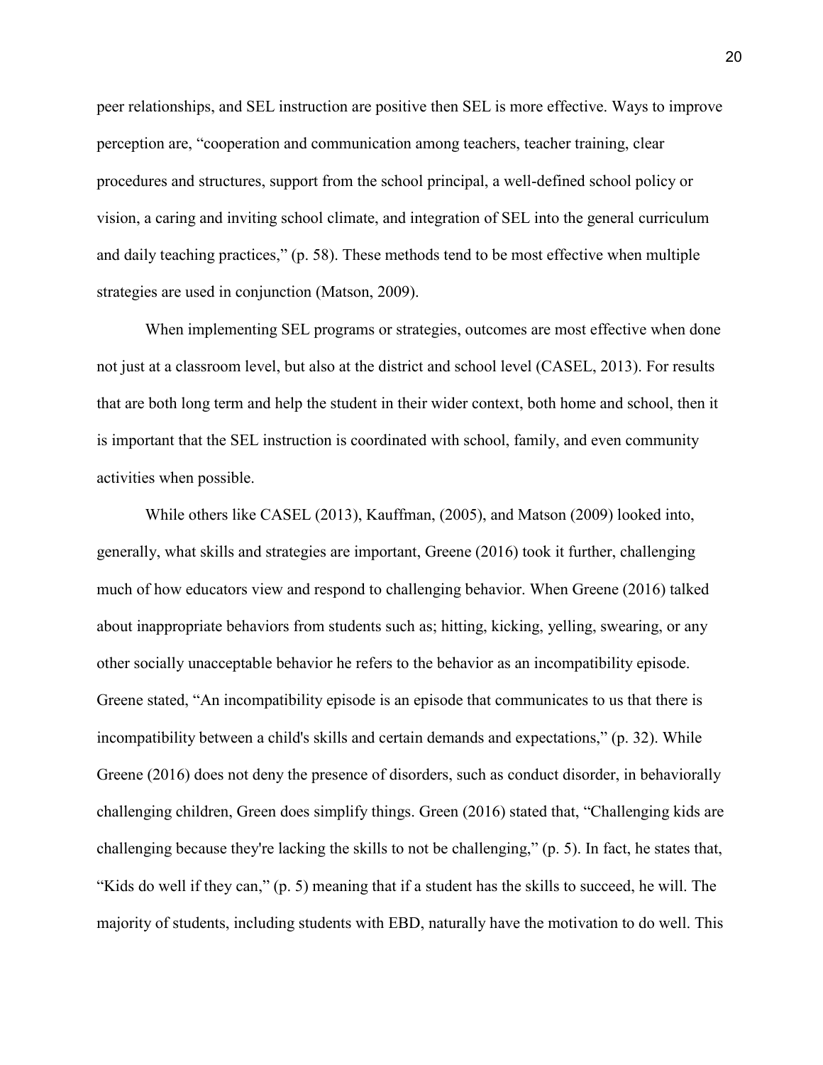peer relationships, and SEL instruction are positive then SEL is more effective. Ways to improve perception are, "cooperation and communication among teachers, teacher training, clear procedures and structures, support from the school principal, a well-defined school policy or vision, a caring and inviting school climate, and integration of SEL into the general curriculum and daily teaching practices," (p. 58). These methods tend to be most effective when multiple strategies are used in conjunction (Matson, 2009).

When implementing SEL programs or strategies, outcomes are most effective when done not just at a classroom level, but also at the district and school level (CASEL, 2013). For results that are both long term and help the student in their wider context, both home and school, then it is important that the SEL instruction is coordinated with school, family, and even community activities when possible.

While others like CASEL (2013), Kauffman, (2005), and Matson (2009) looked into, generally, what skills and strategies are important, Greene (2016) took it further, challenging much of how educators view and respond to challenging behavior. When Greene (2016) talked about inappropriate behaviors from students such as; hitting, kicking, yelling, swearing, or any other socially unacceptable behavior he refers to the behavior as an incompatibility episode. Greene stated, "An incompatibility episode is an episode that communicates to us that there is incompatibility between a child's skills and certain demands and expectations," (p. 32). While Greene (2016) does not deny the presence of disorders, such as conduct disorder, in behaviorally challenging children, Green does simplify things. Green (2016) stated that, "Challenging kids are challenging because they're lacking the skills to not be challenging," (p. 5). In fact, he states that, "Kids do well if they can," (p. 5) meaning that if a student has the skills to succeed, he will. The majority of students, including students with EBD, naturally have the motivation to do well. This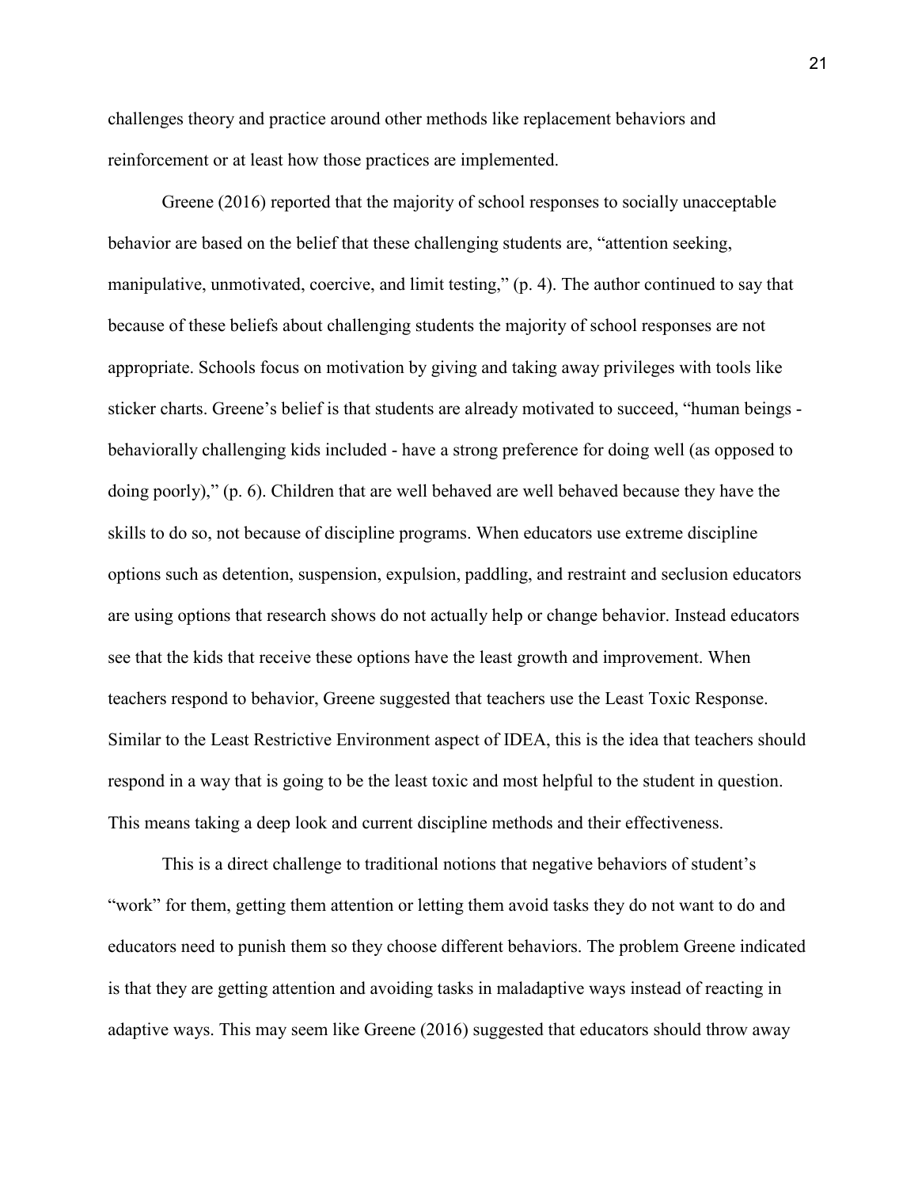challenges theory and practice around other methods like replacement behaviors and reinforcement or at least how those practices are implemented.

Greene (2016) reported that the majority of school responses to socially unacceptable behavior are based on the belief that these challenging students are, "attention seeking, manipulative, unmotivated, coercive, and limit testing," (p. 4). The author continued to say that because of these beliefs about challenging students the majority of school responses are not appropriate. Schools focus on motivation by giving and taking away privileges with tools like sticker charts. Greene's belief is that students are already motivated to succeed, "human beings - behaviorally challenging kids included - have a strong preference for doing well (as opposed to doing poorly)," (p. 6). Children that are well behaved are well behaved because they have the skills to do so, not because of discipline programs. When educators use extreme discipline options such as detention, suspension, expulsion, paddling, and restraint and seclusion educators are using options that research shows do not actually help or change behavior. Instead educators see that the kids that receive these options have the least growth and improvement. When teachers respond to behavior, Greene suggested that teachers use the Least Toxic Response. Similar to the Least Restrictive Environment aspect of IDEA, this is the idea that teachers should respond in a way that is going to be the least toxic and most helpful to the student in question. This means taking a deep look and current discipline methods and their effectiveness.

This is a direct challenge to traditional notions that negative behaviors of student's "work" for them, getting them attention or letting them avoid tasks they do not want to do and educators need to punish them so they choose different behaviors. The problem Greene indicated is that they are getting attention and avoiding tasks in maladaptive ways instead of reacting in adaptive ways. This may seem like Greene (2016) suggested that educators should throw away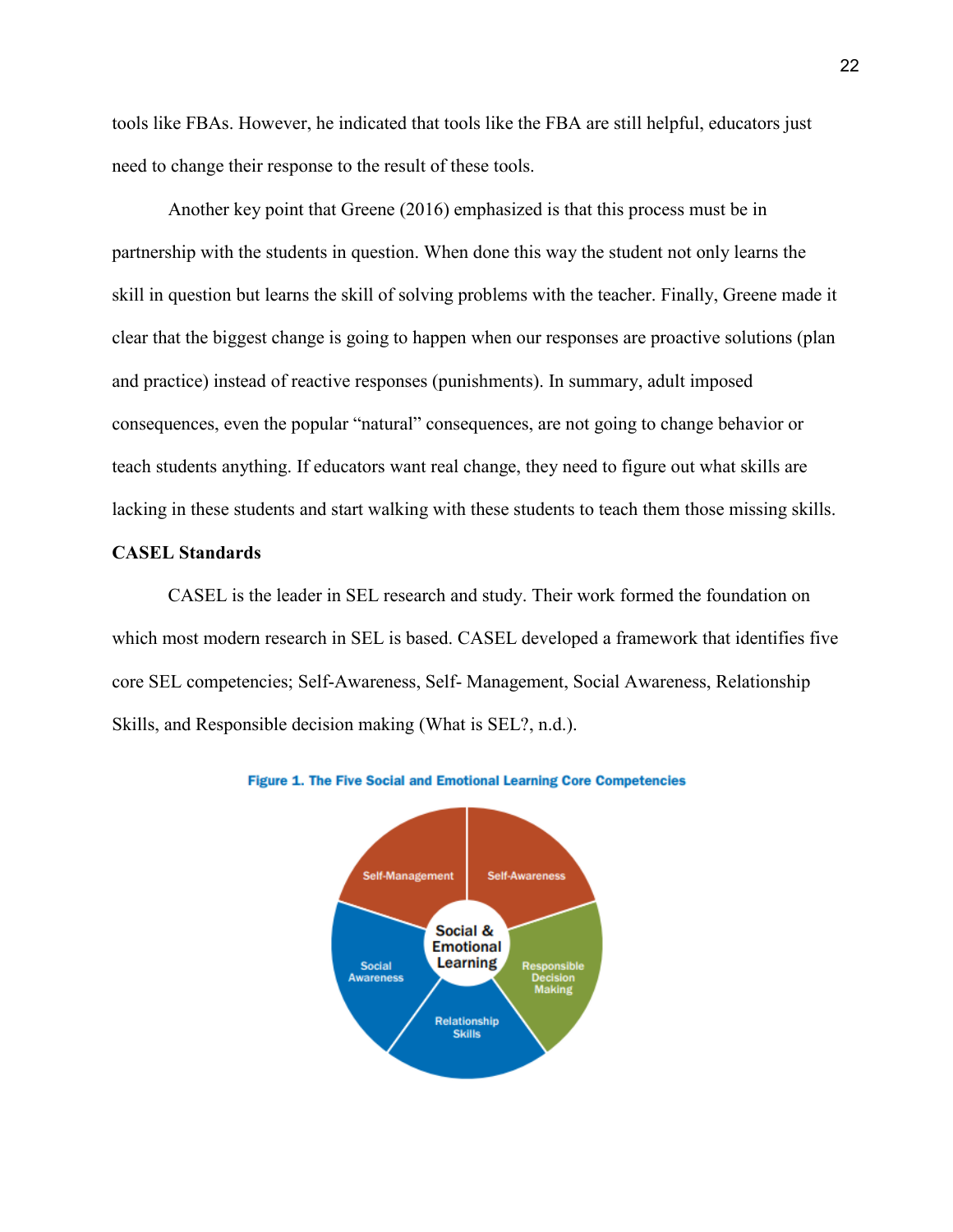tools like FBAs. However, he indicated that tools like the FBA are still helpful, educators just need to change their response to the result of these tools.

Another key point that Greene (2016) emphasized is that this process must be in partnership with the students in question. When done this way the student not only learns the skill in question but learns the skill of solving problems with the teacher. Finally, Greene made it clear that the biggest change is going to happen when our responses are proactive solutions (plan and practice) instead of reactive responses (punishments). In summary, adult imposed consequences, even the popular "natural" consequences, are not going to change behavior or teach students anything. If educators want real change, they need to figure out what skills are lacking in these students and start walking with these students to teach them those missing skills.

**CASEL Standards**

CASEL is the leader in SEL research and study. Their work formed the foundation on which most modern research in SEL is based. CASEL developed a framework that identifies five core SEL competencies; Self-Awareness, Self- Management, Social Awareness, Relationship Skills, and Responsible decision making (What is SEL?, n.d.).

**Figure 1. The Five Social and Emotional Learning Core Competencies**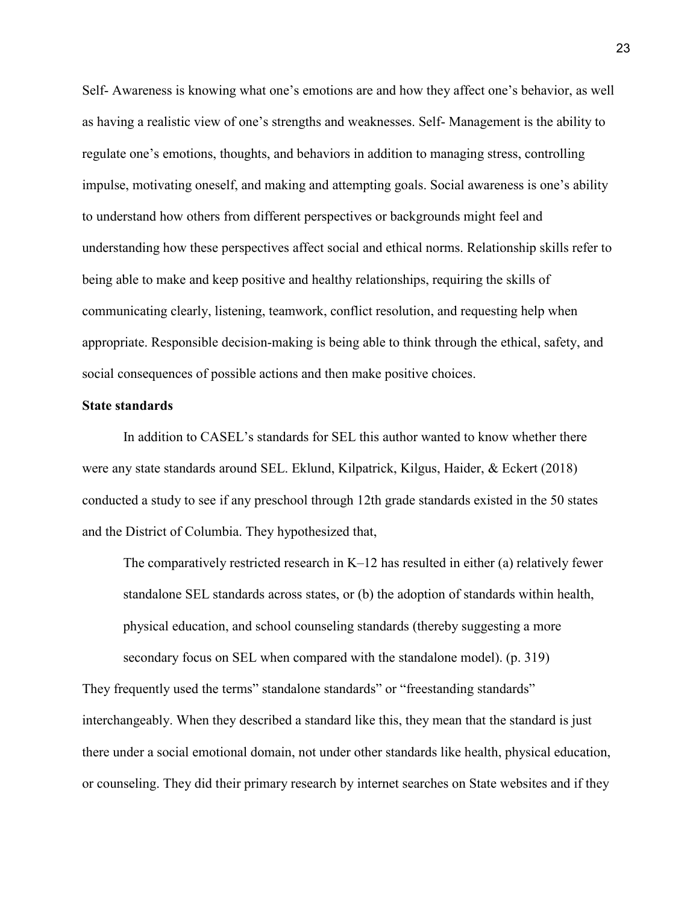Self- Awareness is knowing what one's emotions are and how they affect one's behavior, as well as having a realistic view of one's strengths and weaknesses. Self- Management is the ability to regulate one's emotions, thoughts, and behaviors in addition to managing stress, controlling impulse, motivating oneself, and making and attempting goals. Social awareness is one's ability to understand how others from different perspectives or backgrounds might feel and understanding how these perspectives affect social and ethical norms. Relationship skills refer to being able to make and keep positive and healthy relationships, requiring the skills of communicating clearly, listening, teamwork, conflict resolution, and requesting help when appropriate. Responsible decision-making is being able to think through the ethical, safety, and social consequences of possible actions and then make positive choices.

**State standards**

In addition to CASEL's standards for SEL this author wanted to know whether there were any state standards around SEL. Eklund, Kilpatrick, Kilgus, Haider, & Eckert (2018) conducted a study to see if any preschool through 12th grade standards existed in the 50 states and the District of Columbia. They hypothesized that,

> The comparatively restricted research in K–12 has resulted in either (a) relatively fewer standalone SEL standards across states, or (b) the adoption of standards within health, physical education, and school counseling standards (thereby suggesting a more secondary focus on SEL when compared with the standalone model). (p. 319)

They frequently used the terms" standalone standards" or "freestanding standards" interchangeably. When they described a standard like this, they mean that the standard is just there under a social emotional domain, not under other standards like health, physical education, or counseling. They did their primary research by internet searches on State websites and if they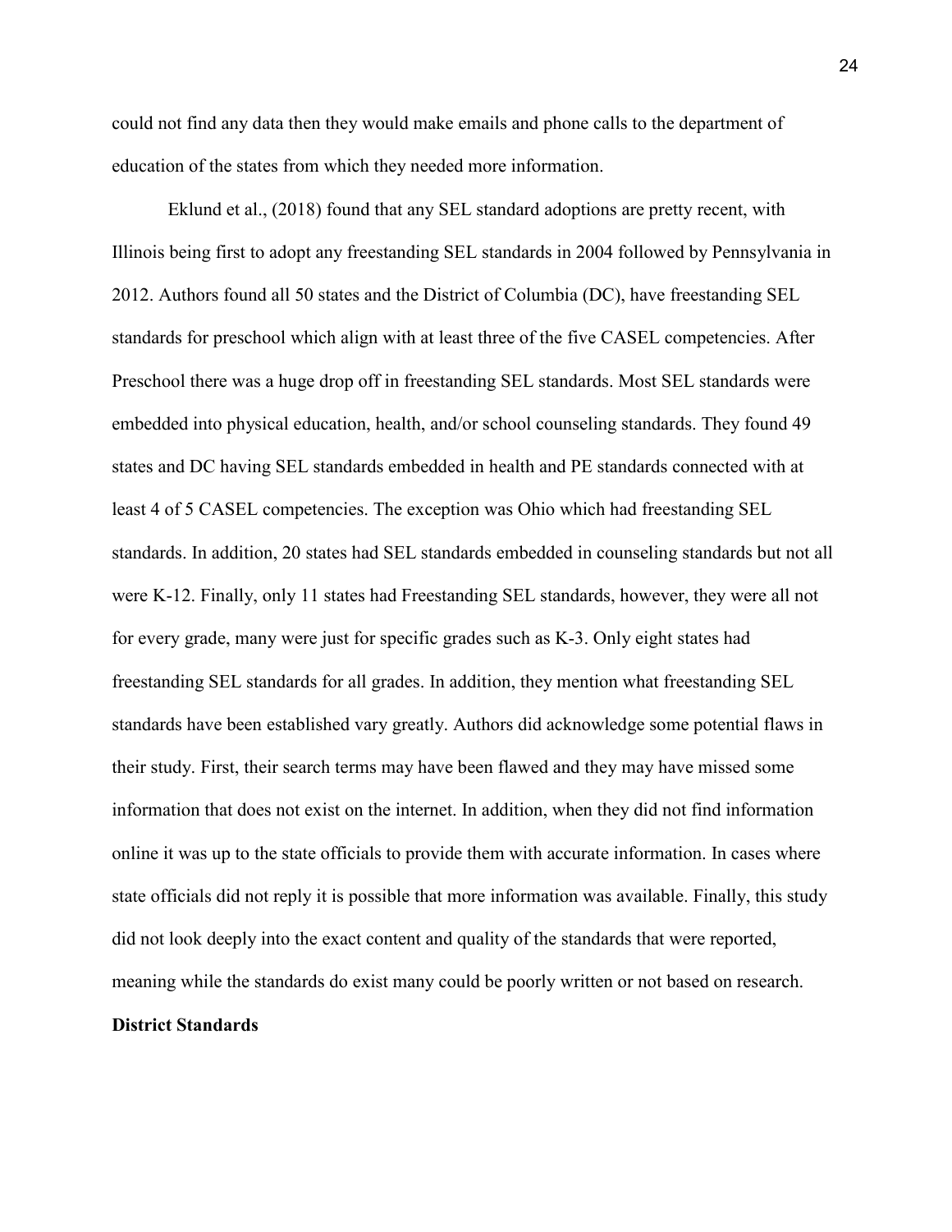could not find any data then they would make emails and phone calls to the department of education of the states from which they needed more information.

Eklund et al., (2018) found that any SEL standard adoptions are pretty recent, with Illinois being first to adopt any freestanding SEL standards in 2004 followed by Pennsylvania in 2012. Authors found all 50 states and the District of Columbia (DC), have freestanding SEL standards for preschool which align with at least three of the five CASEL competencies. After Preschool there was a huge drop off in freestanding SEL standards. Most SEL standards were embedded into physical education, health, and/or school counseling standards. They found 49 states and DC having SEL standards embedded in health and PE standards connected with at least 4 of 5 CASEL competencies. The exception was Ohio which had freestanding SEL standards. In addition, 20 states had SEL standards embedded in counseling standards but not all were K-12. Finally, only 11 states had Freestanding SEL standards, however, they were all not for every grade, many were just for specific grades such as K-3. Only eight states had freestanding SEL standards for all grades. In addition, they mention what freestanding SEL standards have been established vary greatly. Authors did acknowledge some potential flaws in their study. First, their search terms may have been flawed and they may have missed some information that does not exist on the internet. In addition, when they did not find information online it was up to the state officials to provide them with accurate information. In cases where state officials did not reply it is possible that more information was available. Finally, this study did not look deeply into the exact content and quality of the standards that were reported, meaning while the standards do exist many could be poorly written or not based on research.

**District Standards**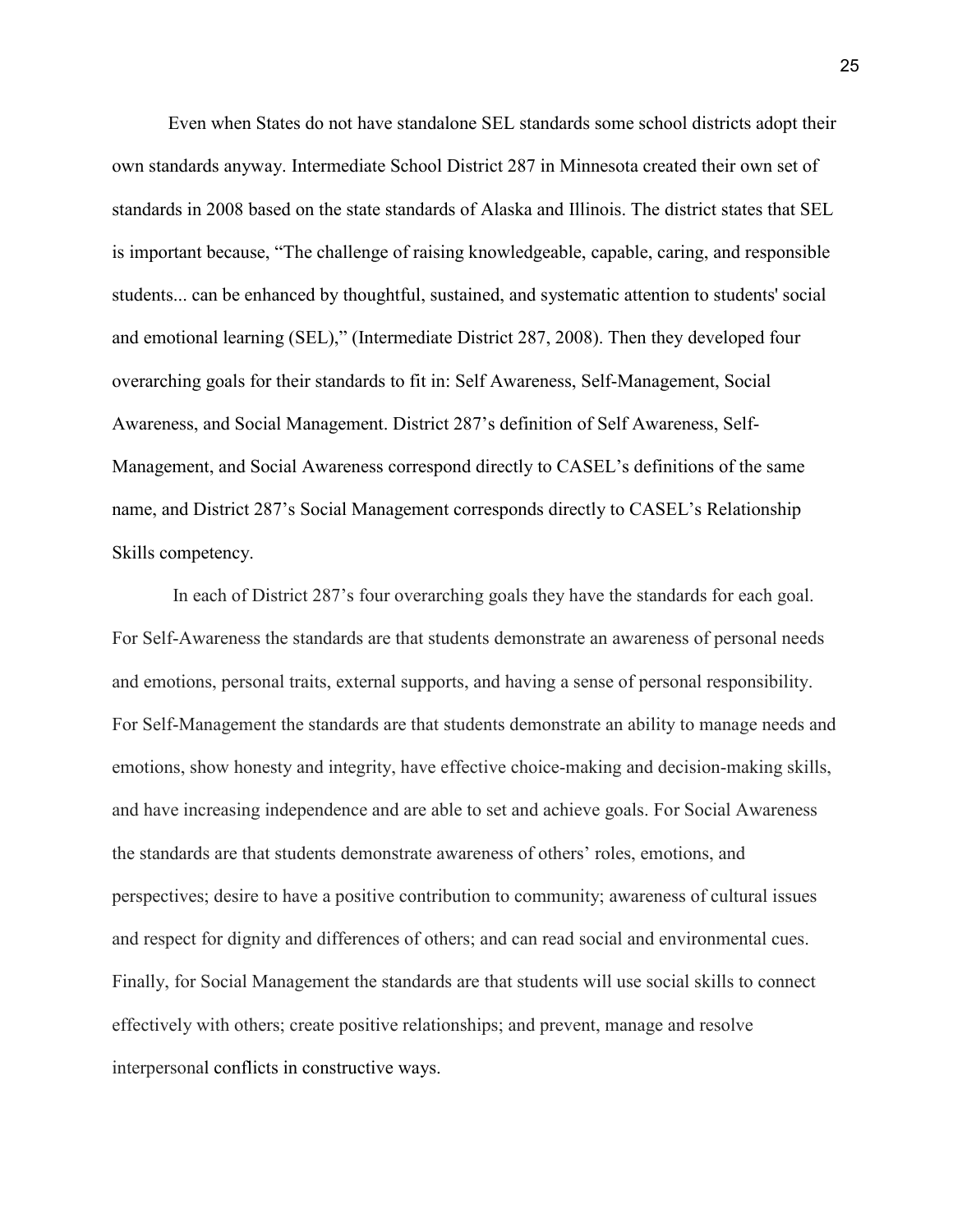Even when States do not have standalone SEL standards some school districts adopt their own standards anyway. Intermediate School District 287 in Minnesota created their own set of standards in 2008 based on the state standards of Alaska and Illinois. The district states that SEL is important because, "The challenge of raising knowledgeable, capable, caring, and responsible students... can be enhanced by thoughtful, sustained, and systematic attention to students' social and emotional learning (SEL)," (Intermediate District 287, 2008). Then they developed four overarching goals for their standards to fit in: Self Awareness, Self-Management, Social Awareness, and Social Management. District 287's definition of Self Awareness, Self-Management, and Social Awareness correspond directly to CASEL's definitions of the same name, and District 287's Social Management corresponds directly to CASEL's Relationship Skills competency.

In each of District 287's four overarching goals they have the standards for each goal. For Self-Awareness the standards are that students demonstrate an awareness of personal needs and emotions, personal traits, external supports, and having a sense of personal responsibility. For Self-Management the standards are that students demonstrate an ability to manage needs and emotions, show honesty and integrity, have effective choice-making and decision-making skills, and have increasing independence and are able to set and achieve goals. For Social Awareness the standards are that students demonstrate awareness of others' roles, emotions, and perspectives; desire to have a positive contribution to community; awareness of cultural issues and respect for dignity and differences of others; and can read social and environmental cues. Finally, for Social Management the standards are that students will use social skills to connect effectively with others; create positive relationships; and prevent, manage and resolve interpersonal conflicts in constructive ways.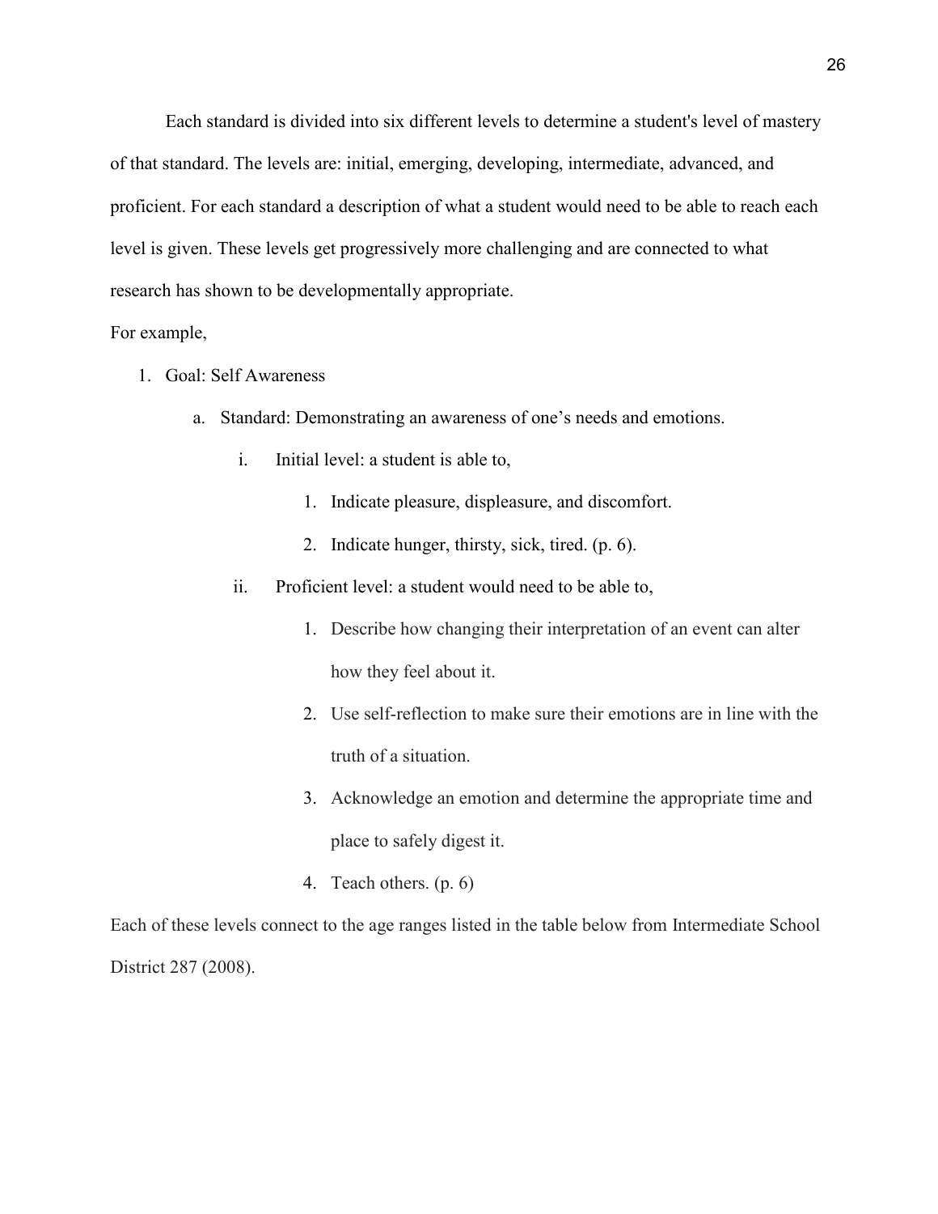Each standard is divided into six different levels to determine a student's level of mastery of that standard. The levels are: initial, emerging, developing, intermediate, advanced, and proficient. For each standard a description of what a student would need to be able to reach each level is given. These levels get progressively more challenging and are connected to what research has shown to be developmentally appropriate.

For example,

1. Goal: Self Awareness
    a. Standard: Demonstrating an awareness of one's needs and emotions.
        i. Initial level: a student is able to,
            1. Indicate pleasure, displeasure, and discomfort.
            2. Indicate hunger, thirsty, sick, tired. (p. 6).
        ii. Proficient level: a student would need to be able to,
            1. Describe how changing their interpretation of an event can alter how they feel about it.
            2. Use self-reflection to make sure their emotions are in line with the truth of a situation.
            3. Acknowledge an emotion and determine the appropriate time and place to safely digest it.
            4. Teach others. (p. 6)

Each of these levels connect to the age ranges listed in the table below from Intermediate School District 287 (2008).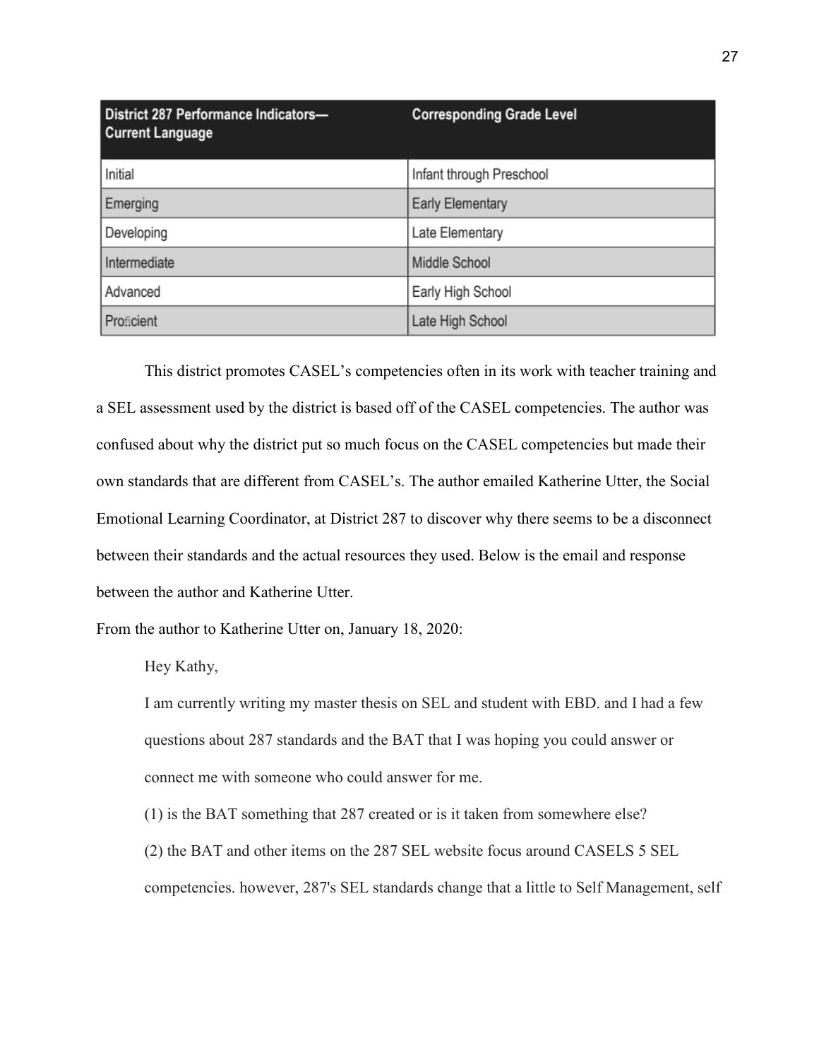| District 287 Performance Indicators—Current Language | Corresponding Grade Level |
|---|---|
| Initial | Infant through Preschool |
| Emerging | Early Elementary |
| Developing | Late Elementary |
| Intermediate | Middle School |
| Advanced | Early High School |
| Proficient | Late High School |

This district promotes CASEL's competencies often in its work with teacher training and a SEL assessment used by the district is based off of the CASEL competencies. The author was confused about why the district put so much focus on the CASEL competencies but made their own standards that are different from CASEL's. The author emailed Katherine Utter, the Social Emotional Learning Coordinator, at District 287 to discover why there seems to be a disconnect between their standards and the actual resources they used. Below is the email and response between the author and Katherine Utter.

From the author to Katherine Utter on, January 18, 2020:

> Hey Kathy,
>
> I am currently writing my master thesis on SEL and student with EBD. and I had a few questions about 287 standards and the BAT that I was hoping you could answer or connect me with someone who could answer for me.
>
> (1) is the BAT something that 287 created or is it taken from somewhere else?
>
> (2) the BAT and other items on the 287 SEL website focus around CASELS 5 SEL competencies. however, 287's SEL standards change that a little to Self Management, self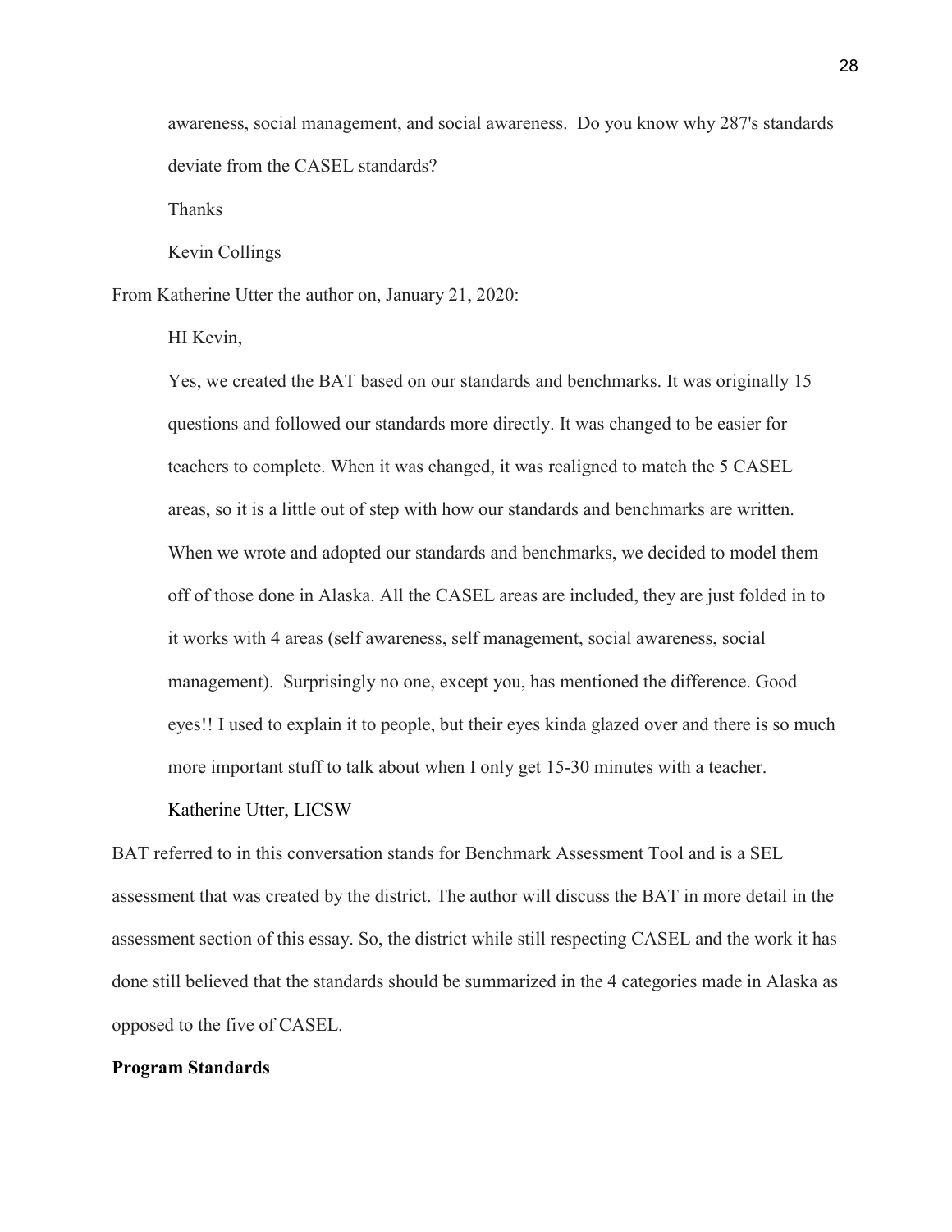awareness, social management, and social awareness. Do you know why 287's standards deviate from the CASEL standards?

Thanks

Kevin Collings

From Katherine Utter the author on, January 21, 2020:

HI Kevin,

Yes, we created the BAT based on our standards and benchmarks. It was originally 15 questions and followed our standards more directly. It was changed to be easier for teachers to complete. When it was changed, it was realigned to match the 5 CASEL areas, so it is a little out of step with how our standards and benchmarks are written. When we wrote and adopted our standards and benchmarks, we decided to model them off of those done in Alaska. All the CASEL areas are included, they are just folded in to it works with 4 areas (self awareness, self management, social awareness, social management). Surprisingly no one, except you, has mentioned the difference. Good eyes!! I used to explain it to people, but their eyes kinda glazed over and there is so much more important stuff to talk about when I only get 15-30 minutes with a teacher.

Katherine Utter, LICSW

BAT referred to in this conversation stands for Benchmark Assessment Tool and is a SEL assessment that was created by the district. The author will discuss the BAT in more detail in the assessment section of this essay. So, the district while still respecting CASEL and the work it has done still believed that the standards should be summarized in the 4 categories made in Alaska as opposed to the five of CASEL.

**Program Standards**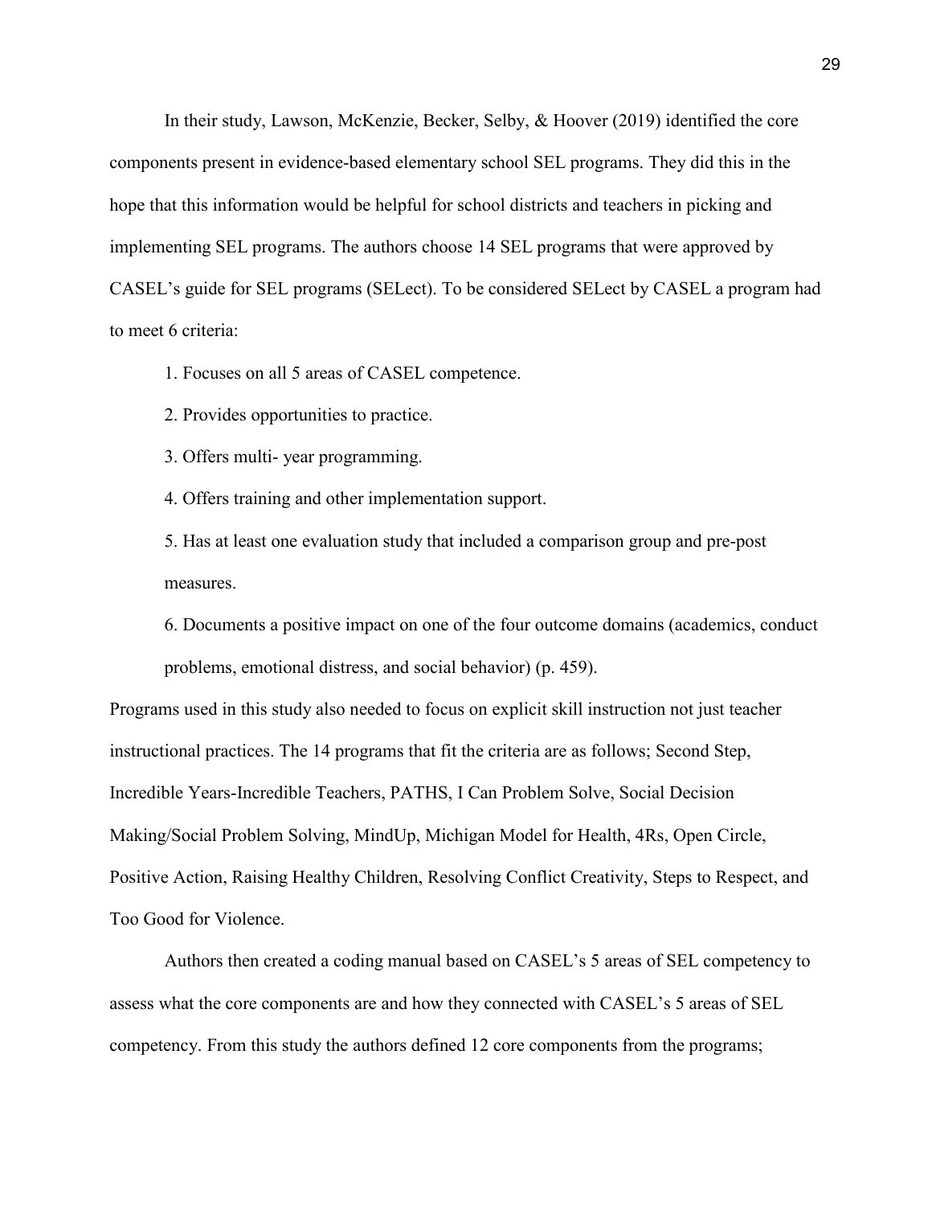In their study, Lawson, McKenzie, Becker, Selby, & Hoover (2019) identified the core components present in evidence-based elementary school SEL programs. They did this in the hope that this information would be helpful for school districts and teachers in picking and implementing SEL programs. The authors choose 14 SEL programs that were approved by CASEL's guide for SEL programs (SELect). To be considered SELect by CASEL a program had to meet 6 criteria:

1. Focuses on all 5 areas of CASEL competence.
2. Provides opportunities to practice.
3. Offers multi- year programming.
4. Offers training and other implementation support.
5. Has at least one evaluation study that included a comparison group and pre-post measures.
6. Documents a positive impact on one of the four outcome domains (academics, conduct problems, emotional distress, and social behavior) (p. 459).

Programs used in this study also needed to focus on explicit skill instruction not just teacher instructional practices. The 14 programs that fit the criteria are as follows; Second Step, Incredible Years-Incredible Teachers, PATHS, I Can Problem Solve, Social Decision Making/Social Problem Solving, MindUp, Michigan Model for Health, 4Rs, Open Circle, Positive Action, Raising Healthy Children, Resolving Conflict Creativity, Steps to Respect, and Too Good for Violence.

Authors then created a coding manual based on CASEL's 5 areas of SEL competency to assess what the core components are and how they connected with CASEL's 5 areas of SEL competency. From this study the authors defined 12 core components from the programs;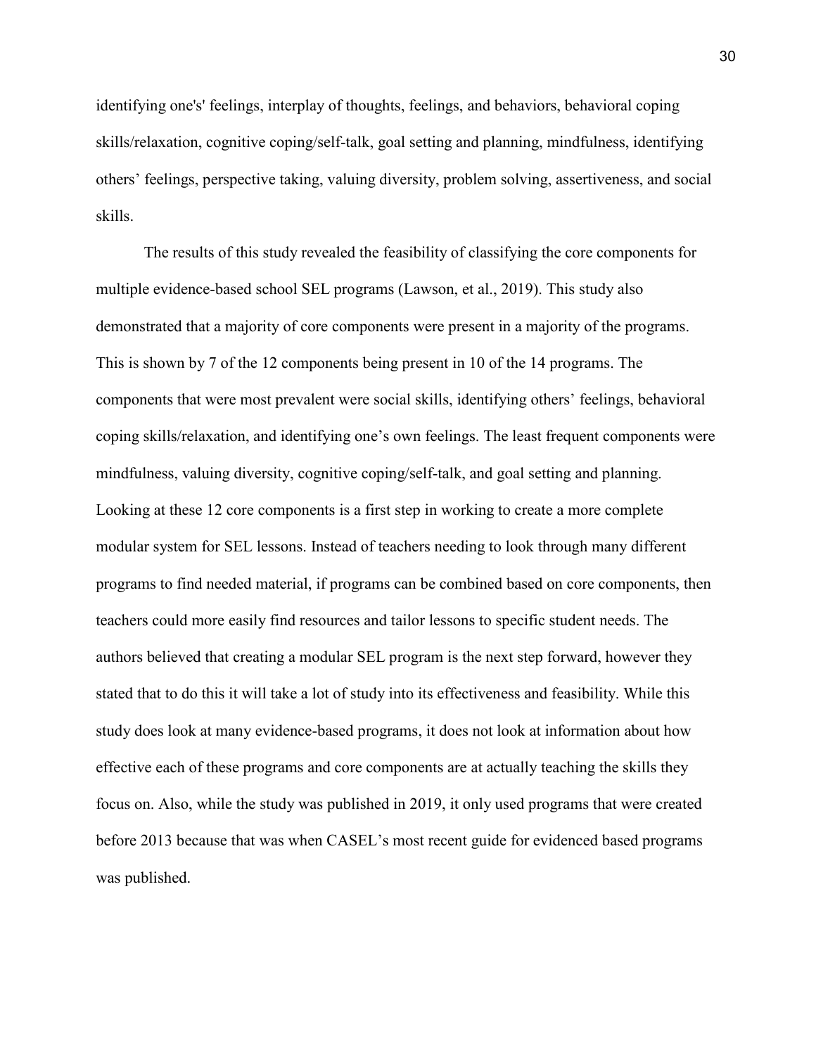identifying one's' feelings, interplay of thoughts, feelings, and behaviors, behavioral coping skills/relaxation, cognitive coping/self-talk, goal setting and planning, mindfulness, identifying others' feelings, perspective taking, valuing diversity, problem solving, assertiveness, and social skills.

The results of this study revealed the feasibility of classifying the core components for multiple evidence-based school SEL programs (Lawson, et al., 2019). This study also demonstrated that a majority of core components were present in a majority of the programs. This is shown by 7 of the 12 components being present in 10 of the 14 programs. The components that were most prevalent were social skills, identifying others' feelings, behavioral coping skills/relaxation, and identifying one's own feelings. The least frequent components were mindfulness, valuing diversity, cognitive coping/self-talk, and goal setting and planning. Looking at these 12 core components is a first step in working to create a more complete modular system for SEL lessons. Instead of teachers needing to look through many different programs to find needed material, if programs can be combined based on core components, then teachers could more easily find resources and tailor lessons to specific student needs. The authors believed that creating a modular SEL program is the next step forward, however they stated that to do this it will take a lot of study into its effectiveness and feasibility. While this study does look at many evidence-based programs, it does not look at information about how effective each of these programs and core components are at actually teaching the skills they focus on. Also, while the study was published in 2019, it only used programs that were created before 2013 because that was when CASEL's most recent guide for evidenced based programs was published.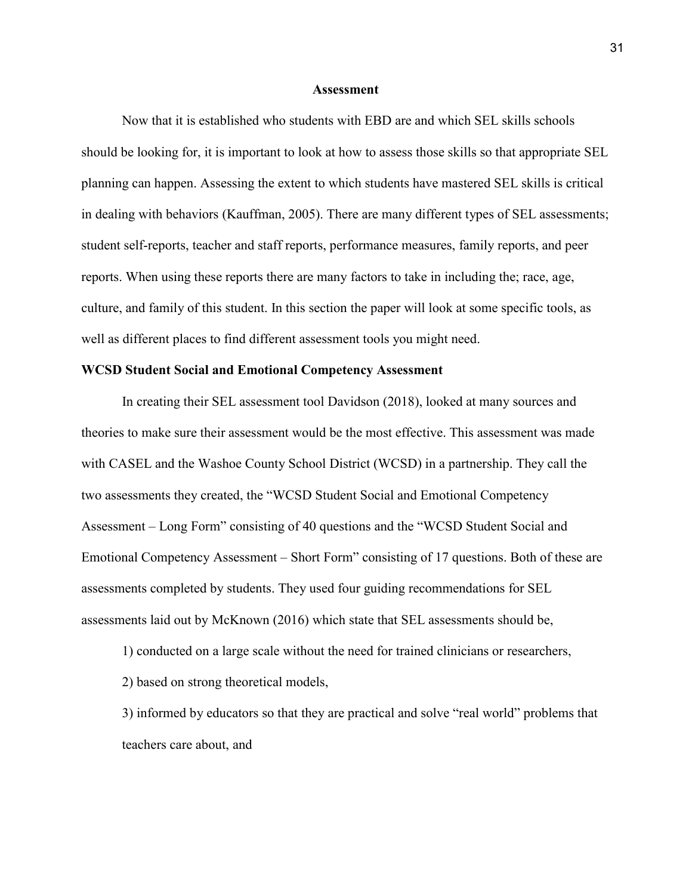## Assessment

Now that it is established who students with EBD are and which SEL skills schools should be looking for, it is important to look at how to assess those skills so that appropriate SEL planning can happen. Assessing the extent to which students have mastered SEL skills is critical in dealing with behaviors (Kauffman, 2005). There are many different types of SEL assessments; student self-reports, teacher and staff reports, performance measures, family reports, and peer reports. When using these reports there are many factors to take in including the; race, age, culture, and family of this student. In this section the paper will look at some specific tools, as well as different places to find different assessment tools you might need.

### WCSD Student Social and Emotional Competency Assessment

In creating their SEL assessment tool Davidson (2018), looked at many sources and theories to make sure their assessment would be the most effective. This assessment was made with CASEL and the Washoe County School District (WCSD) in a partnership. They call the two assessments they created, the "WCSD Student Social and Emotional Competency Assessment – Long Form" consisting of 40 questions and the "WCSD Student Social and Emotional Competency Assessment – Short Form" consisting of 17 questions. Both of these are assessments completed by students. They used four guiding recommendations for SEL assessments laid out by McKnown (2016) which state that SEL assessments should be,

1) conducted on a large scale without the need for trained clinicians or researchers,

2) based on strong theoretical models,

3) informed by educators so that they are practical and solve "real world" problems that teachers care about, and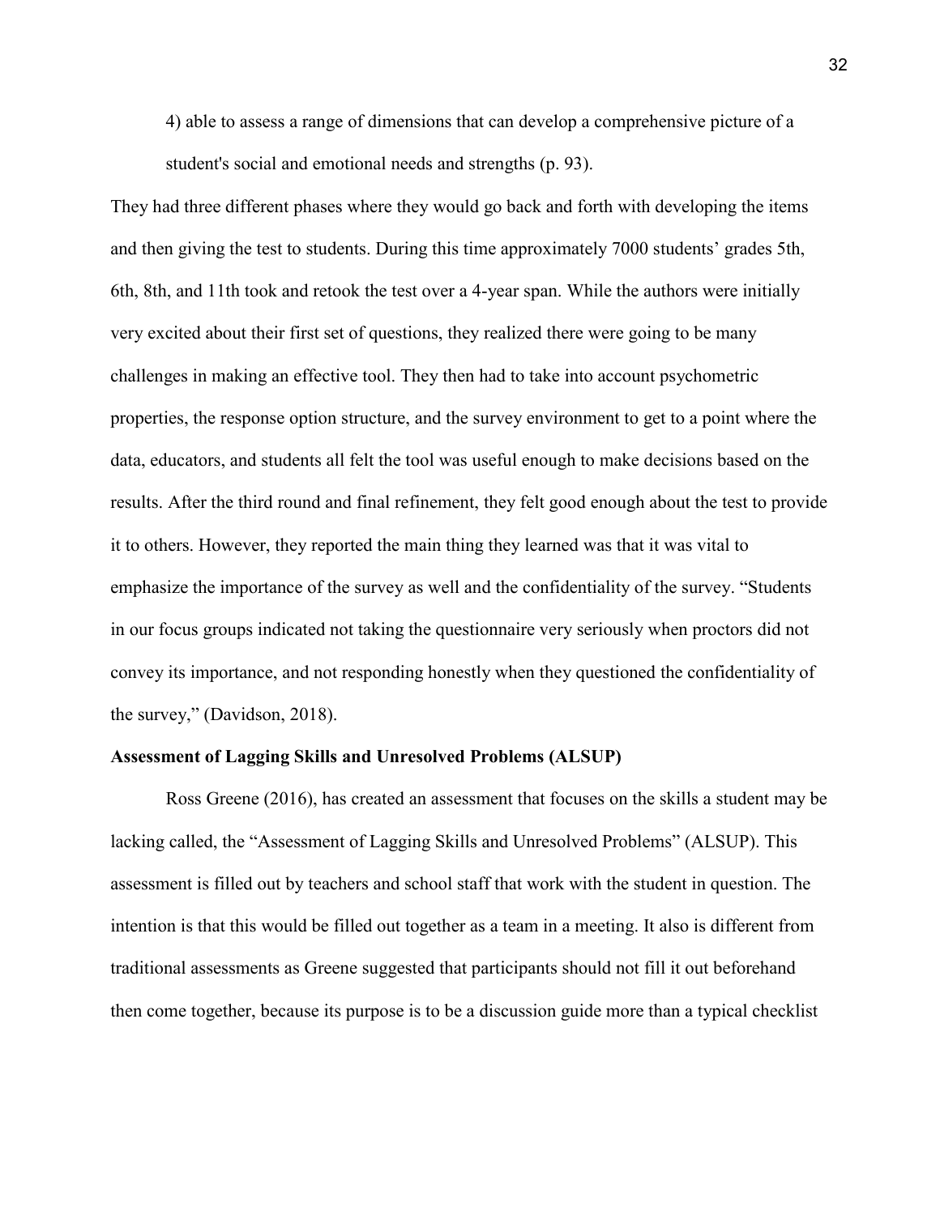4) able to assess a range of dimensions that can develop a comprehensive picture of a student's social and emotional needs and strengths (p. 93).

They had three different phases where they would go back and forth with developing the items and then giving the test to students. During this time approximately 7000 students' grades 5th, 6th, 8th, and 11th took and retook the test over a 4-year span. While the authors were initially very excited about their first set of questions, they realized there were going to be many challenges in making an effective tool. They then had to take into account psychometric properties, the response option structure, and the survey environment to get to a point where the data, educators, and students all felt the tool was useful enough to make decisions based on the results. After the third round and final refinement, they felt good enough about the test to provide it to others. However, they reported the main thing they learned was that it was vital to emphasize the importance of the survey as well and the confidentiality of the survey. "Students in our focus groups indicated not taking the questionnaire very seriously when proctors did not convey its importance, and not responding honestly when they questioned the confidentiality of the survey," (Davidson, 2018).

**Assessment of Lagging Skills and Unresolved Problems (ALSUP)**

Ross Greene (2016), has created an assessment that focuses on the skills a student may be lacking called, the "Assessment of Lagging Skills and Unresolved Problems" (ALSUP). This assessment is filled out by teachers and school staff that work with the student in question. The intention is that this would be filled out together as a team in a meeting. It also is different from traditional assessments as Greene suggested that participants should not fill it out beforehand then come together, because its purpose is to be a discussion guide more than a typical checklist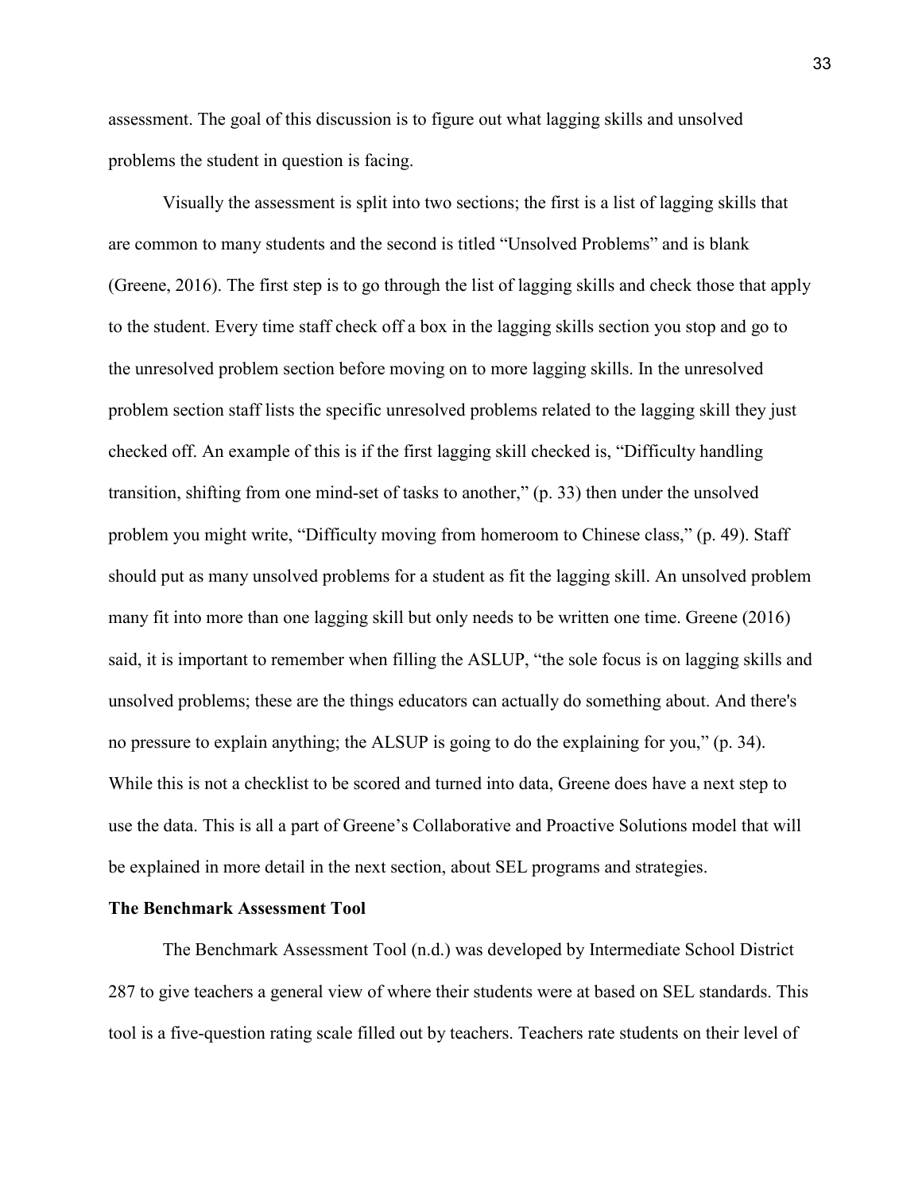assessment. The goal of this discussion is to figure out what lagging skills and unsolved problems the student in question is facing.

Visually the assessment is split into two sections; the first is a list of lagging skills that are common to many students and the second is titled "Unsolved Problems" and is blank (Greene, 2016). The first step is to go through the list of lagging skills and check those that apply to the student. Every time staff check off a box in the lagging skills section you stop and go to the unresolved problem section before moving on to more lagging skills. In the unresolved problem section staff lists the specific unresolved problems related to the lagging skill they just checked off. An example of this is if the first lagging skill checked is, "Difficulty handling transition, shifting from one mind-set of tasks to another," (p. 33) then under the unsolved problem you might write, "Difficulty moving from homeroom to Chinese class," (p. 49). Staff should put as many unsolved problems for a student as fit the lagging skill. An unsolved problem many fit into more than one lagging skill but only needs to be written one time. Greene (2016) said, it is important to remember when filling the ASLUP, "the sole focus is on lagging skills and unsolved problems; these are the things educators can actually do something about. And there's no pressure to explain anything; the ALSUP is going to do the explaining for you," (p. 34). While this is not a checklist to be scored and turned into data, Greene does have a next step to use the data. This is all a part of Greene's Collaborative and Proactive Solutions model that will be explained in more detail in the next section, about SEL programs and strategies.

**The Benchmark Assessment Tool**

The Benchmark Assessment Tool (n.d.) was developed by Intermediate School District 287 to give teachers a general view of where their students were at based on SEL standards. This tool is a five-question rating scale filled out by teachers. Teachers rate students on their level of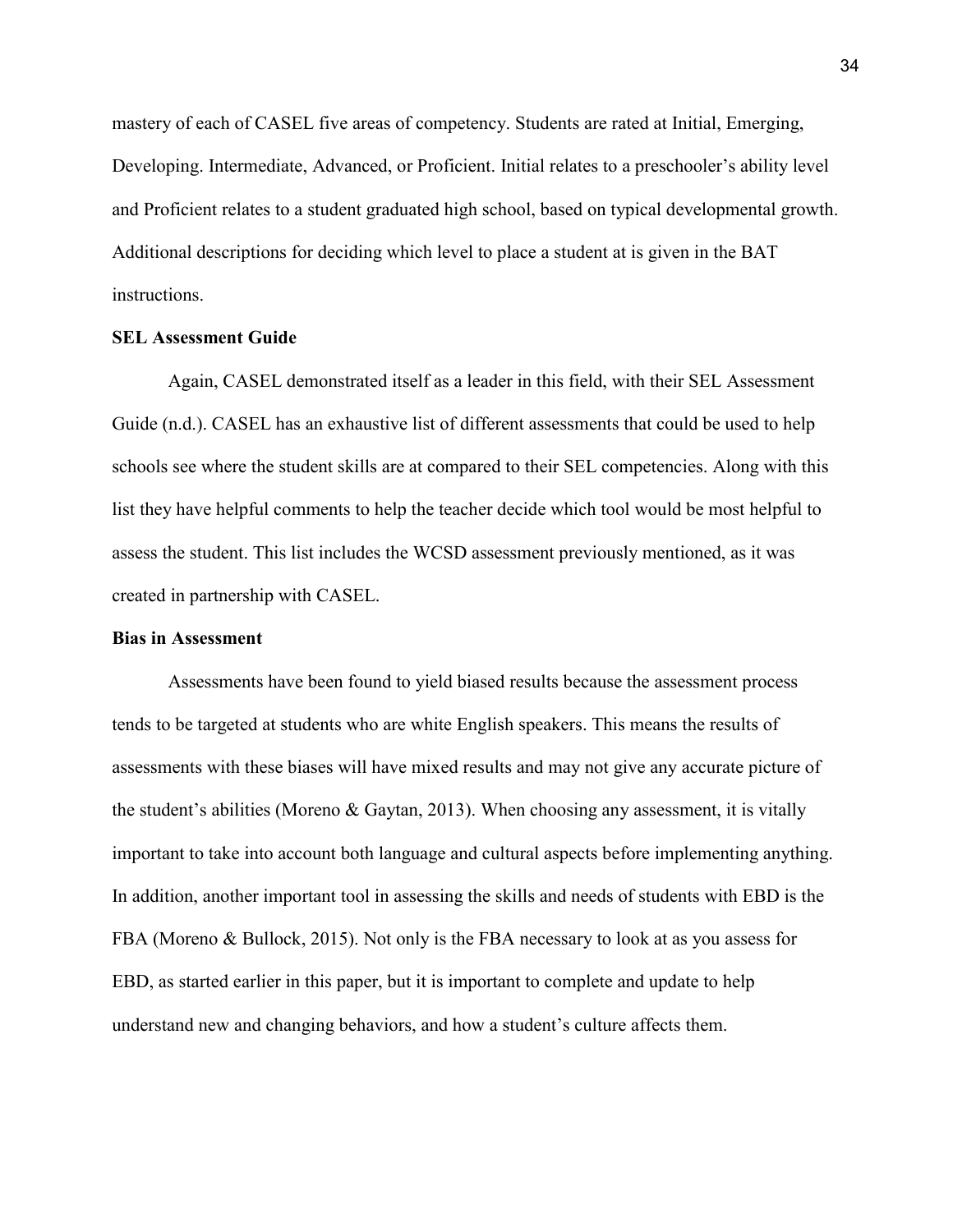mastery of each of CASEL five areas of competency. Students are rated at Initial, Emerging, Developing. Intermediate, Advanced, or Proficient. Initial relates to a preschooler's ability level and Proficient relates to a student graduated high school, based on typical developmental growth. Additional descriptions for deciding which level to place a student at is given in the BAT instructions.

**SEL Assessment Guide**

Again, CASEL demonstrated itself as a leader in this field, with their SEL Assessment Guide (n.d.). CASEL has an exhaustive list of different assessments that could be used to help schools see where the student skills are at compared to their SEL competencies. Along with this list they have helpful comments to help the teacher decide which tool would be most helpful to assess the student. This list includes the WCSD assessment previously mentioned, as it was created in partnership with CASEL.

**Bias in Assessment**

Assessments have been found to yield biased results because the assessment process tends to be targeted at students who are white English speakers. This means the results of assessments with these biases will have mixed results and may not give any accurate picture of the student's abilities (Moreno & Gaytan, 2013). When choosing any assessment, it is vitally important to take into account both language and cultural aspects before implementing anything. In addition, another important tool in assessing the skills and needs of students with EBD is the FBA (Moreno & Bullock, 2015). Not only is the FBA necessary to look at as you assess for EBD, as started earlier in this paper, but it is important to complete and update to help understand new and changing behaviors, and how a student's culture affects them.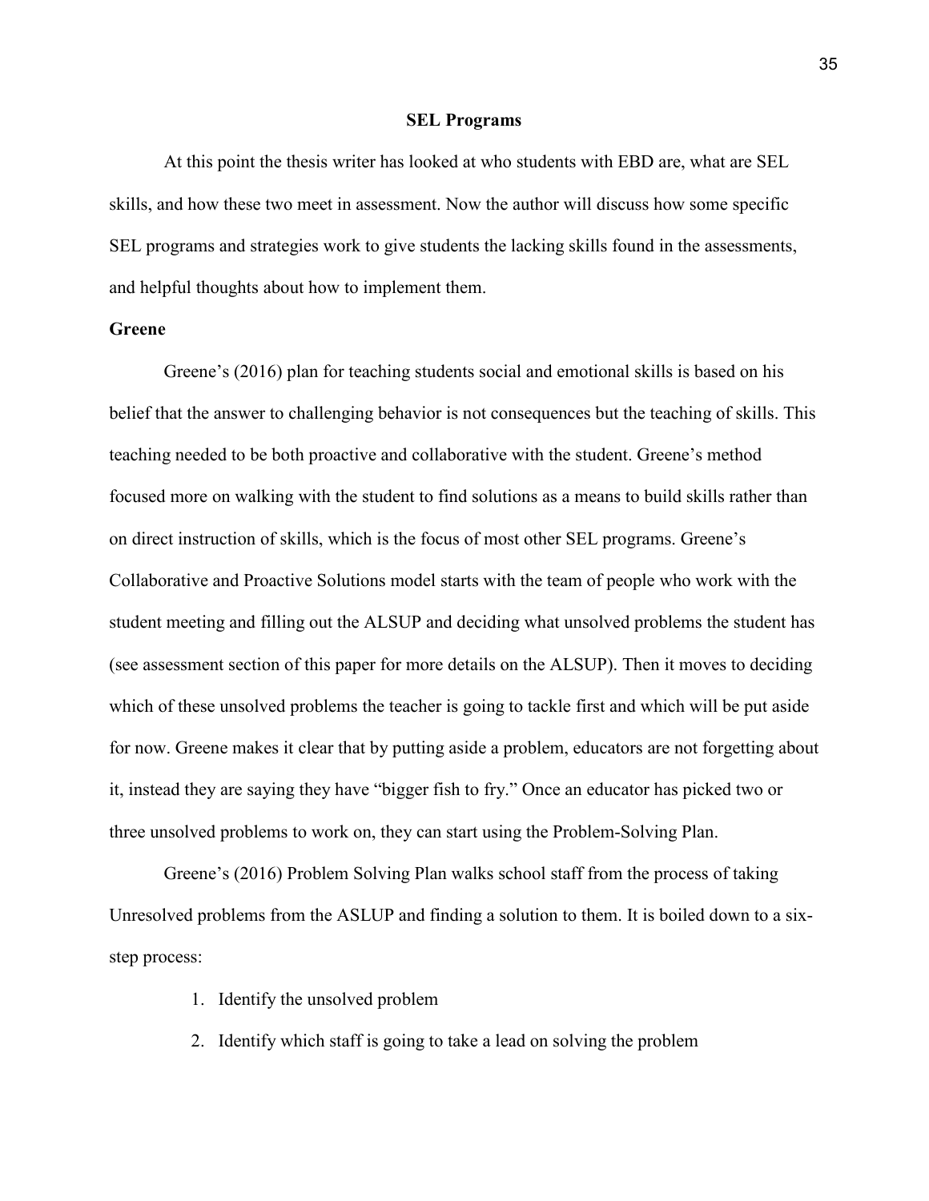## SEL Programs

At this point the thesis writer has looked at who students with EBD are, what are SEL skills, and how these two meet in assessment. Now the author will discuss how some specific SEL programs and strategies work to give students the lacking skills found in the assessments, and helpful thoughts about how to implement them.

### Greene

Greene's (2016) plan for teaching students social and emotional skills is based on his belief that the answer to challenging behavior is not consequences but the teaching of skills. This teaching needed to be both proactive and collaborative with the student. Greene's method focused more on walking with the student to find solutions as a means to build skills rather than on direct instruction of skills, which is the focus of most other SEL programs. Greene's Collaborative and Proactive Solutions model starts with the team of people who work with the student meeting and filling out the ALSUP and deciding what unsolved problems the student has (see assessment section of this paper for more details on the ALSUP). Then it moves to deciding which of these unsolved problems the teacher is going to tackle first and which will be put aside for now. Greene makes it clear that by putting aside a problem, educators are not forgetting about it, instead they are saying they have "bigger fish to fry." Once an educator has picked two or three unsolved problems to work on, they can start using the Problem-Solving Plan.

Greene's (2016) Problem Solving Plan walks school staff from the process of taking Unresolved problems from the ASLUP and finding a solution to them. It is boiled down to a six-step process:

1. Identify the unsolved problem
2. Identify which staff is going to take a lead on solving the problem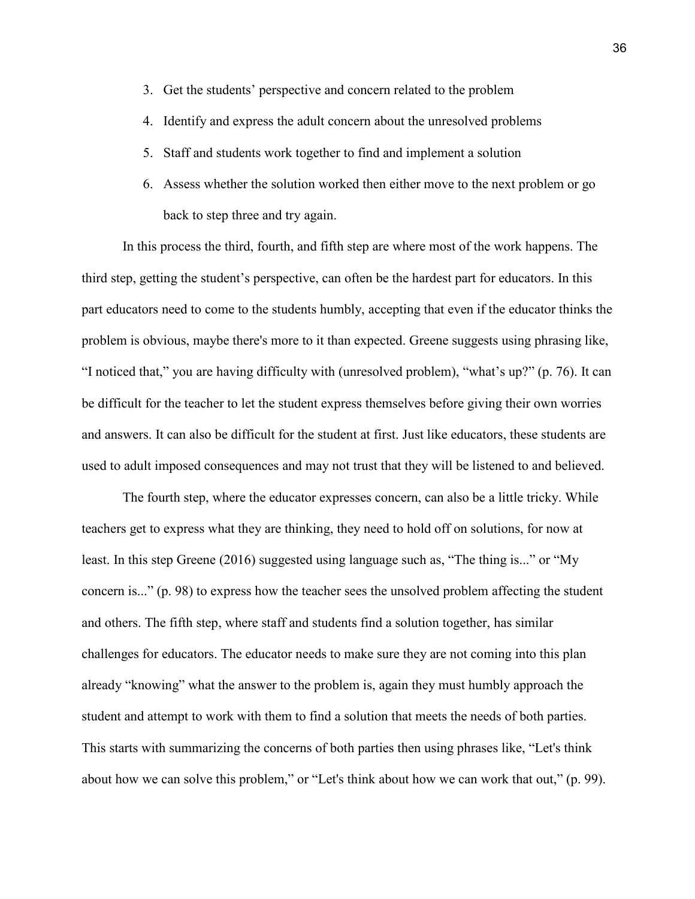3. Get the students' perspective and concern related to the problem
4. Identify and express the adult concern about the unresolved problems
5. Staff and students work together to find and implement a solution
6. Assess whether the solution worked then either move to the next problem or go back to step three and try again.

In this process the third, fourth, and fifth step are where most of the work happens. The third step, getting the student's perspective, can often be the hardest part for educators. In this part educators need to come to the students humbly, accepting that even if the educator thinks the problem is obvious, maybe there's more to it than expected. Greene suggests using phrasing like, "I noticed that," you are having difficulty with (unresolved problem), "what's up?" (p. 76). It can be difficult for the teacher to let the student express themselves before giving their own worries and answers. It can also be difficult for the student at first. Just like educators, these students are used to adult imposed consequences and may not trust that they will be listened to and believed.

The fourth step, where the educator expresses concern, can also be a little tricky. While teachers get to express what they are thinking, they need to hold off on solutions, for now at least. In this step Greene (2016) suggested using language such as, "The thing is..." or "My concern is..." (p. 98) to express how the teacher sees the unsolved problem affecting the student and others. The fifth step, where staff and students find a solution together, has similar challenges for educators. The educator needs to make sure they are not coming into this plan already "knowing" what the answer to the problem is, again they must humbly approach the student and attempt to work with them to find a solution that meets the needs of both parties. This starts with summarizing the concerns of both parties then using phrases like, "Let's think about how we can solve this problem," or "Let's think about how we can work that out," (p. 99).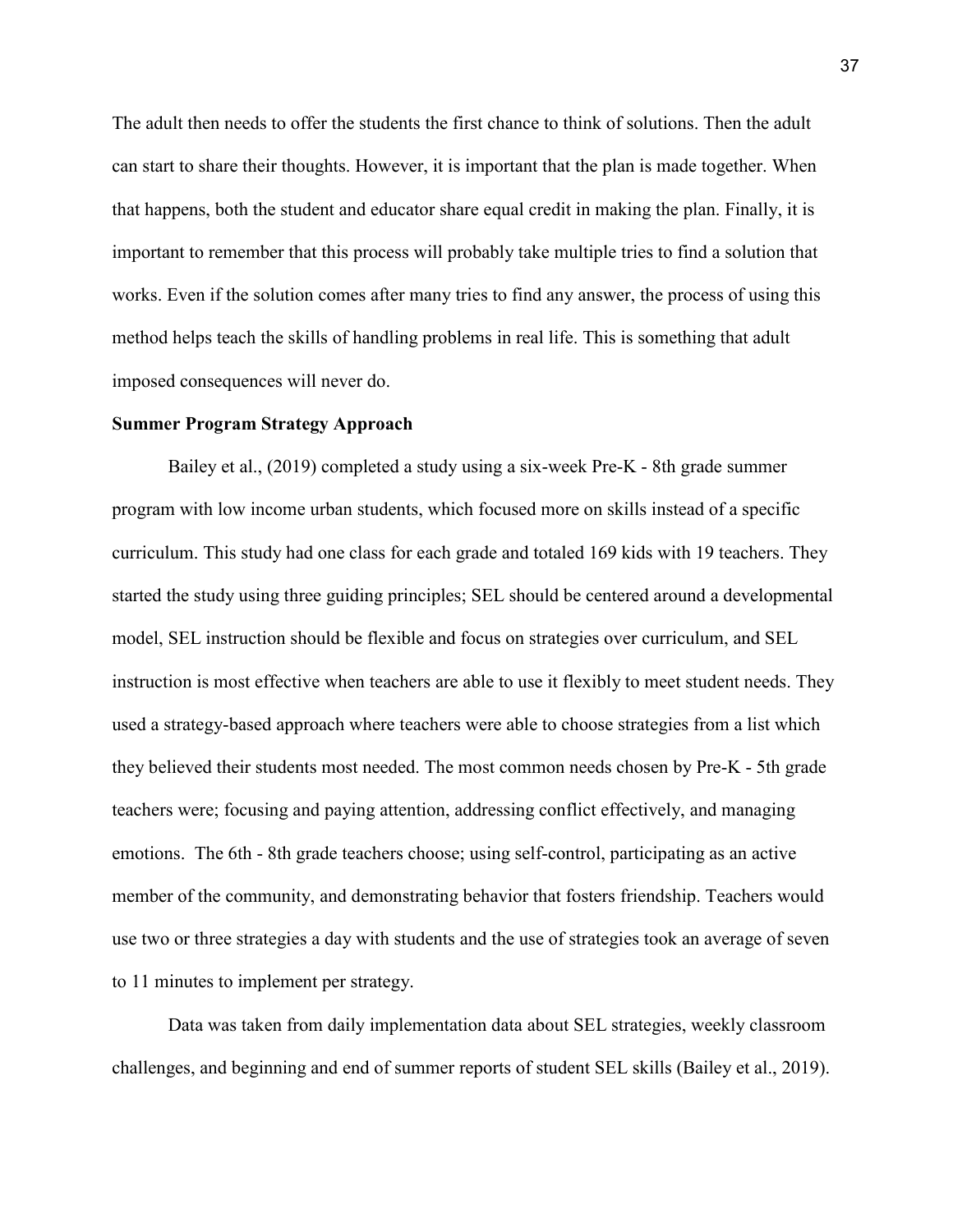The adult then needs to offer the students the first chance to think of solutions. Then the adult can start to share their thoughts. However, it is important that the plan is made together. When that happens, both the student and educator share equal credit in making the plan. Finally, it is important to remember that this process will probably take multiple tries to find a solution that works. Even if the solution comes after many tries to find any answer, the process of using this method helps teach the skills of handling problems in real life. This is something that adult imposed consequences will never do.

**Summer Program Strategy Approach**

Bailey et al., (2019) completed a study using a six-week Pre-K - 8th grade summer program with low income urban students, which focused more on skills instead of a specific curriculum. This study had one class for each grade and totaled 169 kids with 19 teachers. They started the study using three guiding principles; SEL should be centered around a developmental model, SEL instruction should be flexible and focus on strategies over curriculum, and SEL instruction is most effective when teachers are able to use it flexibly to meet student needs. They used a strategy-based approach where teachers were able to choose strategies from a list which they believed their students most needed. The most common needs chosen by Pre-K - 5th grade teachers were; focusing and paying attention, addressing conflict effectively, and managing emotions. The 6th - 8th grade teachers choose; using self-control, participating as an active member of the community, and demonstrating behavior that fosters friendship. Teachers would use two or three strategies a day with students and the use of strategies took an average of seven to 11 minutes to implement per strategy.

Data was taken from daily implementation data about SEL strategies, weekly classroom challenges, and beginning and end of summer reports of student SEL skills (Bailey et al., 2019).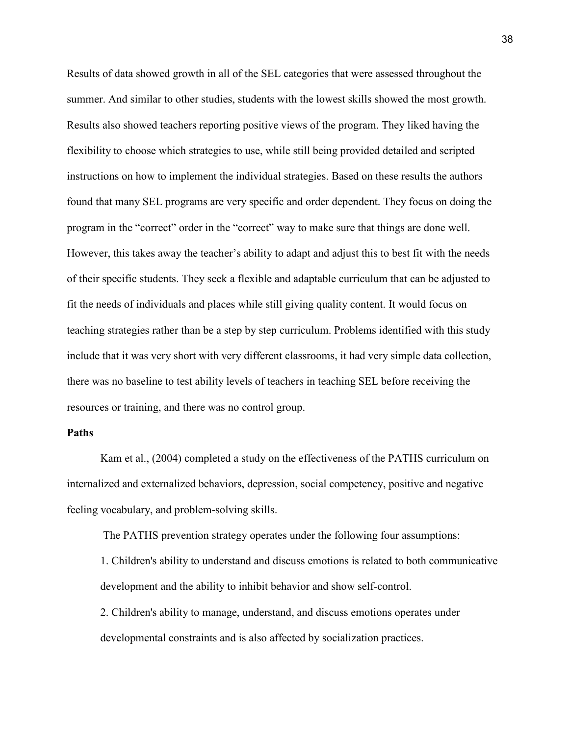Results of data showed growth in all of the SEL categories that were assessed throughout the summer. And similar to other studies, students with the lowest skills showed the most growth. Results also showed teachers reporting positive views of the program. They liked having the flexibility to choose which strategies to use, while still being provided detailed and scripted instructions on how to implement the individual strategies. Based on these results the authors found that many SEL programs are very specific and order dependent. They focus on doing the program in the "correct" order in the "correct" way to make sure that things are done well. However, this takes away the teacher's ability to adapt and adjust this to best fit with the needs of their specific students. They seek a flexible and adaptable curriculum that can be adjusted to fit the needs of individuals and places while still giving quality content. It would focus on teaching strategies rather than be a step by step curriculum. Problems identified with this study include that it was very short with very different classrooms, it had very simple data collection, there was no baseline to test ability levels of teachers in teaching SEL before receiving the resources or training, and there was no control group.

**Paths**

Kam et al., (2004) completed a study on the effectiveness of the PATHS curriculum on internalized and externalized behaviors, depression, social competency, positive and negative feeling vocabulary, and problem-solving skills.

The PATHS prevention strategy operates under the following four assumptions:

1. Children's ability to understand and discuss emotions is related to both communicative development and the ability to inhibit behavior and show self-control.
2. Children's ability to manage, understand, and discuss emotions operates under developmental constraints and is also affected by socialization practices.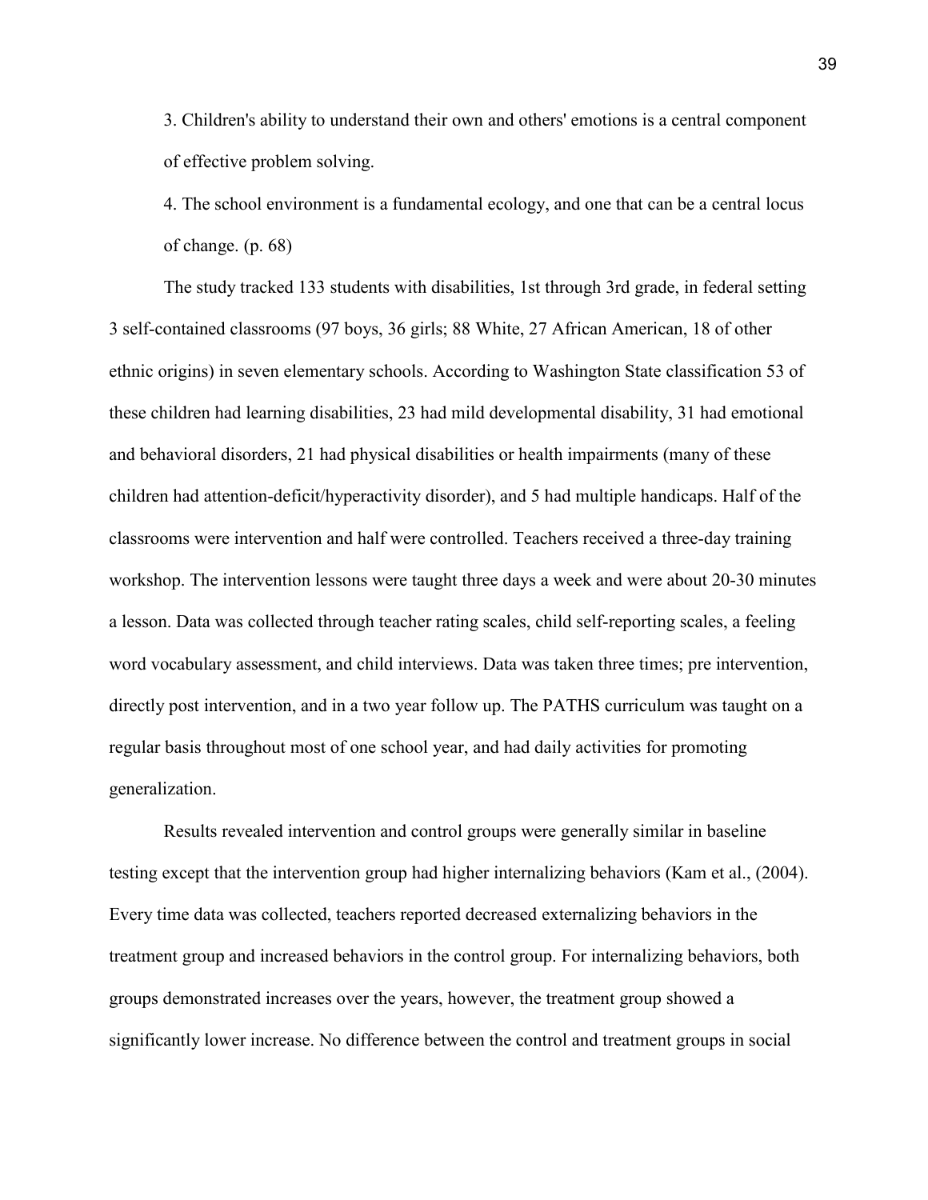3. Children's ability to understand their own and others' emotions is a central component of effective problem solving.

4. The school environment is a fundamental ecology, and one that can be a central locus of change. (p. 68)

The study tracked 133 students with disabilities, 1st through 3rd grade, in federal setting 3 self-contained classrooms (97 boys, 36 girls; 88 White, 27 African American, 18 of other ethnic origins) in seven elementary schools. According to Washington State classification 53 of these children had learning disabilities, 23 had mild developmental disability, 31 had emotional and behavioral disorders, 21 had physical disabilities or health impairments (many of these children had attention-deficit/hyperactivity disorder), and 5 had multiple handicaps. Half of the classrooms were intervention and half were controlled. Teachers received a three-day training workshop. The intervention lessons were taught three days a week and were about 20-30 minutes a lesson. Data was collected through teacher rating scales, child self-reporting scales, a feeling word vocabulary assessment, and child interviews. Data was taken three times; pre intervention, directly post intervention, and in a two year follow up. The PATHS curriculum was taught on a regular basis throughout most of one school year, and had daily activities for promoting generalization.

Results revealed intervention and control groups were generally similar in baseline testing except that the intervention group had higher internalizing behaviors (Kam et al., (2004). Every time data was collected, teachers reported decreased externalizing behaviors in the treatment group and increased behaviors in the control group. For internalizing behaviors, both groups demonstrated increases over the years, however, the treatment group showed a significantly lower increase. No difference between the control and treatment groups in social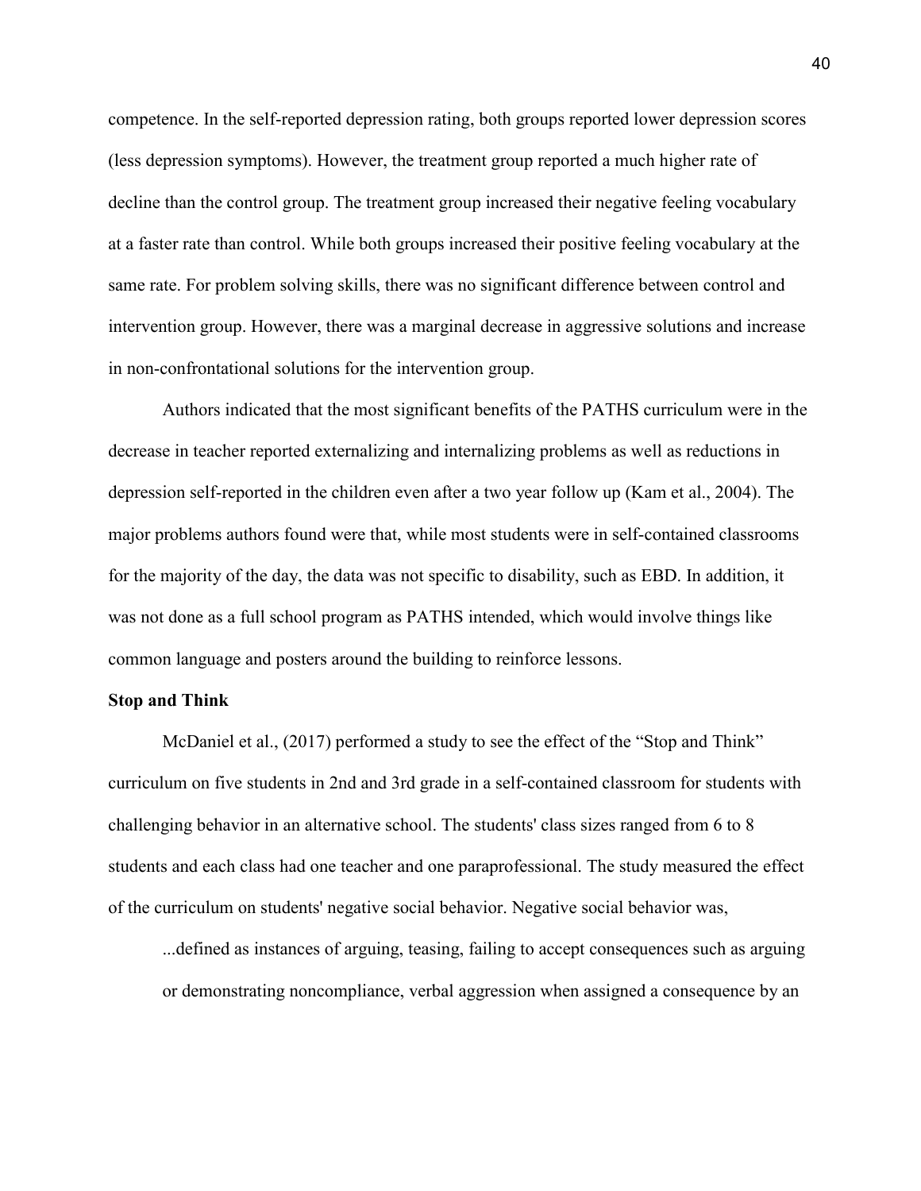competence. In the self-reported depression rating, both groups reported lower depression scores (less depression symptoms). However, the treatment group reported a much higher rate of decline than the control group. The treatment group increased their negative feeling vocabulary at a faster rate than control. While both groups increased their positive feeling vocabulary at the same rate. For problem solving skills, there was no significant difference between control and intervention group. However, there was a marginal decrease in aggressive solutions and increase in non-confrontational solutions for the intervention group.

Authors indicated that the most significant benefits of the PATHS curriculum were in the decrease in teacher reported externalizing and internalizing problems as well as reductions in depression self-reported in the children even after a two year follow up (Kam et al., 2004). The major problems authors found were that, while most students were in self-contained classrooms for the majority of the day, the data was not specific to disability, such as EBD. In addition, it was not done as a full school program as PATHS intended, which would involve things like common language and posters around the building to reinforce lessons.

**Stop and Think**

McDaniel et al., (2017) performed a study to see the effect of the "Stop and Think" curriculum on five students in 2nd and 3rd grade in a self-contained classroom for students with challenging behavior in an alternative school. The students' class sizes ranged from 6 to 8 students and each class had one teacher and one paraprofessional. The study measured the effect of the curriculum on students' negative social behavior. Negative social behavior was,

> ...defined as instances of arguing, teasing, failing to accept consequences such as arguing or demonstrating noncompliance, verbal aggression when assigned a consequence by an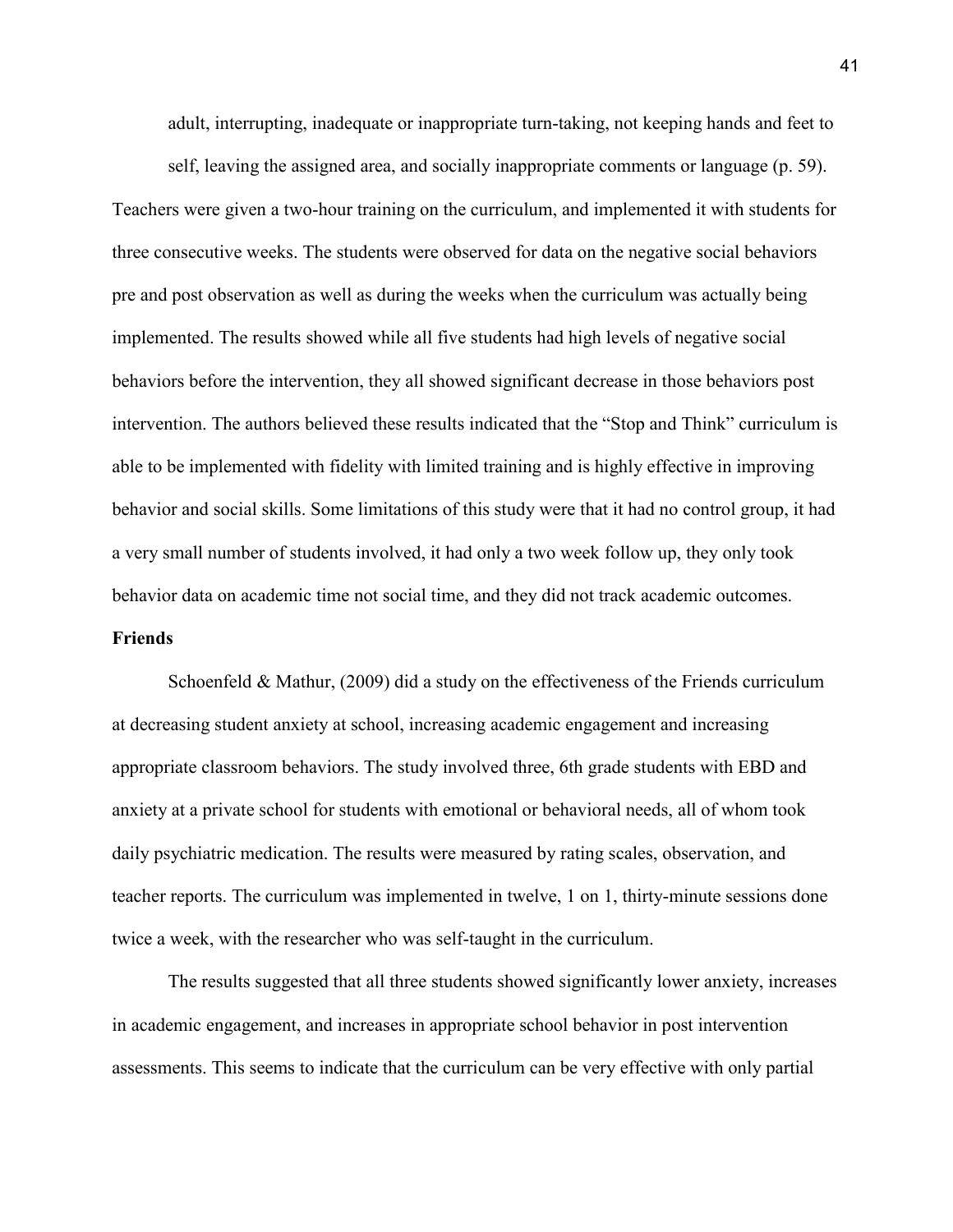adult, interrupting, inadequate or inappropriate turn-taking, not keeping hands and feet to self, leaving the assigned area, and socially inappropriate comments or language (p. 59).

Teachers were given a two-hour training on the curriculum, and implemented it with students for three consecutive weeks. The students were observed for data on the negative social behaviors pre and post observation as well as during the weeks when the curriculum was actually being implemented. The results showed while all five students had high levels of negative social behaviors before the intervention, they all showed significant decrease in those behaviors post intervention. The authors believed these results indicated that the "Stop and Think" curriculum is able to be implemented with fidelity with limited training and is highly effective in improving behavior and social skills. Some limitations of this study were that it had no control group, it had a very small number of students involved, it had only a two week follow up, they only took behavior data on academic time not social time, and they did not track academic outcomes.

**Friends**

Schoenfeld & Mathur, (2009) did a study on the effectiveness of the Friends curriculum at decreasing student anxiety at school, increasing academic engagement and increasing appropriate classroom behaviors. The study involved three, 6th grade students with EBD and anxiety at a private school for students with emotional or behavioral needs, all of whom took daily psychiatric medication. The results were measured by rating scales, observation, and teacher reports. The curriculum was implemented in twelve, 1 on 1, thirty-minute sessions done twice a week, with the researcher who was self-taught in the curriculum.

The results suggested that all three students showed significantly lower anxiety, increases in academic engagement, and increases in appropriate school behavior in post intervention assessments. This seems to indicate that the curriculum can be very effective with only partial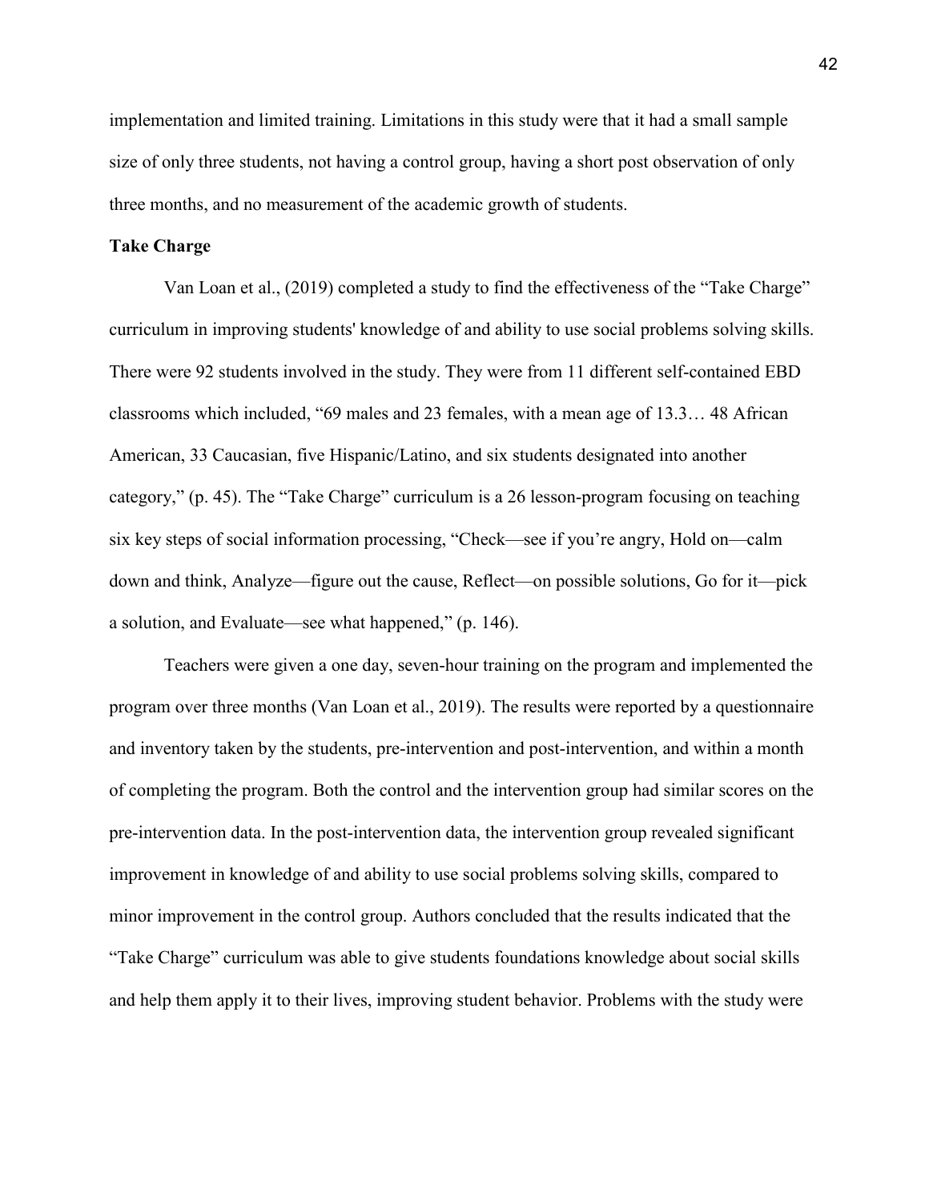implementation and limited training. Limitations in this study were that it had a small sample size of only three students, not having a control group, having a short post observation of only three months, and no measurement of the academic growth of students.

**Take Charge**

Van Loan et al., (2019) completed a study to find the effectiveness of the "Take Charge" curriculum in improving students' knowledge of and ability to use social problems solving skills. There were 92 students involved in the study. They were from 11 different self-contained EBD classrooms which included, "69 males and 23 females, with a mean age of 13.3… 48 African American, 33 Caucasian, five Hispanic/Latino, and six students designated into another category," (p. 45). The "Take Charge" curriculum is a 26 lesson-program focusing on teaching six key steps of social information processing, "Check—see if you're angry, Hold on—calm down and think, Analyze—figure out the cause, Reflect—on possible solutions, Go for it—pick a solution, and Evaluate—see what happened," (p. 146).

Teachers were given a one day, seven-hour training on the program and implemented the program over three months (Van Loan et al., 2019). The results were reported by a questionnaire and inventory taken by the students, pre-intervention and post-intervention, and within a month of completing the program. Both the control and the intervention group had similar scores on the pre-intervention data. In the post-intervention data, the intervention group revealed significant improvement in knowledge of and ability to use social problems solving skills, compared to minor improvement in the control group. Authors concluded that the results indicated that the "Take Charge" curriculum was able to give students foundations knowledge about social skills and help them apply it to their lives, improving student behavior. Problems with the study were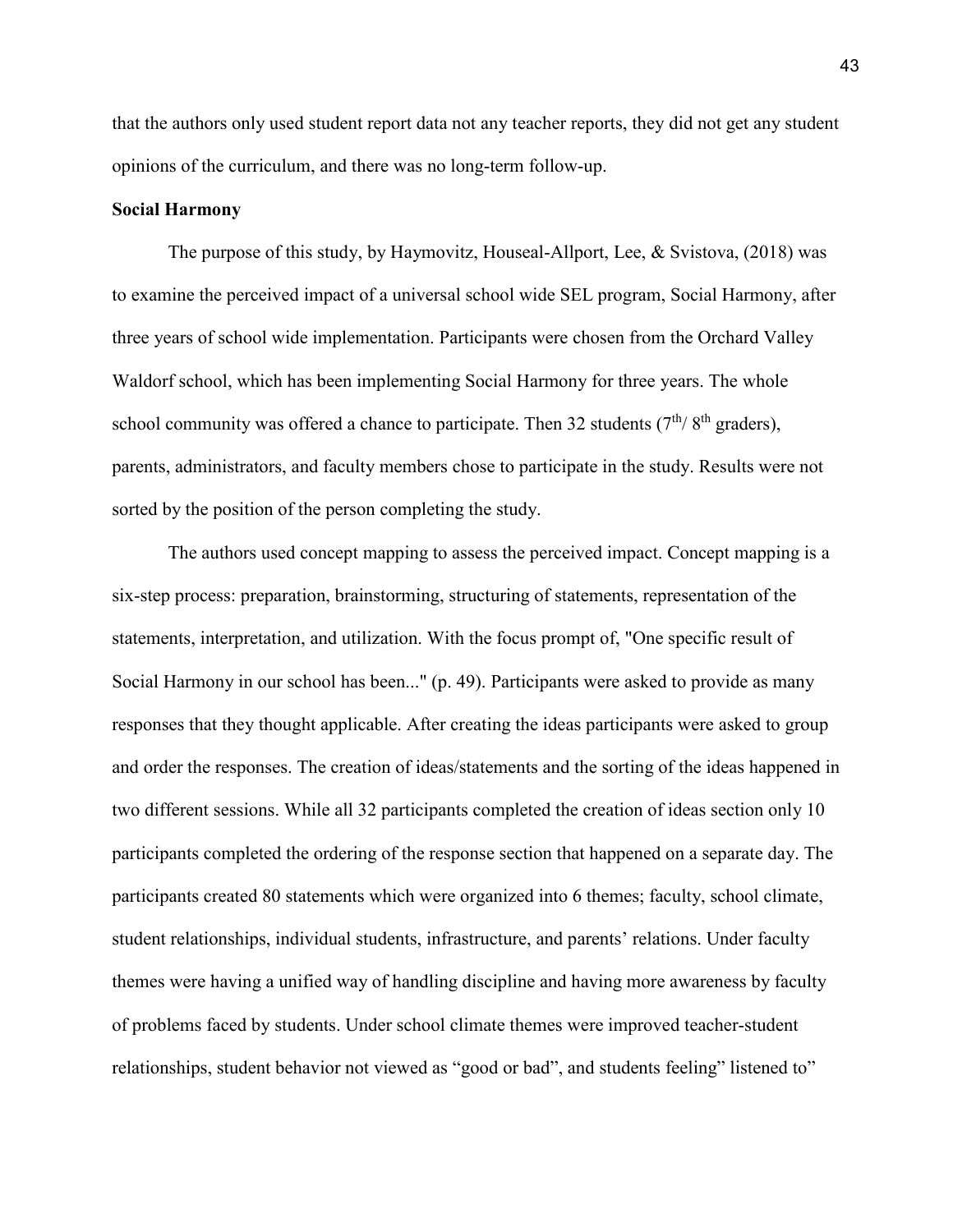that the authors only used student report data not any teacher reports, they did not get any student opinions of the curriculum, and there was no long-term follow-up.

**Social Harmony**

The purpose of this study, by Haymovitz, Houseal-Allport, Lee, & Svistova, (2018) was to examine the perceived impact of a universal school wide SEL program, Social Harmony, after three years of school wide implementation. Participants were chosen from the Orchard Valley Waldorf school, which has been implementing Social Harmony for three years. The whole school community was offered a chance to participate. Then 32 students (7th/ 8th graders), parents, administrators, and faculty members chose to participate in the study. Results were not sorted by the position of the person completing the study.

The authors used concept mapping to assess the perceived impact. Concept mapping is a six-step process: preparation, brainstorming, structuring of statements, representation of the statements, interpretation, and utilization. With the focus prompt of, "One specific result of Social Harmony in our school has been..." (p. 49). Participants were asked to provide as many responses that they thought applicable. After creating the ideas participants were asked to group and order the responses. The creation of ideas/statements and the sorting of the ideas happened in two different sessions. While all 32 participants completed the creation of ideas section only 10 participants completed the ordering of the response section that happened on a separate day. The participants created 80 statements which were organized into 6 themes; faculty, school climate, student relationships, individual students, infrastructure, and parents' relations. Under faculty themes were having a unified way of handling discipline and having more awareness by faculty of problems faced by students. Under school climate themes were improved teacher-student relationships, student behavior not viewed as "good or bad", and students feeling" listened to"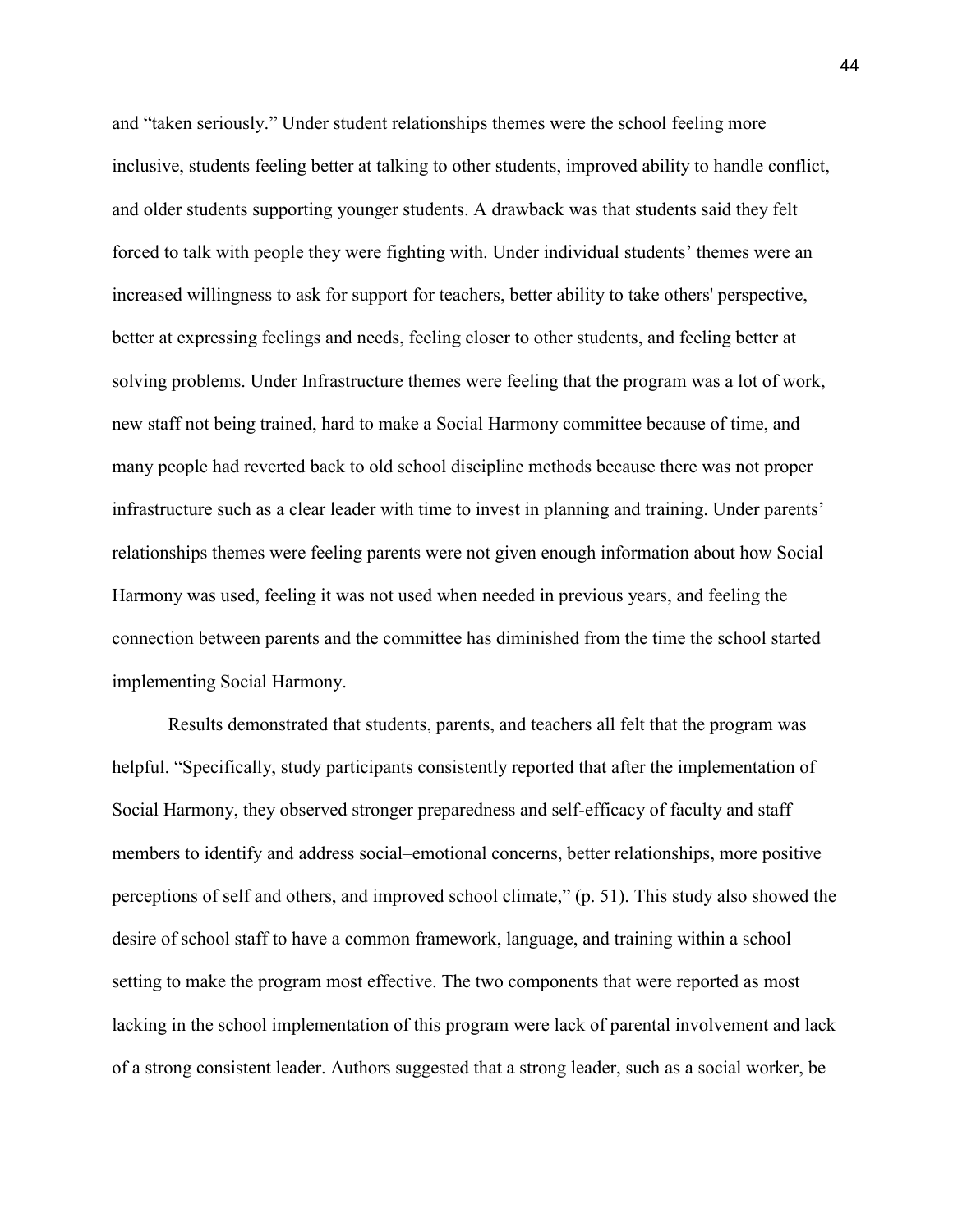and "taken seriously." Under student relationships themes were the school feeling more inclusive, students feeling better at talking to other students, improved ability to handle conflict, and older students supporting younger students. A drawback was that students said they felt forced to talk with people they were fighting with. Under individual students' themes were an increased willingness to ask for support for teachers, better ability to take others' perspective, better at expressing feelings and needs, feeling closer to other students, and feeling better at solving problems. Under Infrastructure themes were feeling that the program was a lot of work, new staff not being trained, hard to make a Social Harmony committee because of time, and many people had reverted back to old school discipline methods because there was not proper infrastructure such as a clear leader with time to invest in planning and training. Under parents' relationships themes were feeling parents were not given enough information about how Social Harmony was used, feeling it was not used when needed in previous years, and feeling the connection between parents and the committee has diminished from the time the school started implementing Social Harmony.

Results demonstrated that students, parents, and teachers all felt that the program was helpful. "Specifically, study participants consistently reported that after the implementation of Social Harmony, they observed stronger preparedness and self-efficacy of faculty and staff members to identify and address social–emotional concerns, better relationships, more positive perceptions of self and others, and improved school climate," (p. 51). This study also showed the desire of school staff to have a common framework, language, and training within a school setting to make the program most effective. The two components that were reported as most lacking in the school implementation of this program were lack of parental involvement and lack of a strong consistent leader. Authors suggested that a strong leader, such as a social worker, be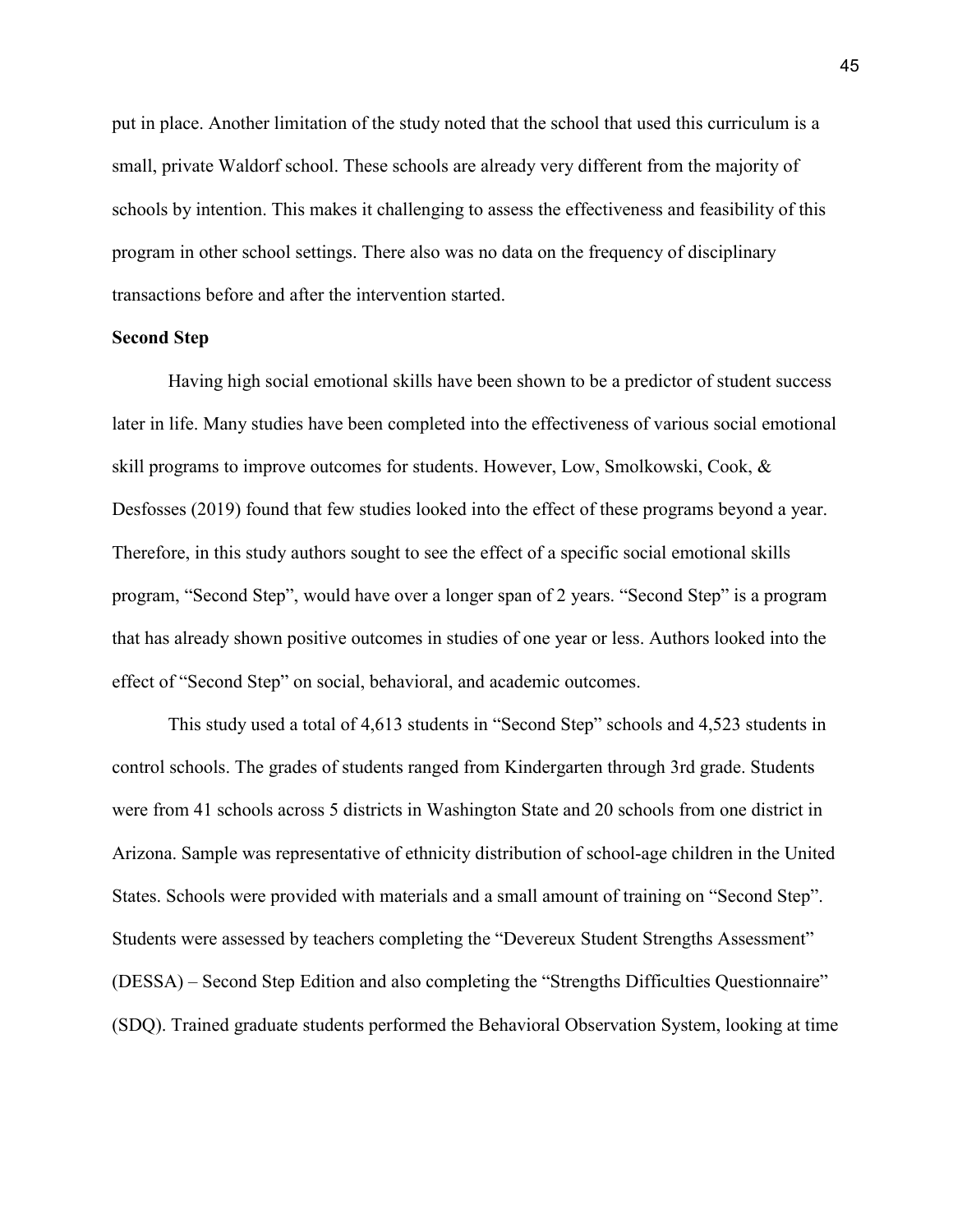put in place. Another limitation of the study noted that the school that used this curriculum is a small, private Waldorf school. These schools are already very different from the majority of schools by intention. This makes it challenging to assess the effectiveness and feasibility of this program in other school settings. There also was no data on the frequency of disciplinary transactions before and after the intervention started.

**Second Step**

Having high social emotional skills have been shown to be a predictor of student success later in life. Many studies have been completed into the effectiveness of various social emotional skill programs to improve outcomes for students. However, Low, Smolkowski, Cook, & Desfosses (2019) found that few studies looked into the effect of these programs beyond a year. Therefore, in this study authors sought to see the effect of a specific social emotional skills program, "Second Step", would have over a longer span of 2 years. "Second Step" is a program that has already shown positive outcomes in studies of one year or less. Authors looked into the effect of "Second Step" on social, behavioral, and academic outcomes.

This study used a total of 4,613 students in "Second Step" schools and 4,523 students in control schools. The grades of students ranged from Kindergarten through 3rd grade. Students were from 41 schools across 5 districts in Washington State and 20 schools from one district in Arizona. Sample was representative of ethnicity distribution of school-age children in the United States. Schools were provided with materials and a small amount of training on "Second Step". Students were assessed by teachers completing the "Devereux Student Strengths Assessment" (DESSA) – Second Step Edition and also completing the "Strengths Difficulties Questionnaire" (SDQ). Trained graduate students performed the Behavioral Observation System, looking at time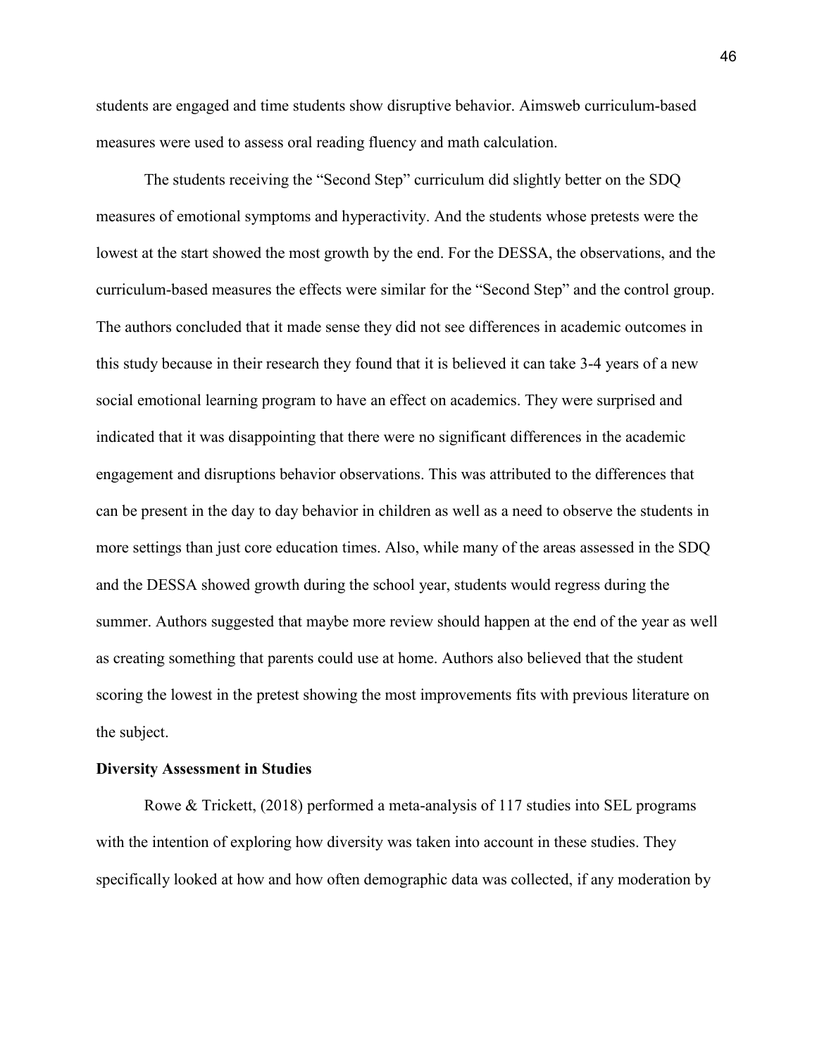students are engaged and time students show disruptive behavior. Aimsweb curriculum-based measures were used to assess oral reading fluency and math calculation.

The students receiving the "Second Step" curriculum did slightly better on the SDQ measures of emotional symptoms and hyperactivity. And the students whose pretests were the lowest at the start showed the most growth by the end. For the DESSA, the observations, and the curriculum-based measures the effects were similar for the "Second Step" and the control group. The authors concluded that it made sense they did not see differences in academic outcomes in this study because in their research they found that it is believed it can take 3-4 years of a new social emotional learning program to have an effect on academics. They were surprised and indicated that it was disappointing that there were no significant differences in the academic engagement and disruptions behavior observations. This was attributed to the differences that can be present in the day to day behavior in children as well as a need to observe the students in more settings than just core education times. Also, while many of the areas assessed in the SDQ and the DESSA showed growth during the school year, students would regress during the summer. Authors suggested that maybe more review should happen at the end of the year as well as creating something that parents could use at home. Authors also believed that the student scoring the lowest in the pretest showing the most improvements fits with previous literature on the subject.

**Diversity Assessment in Studies**

Rowe & Trickett, (2018) performed a meta-analysis of 117 studies into SEL programs with the intention of exploring how diversity was taken into account in these studies. They specifically looked at how and how often demographic data was collected, if any moderation by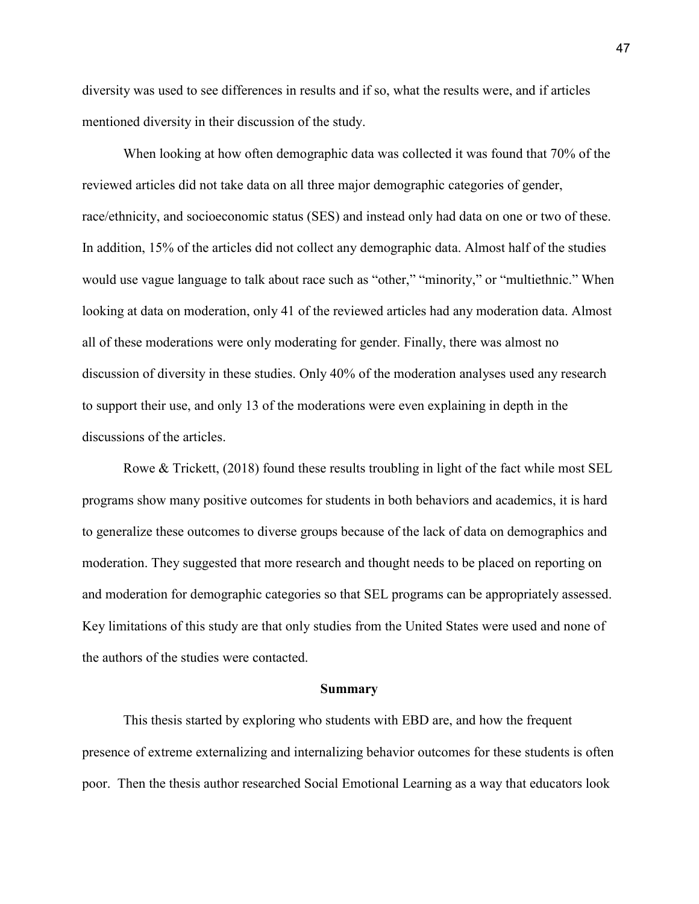diversity was used to see differences in results and if so, what the results were, and if articles mentioned diversity in their discussion of the study.

When looking at how often demographic data was collected it was found that 70% of the reviewed articles did not take data on all three major demographic categories of gender, race/ethnicity, and socioeconomic status (SES) and instead only had data on one or two of these. In addition, 15% of the articles did not collect any demographic data. Almost half of the studies would use vague language to talk about race such as "other," "minority," or "multiethnic." When looking at data on moderation, only 41 of the reviewed articles had any moderation data. Almost all of these moderations were only moderating for gender. Finally, there was almost no discussion of diversity in these studies. Only 40% of the moderation analyses used any research to support their use, and only 13 of the moderations were even explaining in depth in the discussions of the articles.

Rowe & Trickett, (2018) found these results troubling in light of the fact while most SEL programs show many positive outcomes for students in both behaviors and academics, it is hard to generalize these outcomes to diverse groups because of the lack of data on demographics and moderation. They suggested that more research and thought needs to be placed on reporting on and moderation for demographic categories so that SEL programs can be appropriately assessed. Key limitations of this study are that only studies from the United States were used and none of the authors of the studies were contacted.

## Summary

This thesis started by exploring who students with EBD are, and how the frequent presence of extreme externalizing and internalizing behavior outcomes for these students is often poor. Then the thesis author researched Social Emotional Learning as a way that educators look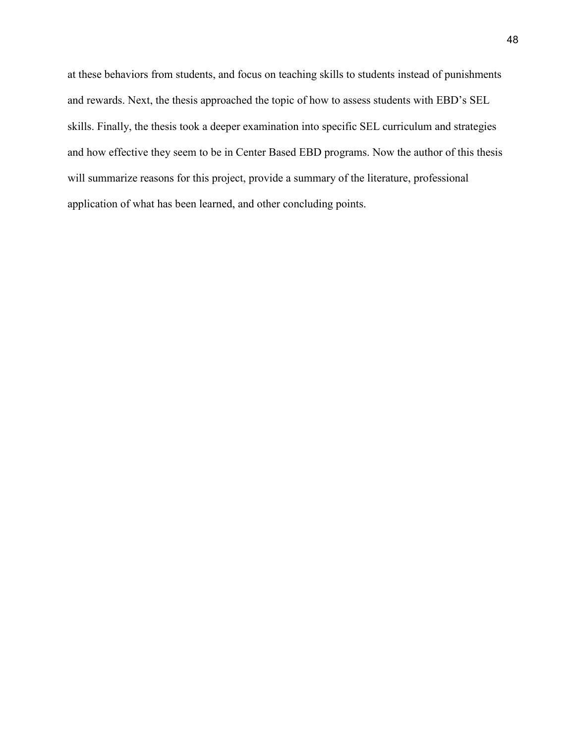at these behaviors from students, and focus on teaching skills to students instead of punishments and rewards. Next, the thesis approached the topic of how to assess students with EBD's SEL skills. Finally, the thesis took a deeper examination into specific SEL curriculum and strategies and how effective they seem to be in Center Based EBD programs. Now the author of this thesis will summarize reasons for this project, provide a summary of the literature, professional application of what has been learned, and other concluding points.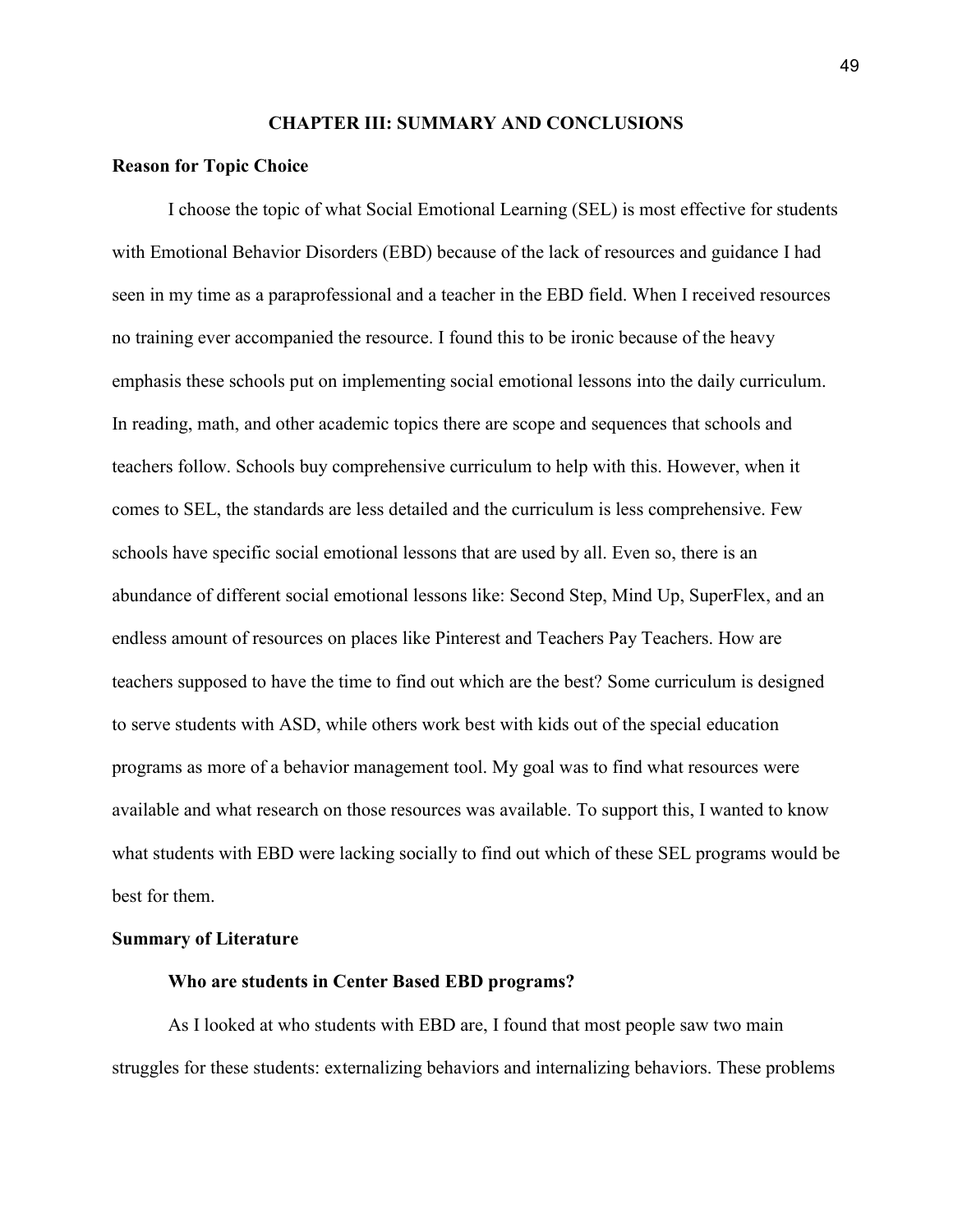# CHAPTER III: SUMMARY AND CONCLUSIONS

## Reason for Topic Choice

I choose the topic of what Social Emotional Learning (SEL) is most effective for students with Emotional Behavior Disorders (EBD) because of the lack of resources and guidance I had seen in my time as a paraprofessional and a teacher in the EBD field. When I received resources no training ever accompanied the resource. I found this to be ironic because of the heavy emphasis these schools put on implementing social emotional lessons into the daily curriculum. In reading, math, and other academic topics there are scope and sequences that schools and teachers follow. Schools buy comprehensive curriculum to help with this. However, when it comes to SEL, the standards are less detailed and the curriculum is less comprehensive. Few schools have specific social emotional lessons that are used by all. Even so, there is an abundance of different social emotional lessons like: Second Step, Mind Up, SuperFlex, and an endless amount of resources on places like Pinterest and Teachers Pay Teachers. How are teachers supposed to have the time to find out which are the best? Some curriculum is designed to serve students with ASD, while others work best with kids out of the special education programs as more of a behavior management tool. My goal was to find what resources were available and what research on those resources was available. To support this, I wanted to know what students with EBD were lacking socially to find out which of these SEL programs would be best for them.

## Summary of Literature

### Who are students in Center Based EBD programs?

As I looked at who students with EBD are, I found that most people saw two main struggles for these students: externalizing behaviors and internalizing behaviors. These problems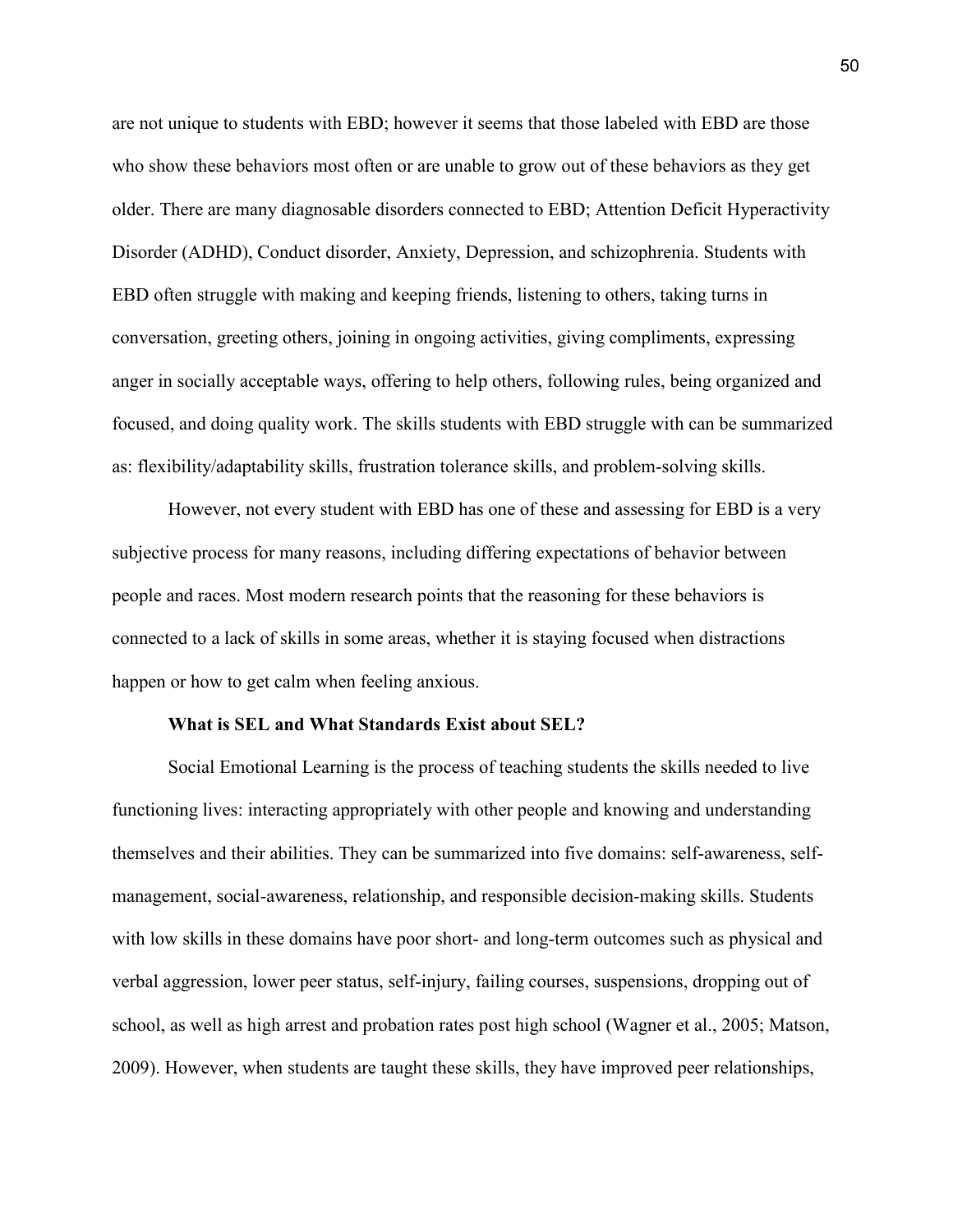are not unique to students with EBD; however it seems that those labeled with EBD are those who show these behaviors most often or are unable to grow out of these behaviors as they get older. There are many diagnosable disorders connected to EBD; Attention Deficit Hyperactivity Disorder (ADHD), Conduct disorder, Anxiety, Depression, and schizophrenia. Students with EBD often struggle with making and keeping friends, listening to others, taking turns in conversation, greeting others, joining in ongoing activities, giving compliments, expressing anger in socially acceptable ways, offering to help others, following rules, being organized and focused, and doing quality work. The skills students with EBD struggle with can be summarized as: flexibility/adaptability skills, frustration tolerance skills, and problem-solving skills.

However, not every student with EBD has one of these and assessing for EBD is a very subjective process for many reasons, including differing expectations of behavior between people and races. Most modern research points that the reasoning for these behaviors is connected to a lack of skills in some areas, whether it is staying focused when distractions happen or how to get calm when feeling anxious.

### What is SEL and What Standards Exist about SEL?

Social Emotional Learning is the process of teaching students the skills needed to live functioning lives: interacting appropriately with other people and knowing and understanding themselves and their abilities. They can be summarized into five domains: self-awareness, self-management, social-awareness, relationship, and responsible decision-making skills. Students with low skills in these domains have poor short- and long-term outcomes such as physical and verbal aggression, lower peer status, self-injury, failing courses, suspensions, dropping out of school, as well as high arrest and probation rates post high school (Wagner et al., 2005; Matson, 2009). However, when students are taught these skills, they have improved peer relationships,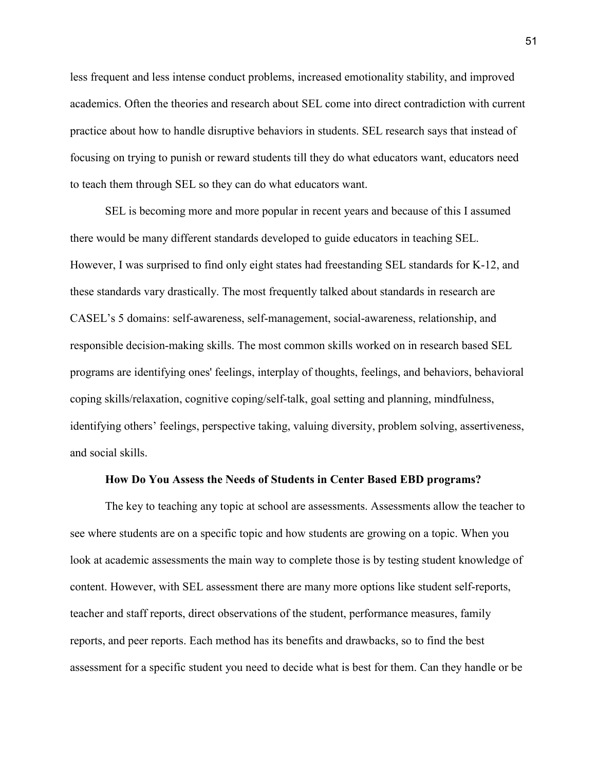less frequent and less intense conduct problems, increased emotionality stability, and improved academics. Often the theories and research about SEL come into direct contradiction with current practice about how to handle disruptive behaviors in students. SEL research says that instead of focusing on trying to punish or reward students till they do what educators want, educators need to teach them through SEL so they can do what educators want.

SEL is becoming more and more popular in recent years and because of this I assumed there would be many different standards developed to guide educators in teaching SEL. However, I was surprised to find only eight states had freestanding SEL standards for K-12, and these standards vary drastically. The most frequently talked about standards in research are CASEL's 5 domains: self-awareness, self-management, social-awareness, relationship, and responsible decision-making skills. The most common skills worked on in research based SEL programs are identifying ones' feelings, interplay of thoughts, feelings, and behaviors, behavioral coping skills/relaxation, cognitive coping/self-talk, goal setting and planning, mindfulness, identifying others' feelings, perspective taking, valuing diversity, problem solving, assertiveness, and social skills.

### How Do You Assess the Needs of Students in Center Based EBD programs?

The key to teaching any topic at school are assessments. Assessments allow the teacher to see where students are on a specific topic and how students are growing on a topic. When you look at academic assessments the main way to complete those is by testing student knowledge of content. However, with SEL assessment there are many more options like student self-reports, teacher and staff reports, direct observations of the student, performance measures, family reports, and peer reports. Each method has its benefits and drawbacks, so to find the best assessment for a specific student you need to decide what is best for them. Can they handle or be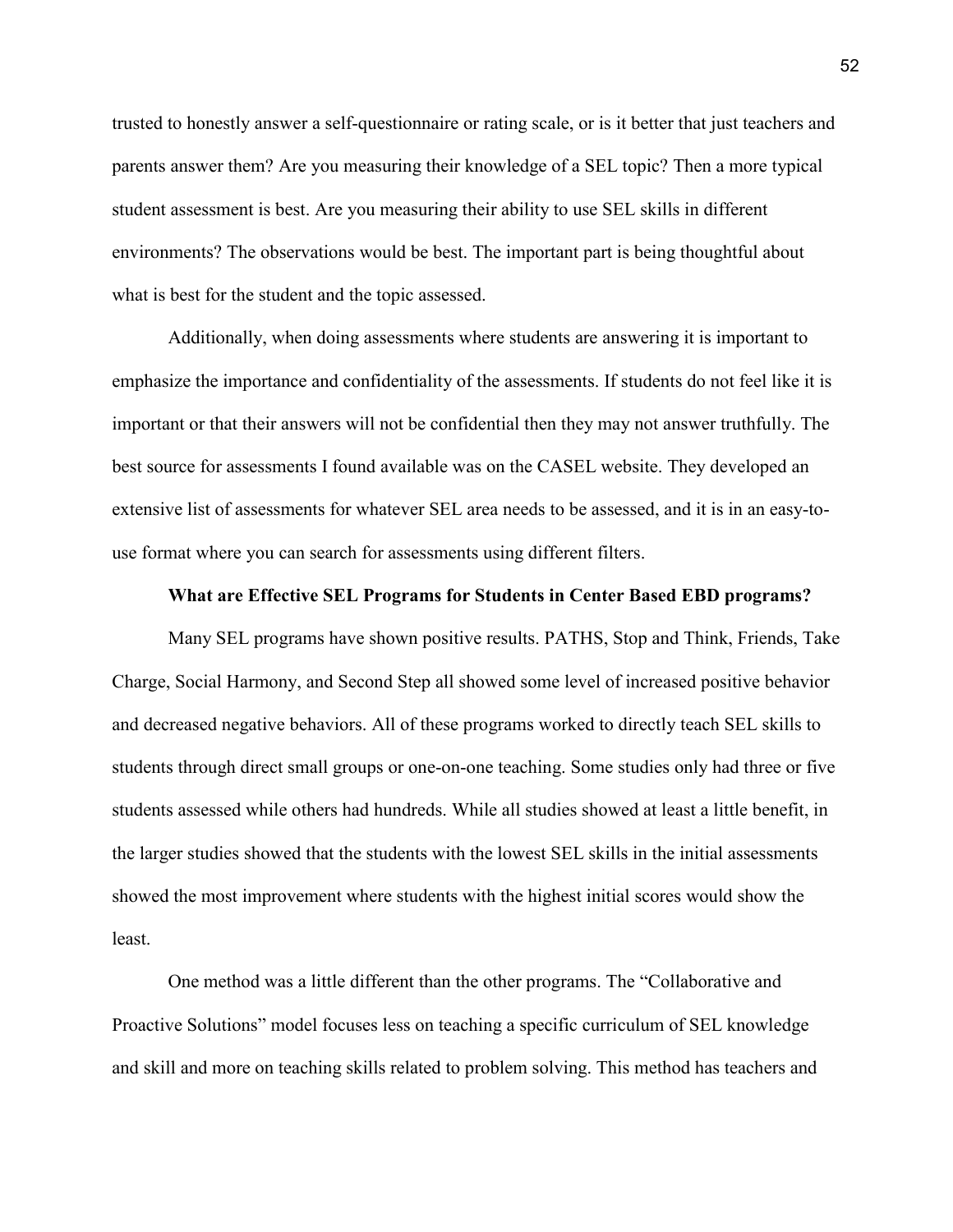trusted to honestly answer a self-questionnaire or rating scale, or is it better that just teachers and parents answer them? Are you measuring their knowledge of a SEL topic? Then a more typical student assessment is best. Are you measuring their ability to use SEL skills in different environments? The observations would be best. The important part is being thoughtful about what is best for the student and the topic assessed.

Additionally, when doing assessments where students are answering it is important to emphasize the importance and confidentiality of the assessments. If students do not feel like it is important or that their answers will not be confidential then they may not answer truthfully. The best source for assessments I found available was on the CASEL website. They developed an extensive list of assessments for whatever SEL area needs to be assessed, and it is in an easy-to-use format where you can search for assessments using different filters.

## What are Effective SEL Programs for Students in Center Based EBD programs?

Many SEL programs have shown positive results. PATHS, Stop and Think, Friends, Take Charge, Social Harmony, and Second Step all showed some level of increased positive behavior and decreased negative behaviors. All of these programs worked to directly teach SEL skills to students through direct small groups or one-on-one teaching. Some studies only had three or five students assessed while others had hundreds. While all studies showed at least a little benefit, in the larger studies showed that the students with the lowest SEL skills in the initial assessments showed the most improvement where students with the highest initial scores would show the least.

One method was a little different than the other programs. The "Collaborative and Proactive Solutions" model focuses less on teaching a specific curriculum of SEL knowledge and skill and more on teaching skills related to problem solving. This method has teachers and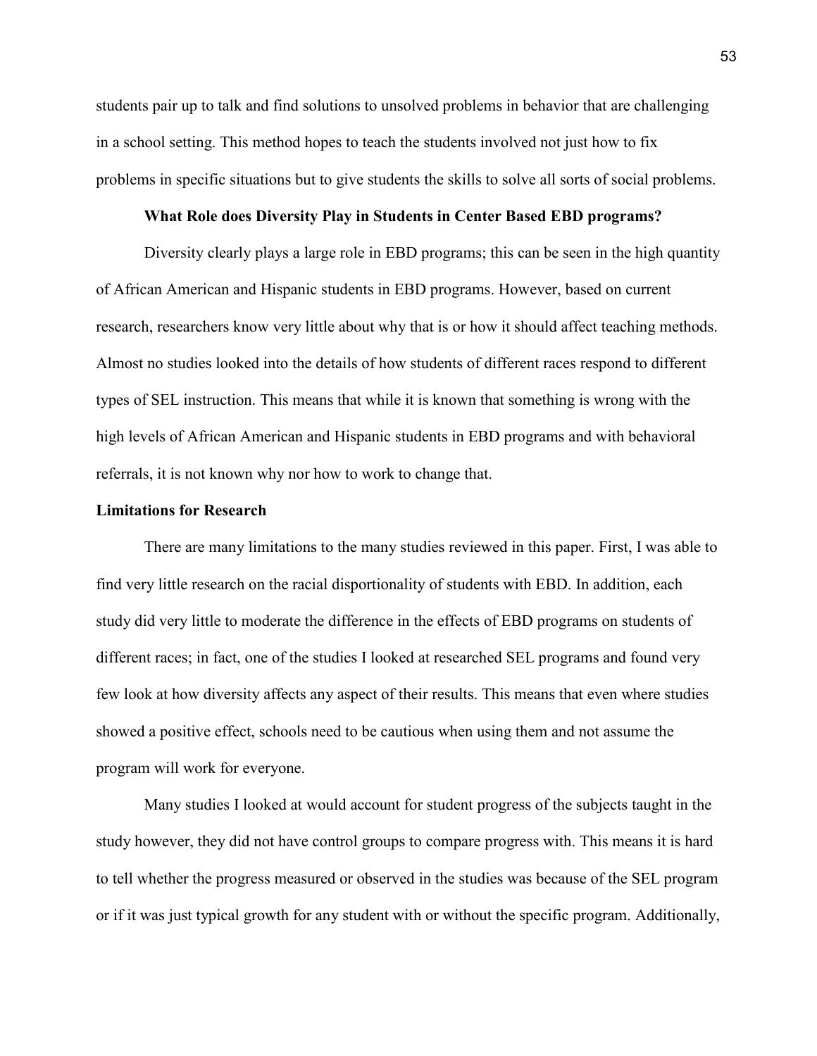students pair up to talk and find solutions to unsolved problems in behavior that are challenging in a school setting. This method hopes to teach the students involved not just how to fix problems in specific situations but to give students the skills to solve all sorts of social problems.

### What Role does Diversity Play in Students in Center Based EBD programs?

Diversity clearly plays a large role in EBD programs; this can be seen in the high quantity of African American and Hispanic students in EBD programs. However, based on current research, researchers know very little about why that is or how it should affect teaching methods. Almost no studies looked into the details of how students of different races respond to different types of SEL instruction. This means that while it is known that something is wrong with the high levels of African American and Hispanic students in EBD programs and with behavioral referrals, it is not known why nor how to work to change that.

## Limitations for Research

There are many limitations to the many studies reviewed in this paper. First, I was able to find very little research on the racial disportionality of students with EBD. In addition, each study did very little to moderate the difference in the effects of EBD programs on students of different races; in fact, one of the studies I looked at researched SEL programs and found very few look at how diversity affects any aspect of their results. This means that even where studies showed a positive effect, schools need to be cautious when using them and not assume the program will work for everyone.

Many studies I looked at would account for student progress of the subjects taught in the study however, they did not have control groups to compare progress with. This means it is hard to tell whether the progress measured or observed in the studies was because of the SEL program or if it was just typical growth for any student with or without the specific program. Additionally,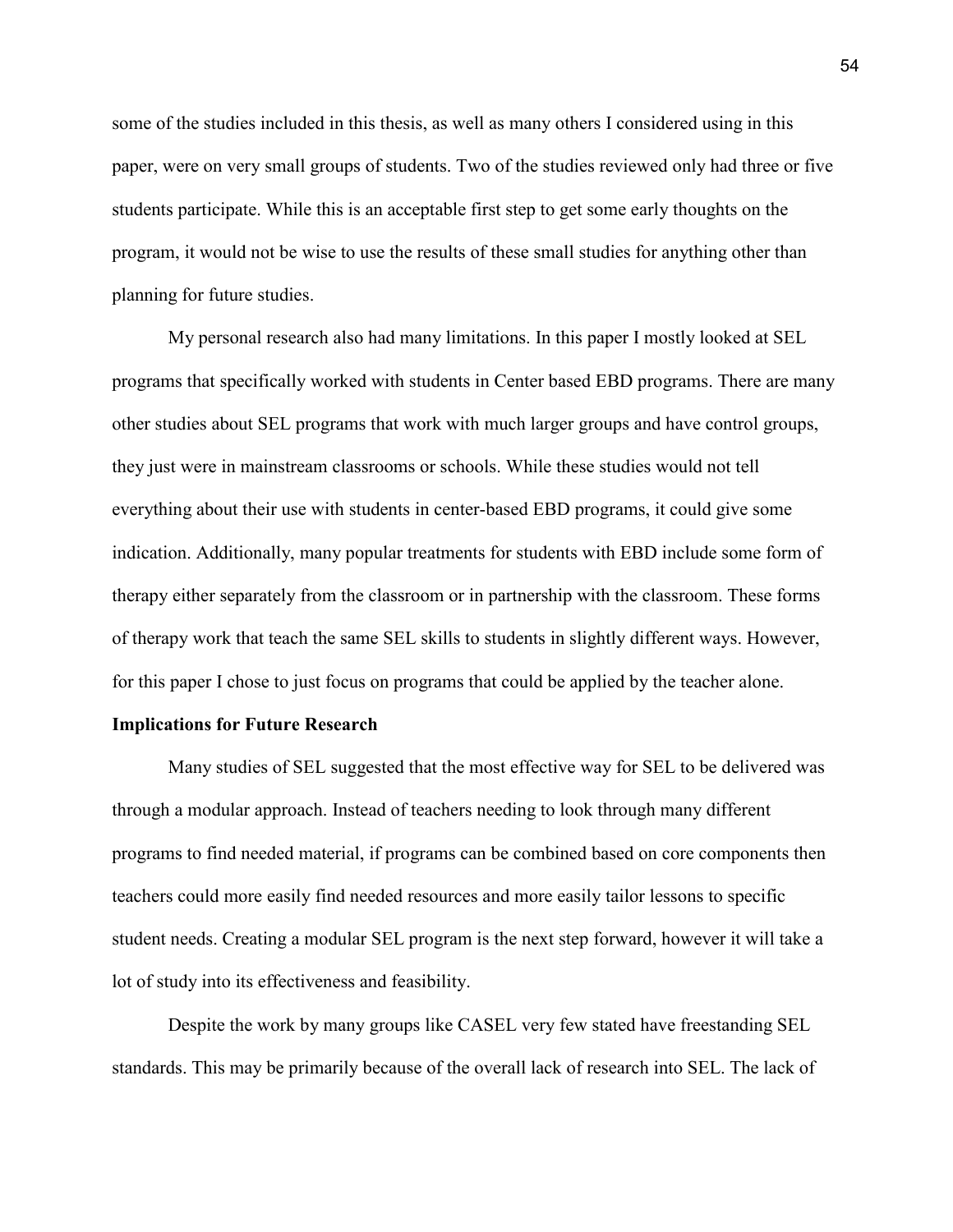some of the studies included in this thesis, as well as many others I considered using in this paper, were on very small groups of students. Two of the studies reviewed only had three or five students participate. While this is an acceptable first step to get some early thoughts on the program, it would not be wise to use the results of these small studies for anything other than planning for future studies.

My personal research also had many limitations. In this paper I mostly looked at SEL programs that specifically worked with students in Center based EBD programs. There are many other studies about SEL programs that work with much larger groups and have control groups, they just were in mainstream classrooms or schools. While these studies would not tell everything about their use with students in center-based EBD programs, it could give some indication. Additionally, many popular treatments for students with EBD include some form of therapy either separately from the classroom or in partnership with the classroom. These forms of therapy work that teach the same SEL skills to students in slightly different ways. However, for this paper I chose to just focus on programs that could be applied by the teacher alone.

**Implications for Future Research**

Many studies of SEL suggested that the most effective way for SEL to be delivered was through a modular approach. Instead of teachers needing to look through many different programs to find needed material, if programs can be combined based on core components then teachers could more easily find needed resources and more easily tailor lessons to specific student needs. Creating a modular SEL program is the next step forward, however it will take a lot of study into its effectiveness and feasibility.

Despite the work by many groups like CASEL very few stated have freestanding SEL standards. This may be primarily because of the overall lack of research into SEL. The lack of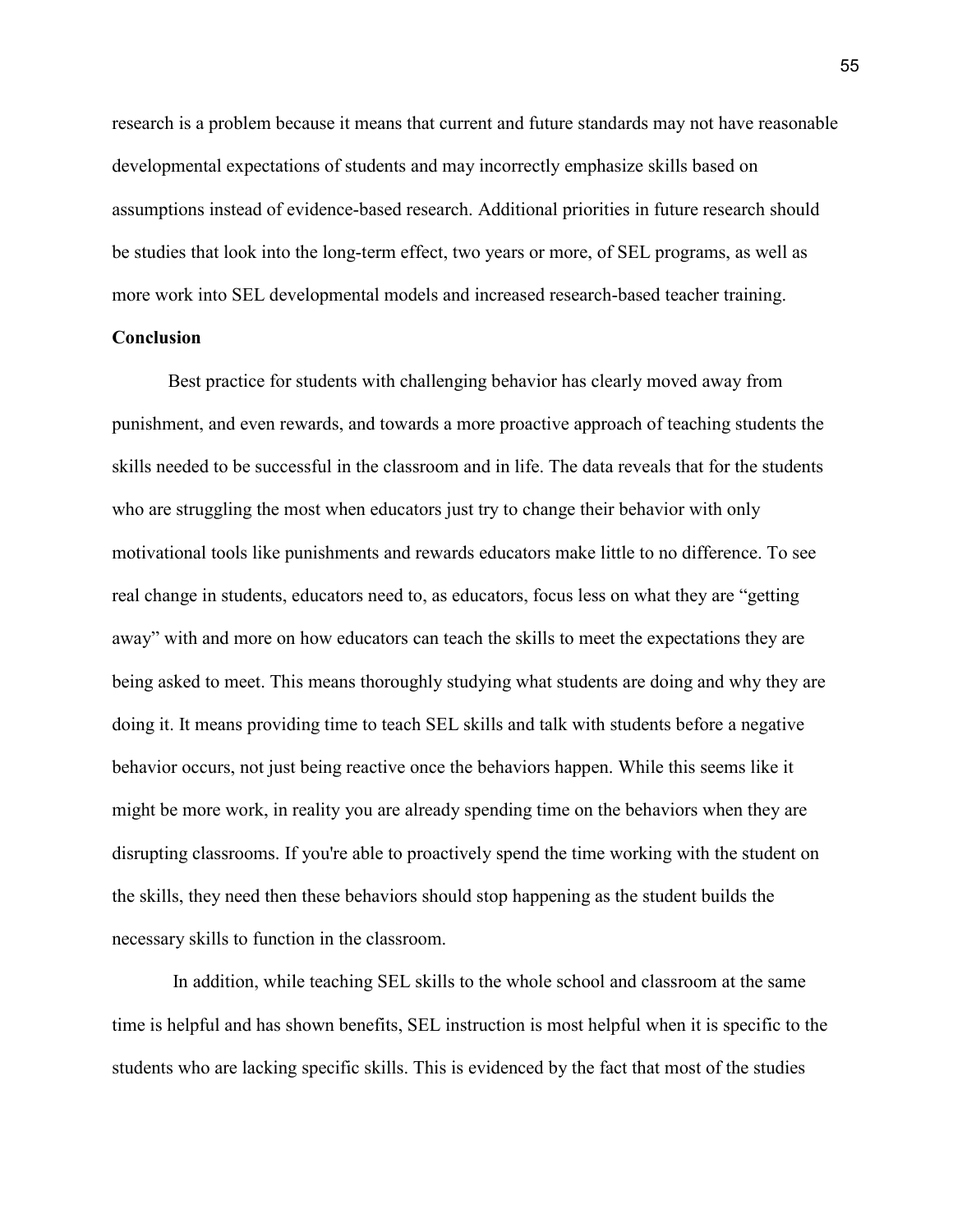research is a problem because it means that current and future standards may not have reasonable developmental expectations of students and may incorrectly emphasize skills based on assumptions instead of evidence-based research. Additional priorities in future research should be studies that look into the long-term effect, two years or more, of SEL programs, as well as more work into SEL developmental models and increased research-based teacher training.

**Conclusion**

Best practice for students with challenging behavior has clearly moved away from punishment, and even rewards, and towards a more proactive approach of teaching students the skills needed to be successful in the classroom and in life. The data reveals that for the students who are struggling the most when educators just try to change their behavior with only motivational tools like punishments and rewards educators make little to no difference. To see real change in students, educators need to, as educators, focus less on what they are "getting away" with and more on how educators can teach the skills to meet the expectations they are being asked to meet. This means thoroughly studying what students are doing and why they are doing it. It means providing time to teach SEL skills and talk with students before a negative behavior occurs, not just being reactive once the behaviors happen. While this seems like it might be more work, in reality you are already spending time on the behaviors when they are disrupting classrooms. If you're able to proactively spend the time working with the student on the skills, they need then these behaviors should stop happening as the student builds the necessary skills to function in the classroom.

In addition, while teaching SEL skills to the whole school and classroom at the same time is helpful and has shown benefits, SEL instruction is most helpful when it is specific to the students who are lacking specific skills. This is evidenced by the fact that most of the studies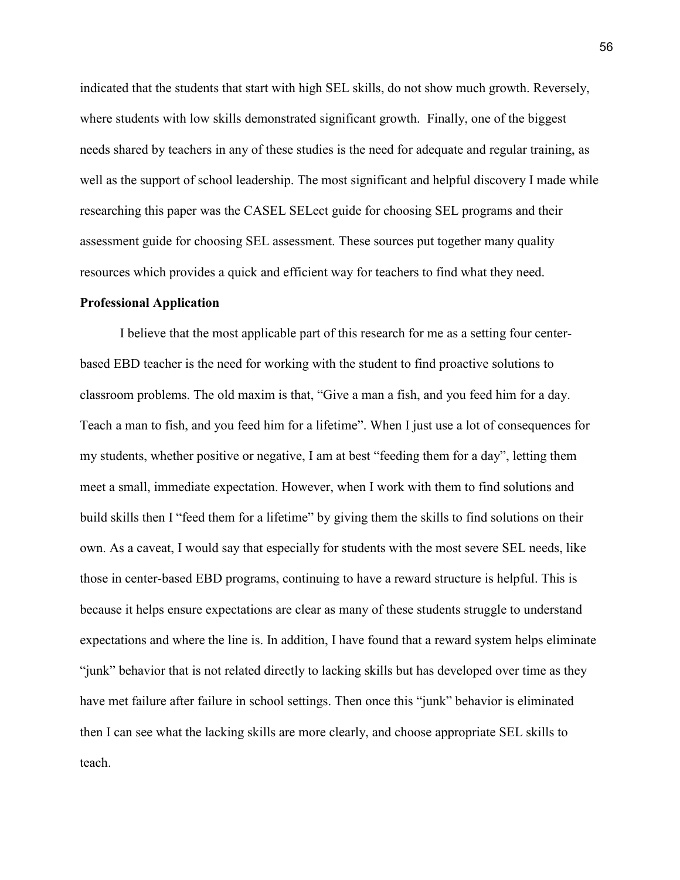indicated that the students that start with high SEL skills, do not show much growth. Reversely, where students with low skills demonstrated significant growth.  Finally, one of the biggest needs shared by teachers in any of these studies is the need for adequate and regular training, as well as the support of school leadership. The most significant and helpful discovery I made while researching this paper was the CASEL SELect guide for choosing SEL programs and their assessment guide for choosing SEL assessment. These sources put together many quality resources which provides a quick and efficient way for teachers to find what they need.

**Professional Application**

I believe that the most applicable part of this research for me as a setting four center-based EBD teacher is the need for working with the student to find proactive solutions to classroom problems. The old maxim is that, "Give a man a fish, and you feed him for a day. Teach a man to fish, and you feed him for a lifetime". When I just use a lot of consequences for my students, whether positive or negative, I am at best "feeding them for a day", letting them meet a small, immediate expectation. However, when I work with them to find solutions and build skills then I "feed them for a lifetime" by giving them the skills to find solutions on their own. As a caveat, I would say that especially for students with the most severe SEL needs, like those in center-based EBD programs, continuing to have a reward structure is helpful. This is because it helps ensure expectations are clear as many of these students struggle to understand expectations and where the line is. In addition, I have found that a reward system helps eliminate "junk" behavior that is not related directly to lacking skills but has developed over time as they have met failure after failure in school settings. Then once this "junk" behavior is eliminated then I can see what the lacking skills are more clearly, and choose appropriate SEL skills to teach.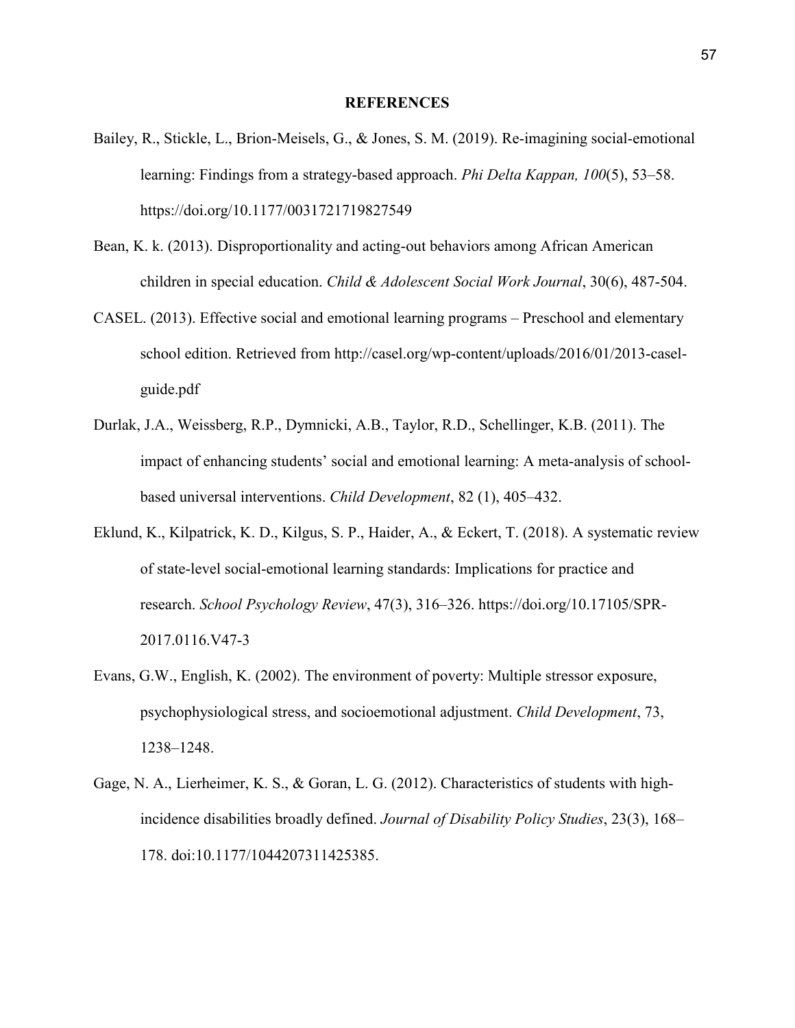# REFERENCES

Bailey, R., Stickle, L., Brion-Meisels, G., & Jones, S. M. (2019). Re-imagining social-emotional learning: Findings from a strategy-based approach. *Phi Delta Kappan, 100*(5), 53–58. https://doi.org/10.1177/0031721719827549

Bean, K. k. (2013). Disproportionality and acting-out behaviors among African American children in special education. *Child & Adolescent Social Work Journal*, 30(6), 487-504.

CASEL. (2013). Effective social and emotional learning programs – Preschool and elementary school edition. Retrieved from http://casel.org/wp-content/uploads/2016/01/2013-casel-guide.pdf

Durlak, J.A., Weissberg, R.P., Dymnicki, A.B., Taylor, R.D., Schellinger, K.B. (2011). The impact of enhancing students' social and emotional learning: A meta-analysis of school-based universal interventions. *Child Development*, 82 (1), 405–432.

Eklund, K., Kilpatrick, K. D., Kilgus, S. P., Haider, A., & Eckert, T. (2018). A systematic review of state-level social-emotional learning standards: Implications for practice and research. *School Psychology Review*, 47(3), 316–326. https://doi.org/10.17105/SPR-2017.0116.V47-3

Evans, G.W., English, K. (2002). The environment of poverty: Multiple stressor exposure, psychophysiological stress, and socioemotional adjustment. *Child Development*, 73, 1238–1248.

Gage, N. A., Lierheimer, K. S., & Goran, L. G. (2012). Characteristics of students with high-incidence disabilities broadly defined. *Journal of Disability Policy Studies*, 23(3), 168–178. doi:10.1177/1044207311425385.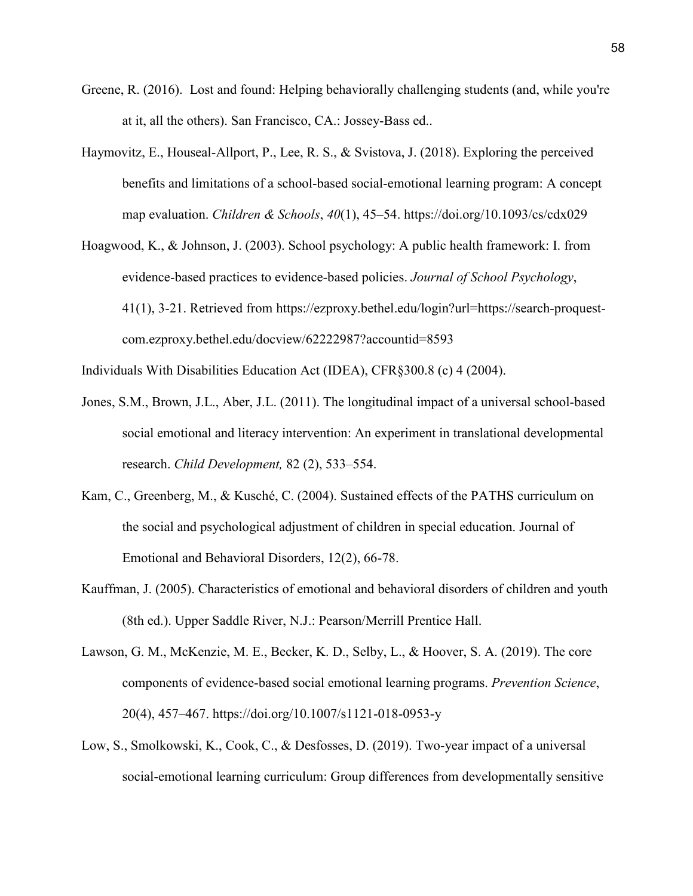Greene, R. (2016). Lost and found: Helping behaviorally challenging students (and, while you're at it, all the others). San Francisco, CA.: Jossey-Bass ed..

Haymovitz, E., Houseal-Allport, P., Lee, R. S., & Svistova, J. (2018). Exploring the perceived benefits and limitations of a school-based social-emotional learning program: A concept map evaluation. *Children & Schools*, *40*(1), 45–54. https://doi.org/10.1093/cs/cdx029

Hoagwood, K., & Johnson, J. (2003). School psychology: A public health framework: I. from evidence-based practices to evidence-based policies. *Journal of School Psychology*, 41(1), 3-21. Retrieved from https://ezproxy.bethel.edu/login?url=https://search-proquest-com.ezproxy.bethel.edu/docview/62222987?accountid=8593

Individuals With Disabilities Education Act (IDEA), CFR§300.8 (c) 4 (2004).

Jones, S.M., Brown, J.L., Aber, J.L. (2011). The longitudinal impact of a universal school-based social emotional and literacy intervention: An experiment in translational developmental research. *Child Development,* 82 (2), 533–554.

Kam, C., Greenberg, M., & Kusché, C. (2004). Sustained effects of the PATHS curriculum on the social and psychological adjustment of children in special education. Journal of Emotional and Behavioral Disorders, 12(2), 66-78.

Kauffman, J. (2005). Characteristics of emotional and behavioral disorders of children and youth (8th ed.). Upper Saddle River, N.J.: Pearson/Merrill Prentice Hall.

Lawson, G. M., McKenzie, M. E., Becker, K. D., Selby, L., & Hoover, S. A. (2019). The core components of evidence-based social emotional learning programs. *Prevention Science*, 20(4), 457–467. https://doi.org/10.1007/s1121-018-0953-y

Low, S., Smolkowski, K., Cook, C., & Desfosses, D. (2019). Two-year impact of a universal social-emotional learning curriculum: Group differences from developmentally sensitive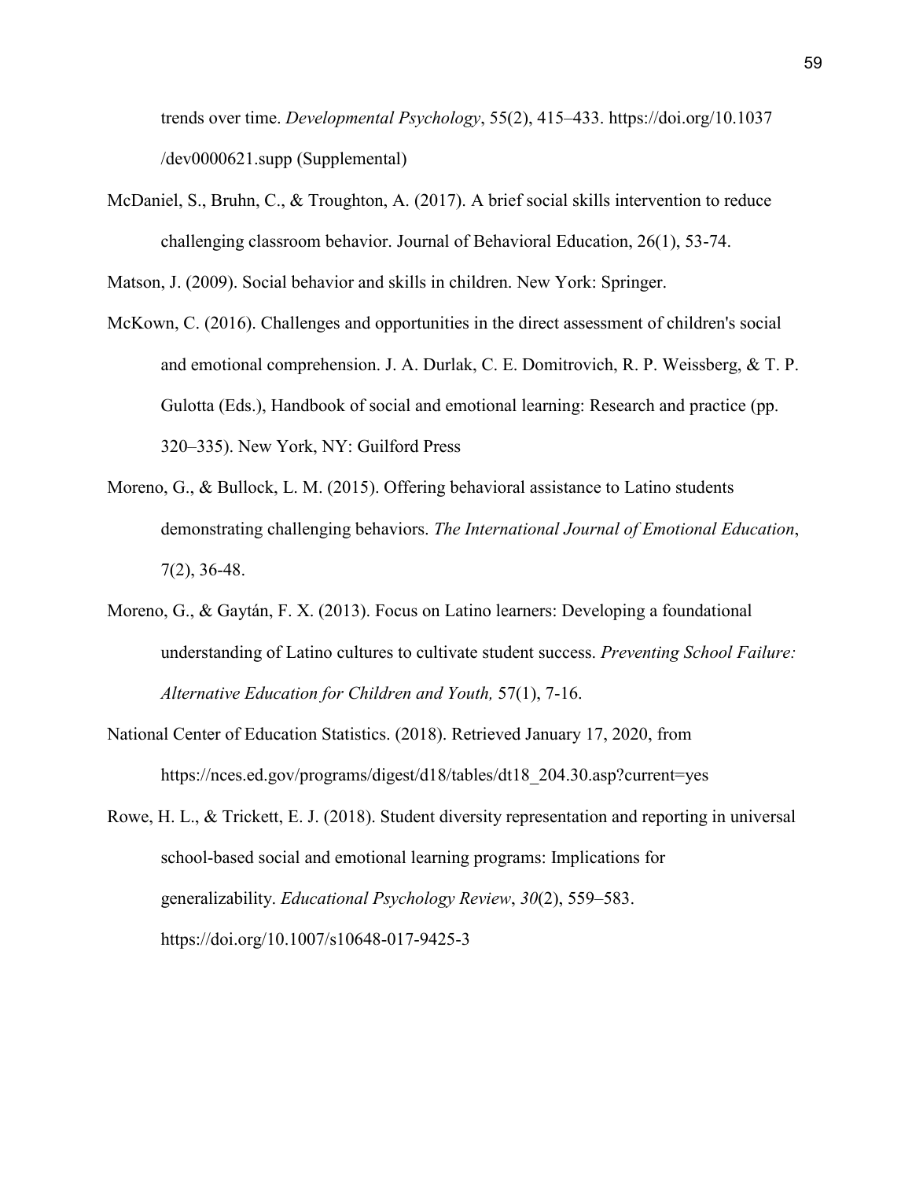trends over time. *Developmental Psychology*, 55(2), 415–433. https://doi.org/10.1037 /dev0000621.supp (Supplemental)

McDaniel, S., Bruhn, C., & Troughton, A. (2017). A brief social skills intervention to reduce challenging classroom behavior. Journal of Behavioral Education, 26(1), 53-74.

Matson, J. (2009). Social behavior and skills in children. New York: Springer.

McKown, C. (2016). Challenges and opportunities in the direct assessment of children's social and emotional comprehension. J. A. Durlak, C. E. Domitrovich, R. P. Weissberg, & T. P. Gulotta (Eds.), Handbook of social and emotional learning: Research and practice (pp. 320–335). New York, NY: Guilford Press

Moreno, G., & Bullock, L. M. (2015). Offering behavioral assistance to Latino students demonstrating challenging behaviors. *The International Journal of Emotional Education*, 7(2), 36-48.

Moreno, G., & Gaytán, F. X. (2013). Focus on Latino learners: Developing a foundational understanding of Latino cultures to cultivate student success. *Preventing School Failure: Alternative Education for Children and Youth,* 57(1), 7-16.

National Center of Education Statistics. (2018). Retrieved January 17, 2020, from https://nces.ed.gov/programs/digest/d18/tables/dt18_204.30.asp?current=yes

Rowe, H. L., & Trickett, E. J. (2018). Student diversity representation and reporting in universal school-based social and emotional learning programs: Implications for generalizability. *Educational Psychology Review*, *30*(2), 559–583. https://doi.org/10.1007/s10648-017-9425-3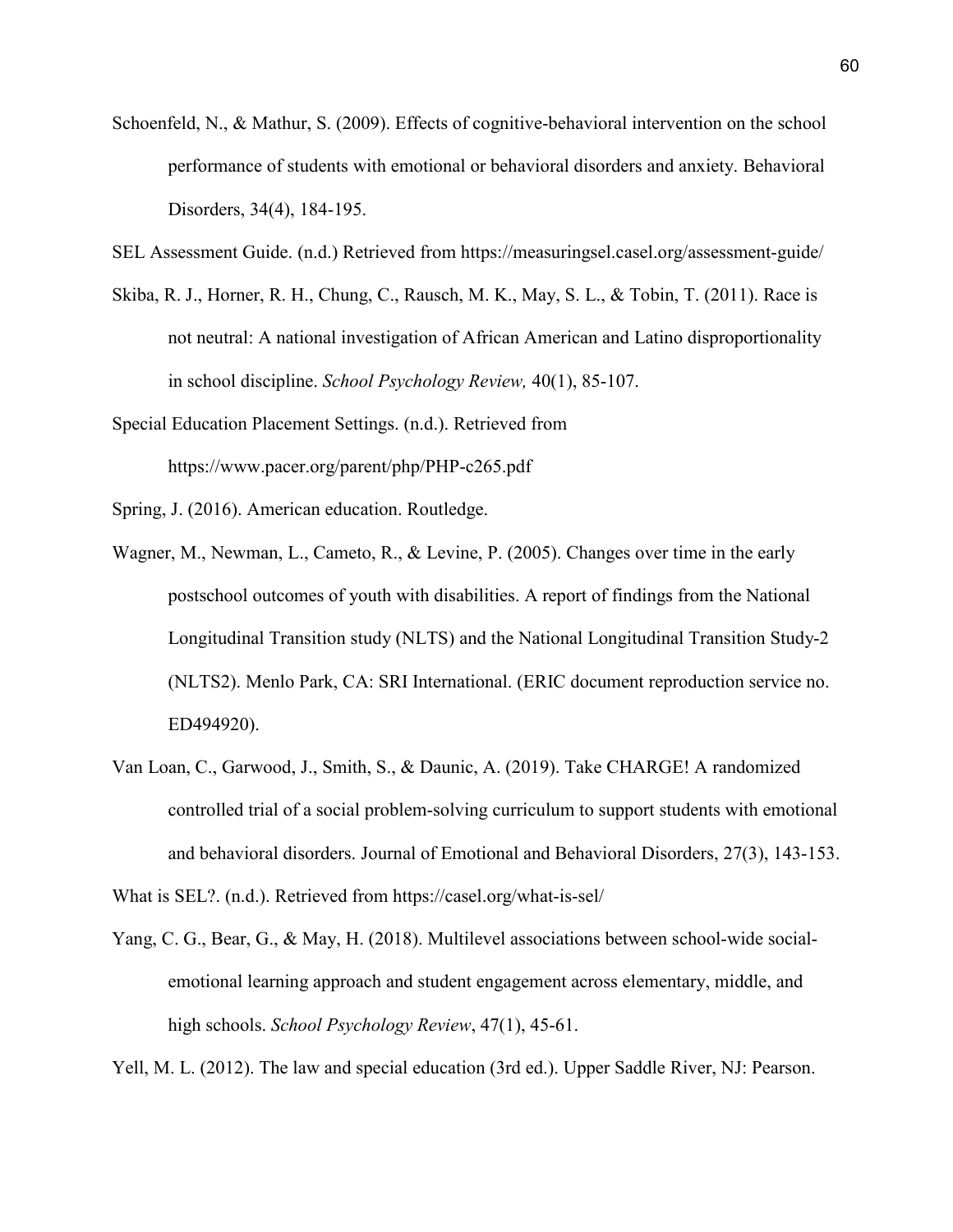Schoenfeld, N., & Mathur, S. (2009). Effects of cognitive-behavioral intervention on the school performance of students with emotional or behavioral disorders and anxiety. Behavioral Disorders, 34(4), 184-195.

SEL Assessment Guide. (n.d.) Retrieved from https://measuringsel.casel.org/assessment-guide/

Skiba, R. J., Horner, R. H., Chung, C., Rausch, M. K., May, S. L., & Tobin, T. (2011). Race is not neutral: A national investigation of African American and Latino disproportionality in school discipline. *School Psychology Review,* 40(1), 85-107.

Special Education Placement Settings. (n.d.). Retrieved from https://www.pacer.org/parent/php/PHP-c265.pdf

Spring, J. (2016). American education. Routledge.

Wagner, M., Newman, L., Cameto, R., & Levine, P. (2005). Changes over time in the early postschool outcomes of youth with disabilities. A report of findings from the National Longitudinal Transition study (NLTS) and the National Longitudinal Transition Study-2 (NLTS2). Menlo Park, CA: SRI International. (ERIC document reproduction service no. ED494920).

Van Loan, C., Garwood, J., Smith, S., & Daunic, A. (2019). Take CHARGE! A randomized controlled trial of a social problem-solving curriculum to support students with emotional and behavioral disorders. Journal of Emotional and Behavioral Disorders, 27(3), 143-153.

What is SEL?. (n.d.). Retrieved from https://casel.org/what-is-sel/

Yang, C. G., Bear, G., & May, H. (2018). Multilevel associations between school-wide social-emotional learning approach and student engagement across elementary, middle, and high schools. *School Psychology Review*, 47(1), 45-61.

Yell, M. L. (2012). The law and special education (3rd ed.). Upper Saddle River, NJ: Pearson.